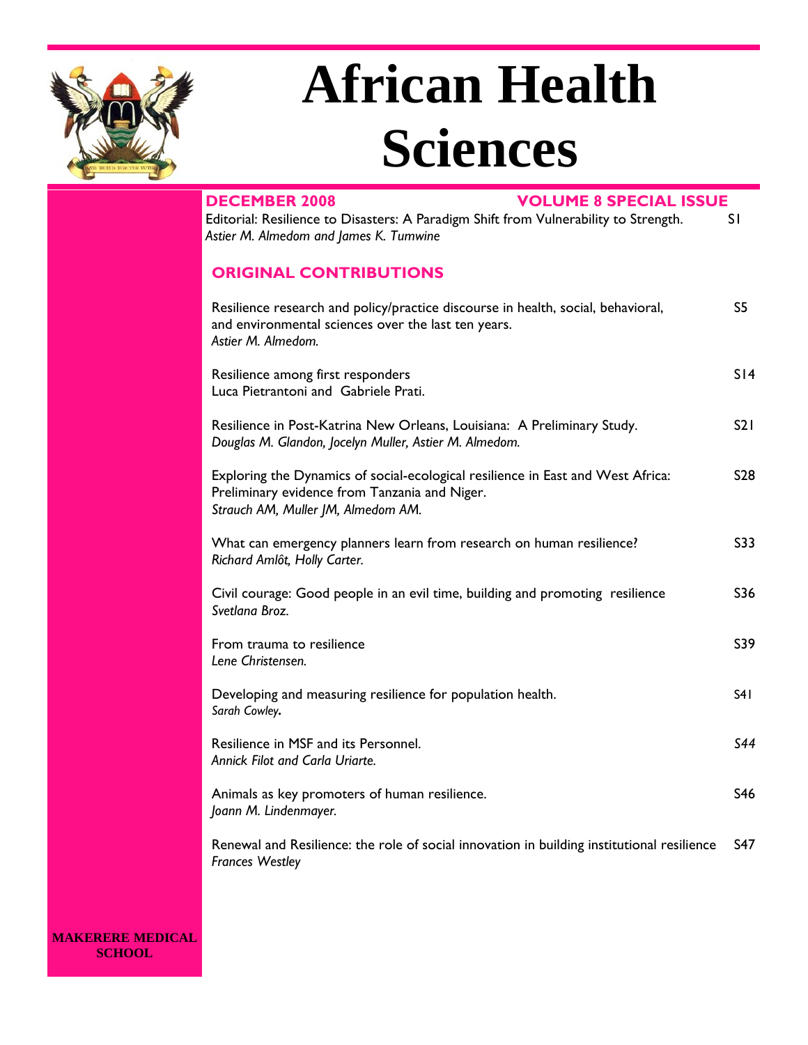# African Health Sciences

**DECEMBER 2008** **VOLUME 8 SPECIAL ISSUE**

Editorial: Resilience to Disasters: A Paradigm Shift from Vulnerability to Strength. S1
*Astier M. Almedom and James K. Tumwine*

## ORIGINAL CONTRIBUTIONS

| | |
|---|---|
| Resilience research and policy/practice discourse in health, social, behavioral, and environmental sciences over the last ten years.<br>*Astier M. Almedom.* | S5 |
| Resilience among first responders<br>Luca Pietrantoni and Gabriele Prati. | S14 |
| Resilience in Post-Katrina New Orleans, Louisiana: A Preliminary Study.<br>*Douglas M. Glandon, Jocelyn Muller, Astier M. Almedom.* | S21 |
| Exploring the Dynamics of social-ecological resilience in East and West Africa: Preliminary evidence from Tanzania and Niger.<br>*Strauch AM, Muller JM, Almedom AM.* | S28 |
| What can emergency planners learn from research on human resilience?<br>*Richard Amlôt, Holly Carter.* | S33 |
| Civil courage: Good people in an evil time, building and promoting resilience<br>*Svetlana Broz.* | S36 |
| From trauma to resilience<br>*Lene Christensen.* | S39 |
| Developing and measuring resilience for population health.<br>*Sarah Cowley.* | S41 |
| Resilience in MSF and its Personnel.<br>*Annick Filot and Carla Uriarte.* | *S44* |
| Animals as key promoters of human resilience.<br>*Joann M. Lindenmayer.* | S46 |
| Renewal and Resilience: the role of social innovation in building institutional resilience<br>*Frances Westley* | S47 |

**MAKERERE MEDICAL SCHOOL**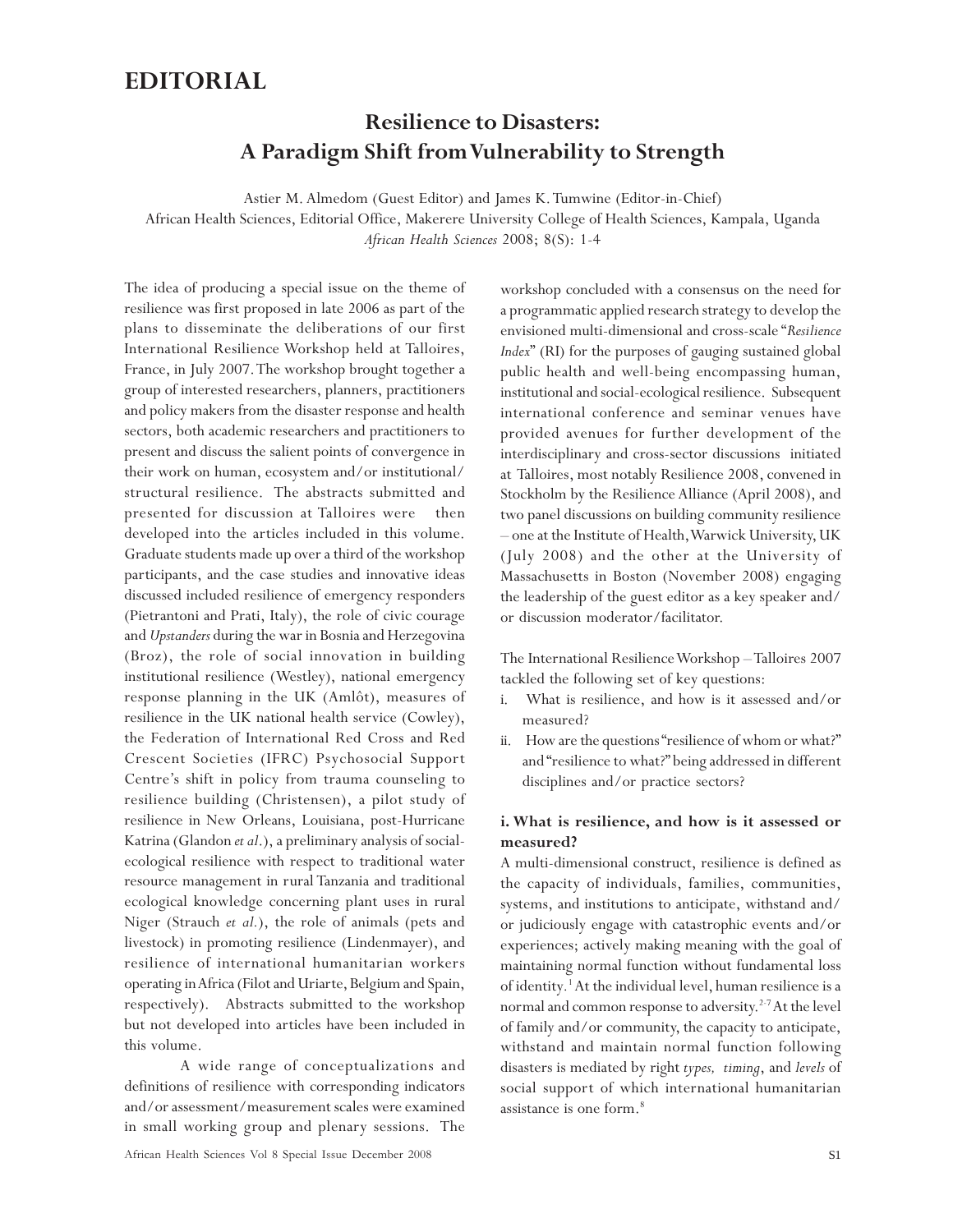# EDITORIAL

## Resilience to Disasters: A Paradigm Shift from Vulnerability to Strength

Astier M. Almedom (Guest Editor) and James K. Tumwine (Editor-in-Chief)

African Health Sciences, Editorial Office, Makerere University College of Health Sciences, Kampala, Uganda

*African Health Sciences* 2008; 8(S): 1-4

The idea of producing a special issue on the theme of resilience was first proposed in late 2006 as part of the plans to disseminate the deliberations of our first International Resilience Workshop held at Talloires, France, in July 2007. The workshop brought together a group of interested researchers, planners, practitioners and policy makers from the disaster response and health sectors, both academic researchers and practitioners to present and discuss the salient points of convergence in their work on human, ecosystem and/or institutional/structural resilience. The abstracts submitted and presented for discussion at Talloires were then developed into the articles included in this volume. Graduate students made up over a third of the workshop participants, and the case studies and innovative ideas discussed included resilience of emergency responders (Pietrantoni and Prati, Italy), the role of civic courage and *Upstanders* during the war in Bosnia and Herzegovina (Broz), the role of social innovation in building institutional resilience (Westley), national emergency response planning in the UK (Amlôt), measures of resilience in the UK national health service (Cowley), the Federation of International Red Cross and Red Crescent Societies (IFRC) Psychosocial Support Centre's shift in policy from trauma counseling to resilience building (Christensen), a pilot study of resilience in New Orleans, Louisiana, post-Hurricane Katrina (Glandon *et al*.), a preliminary analysis of social-ecological resilience with respect to traditional water resource management in rural Tanzania and traditional ecological knowledge concerning plant uses in rural Niger (Strauch *et al*.), the role of animals (pets and livestock) in promoting resilience (Lindenmayer), and resilience of international humanitarian workers operating in Africa (Filot and Uriarte, Belgium and Spain, respectively). Abstracts submitted to the workshop but not developed into articles have been included in this volume.

A wide range of conceptualizations and definitions of resilience with corresponding indicators and/or assessment/measurement scales were examined in small working group and plenary sessions. The workshop concluded with a consensus on the need for a programmatic applied research strategy to develop the envisioned multi-dimensional and cross-scale "*Resilience Index*" (RI) for the purposes of gauging sustained global public health and well-being encompassing human, institutional and social-ecological resilience. Subsequent international conference and seminar venues have provided avenues for further development of the interdisciplinary and cross-sector discussions initiated at Talloires, most notably Resilience 2008, convened in Stockholm by the Resilience Alliance (April 2008), and two panel discussions on building community resilience – one at the Institute of Health, Warwick University, UK (July 2008) and the other at the University of Massachusetts in Boston (November 2008) engaging the leadership of the guest editor as a key speaker and/or discussion moderator/facilitator.

The International Resilience Workshop – Talloires 2007 tackled the following set of key questions:

i. What is resilience, and how is it assessed and/or measured?
ii. How are the questions "resilience of whom or what?" and "resilience to what?" being addressed in different disciplines and/or practice sectors?

### i. What is resilience, and how is it assessed or measured?

A multi-dimensional construct, resilience is defined as the capacity of individuals, families, communities, systems, and institutions to anticipate, withstand and/or judiciously engage with catastrophic events and/or experiences; actively making meaning with the goal of maintaining normal function without fundamental loss of identity.[1] At the individual level, human resilience is a normal and common response to adversity.[2-7] At the level of family and/or community, the capacity to anticipate, withstand and maintain normal function following disasters is mediated by right *types, timing*, and *levels* of social support of which international humanitarian assistance is one form.[8]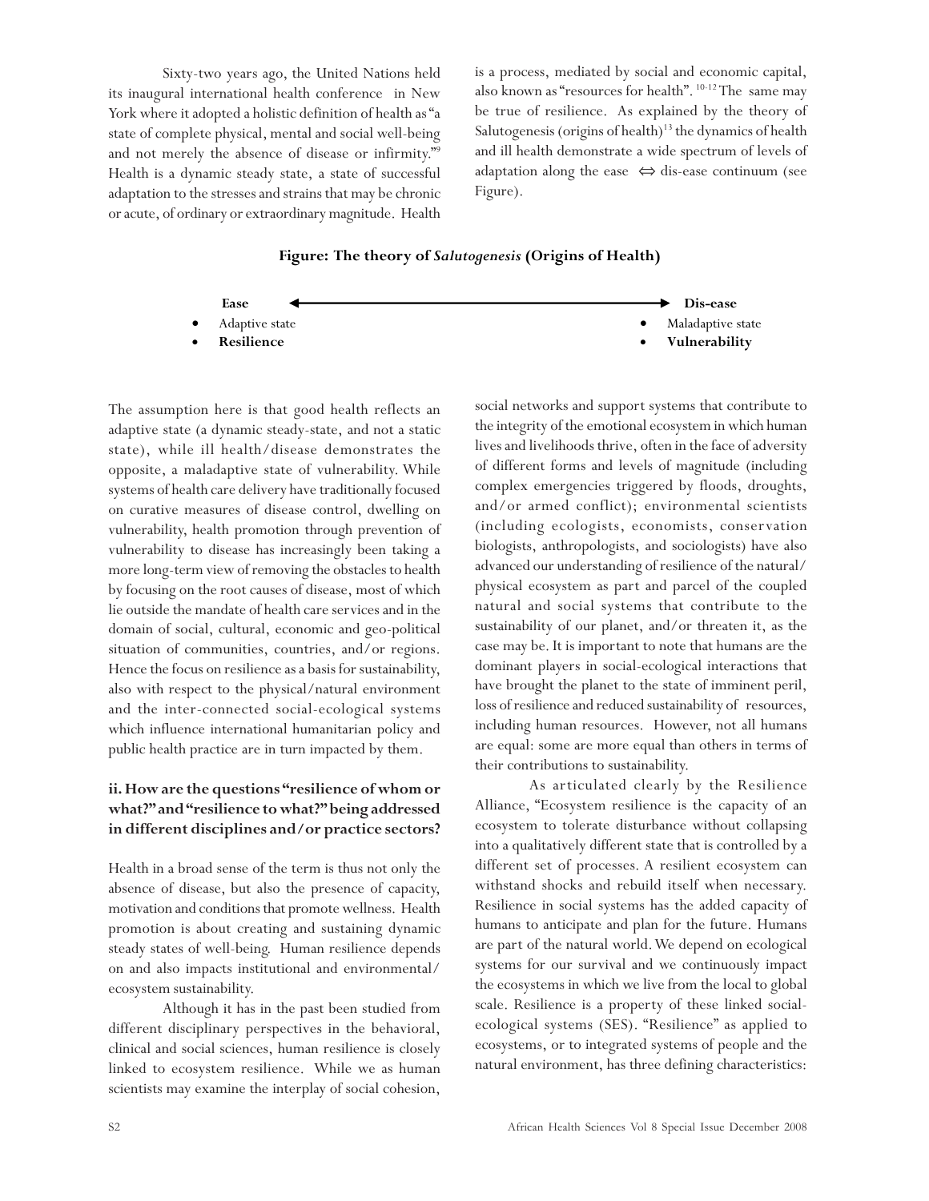Sixty-two years ago, the United Nations held its inaugural international health conference in New York where it adopted a holistic definition of health as "a state of complete physical, mental and social well-being and not merely the absence of disease or infirmity."[9] Health is a dynamic steady state, a state of successful adaptation to the stresses and strains that may be chronic or acute, of ordinary or extraordinary magnitude. Health is a process, mediated by social and economic capital, also known as "resources for health".[10-12] The same may be true of resilience. As explained by the theory of Salutogenesis (origins of health)[13] the dynamics of health and ill health demonstrate a wide spectrum of levels of adaptation along the ease ⇔ dis-ease continuum (see Figure).

**Figure: The theory of *Salutogenesis* (Origins of Health)**

| **Ease** ◄──────────────────► | **Dis-ease** |
| --- | --- |
| • Adaptive state | • Maladaptive state |
| • **Resilience** | • **Vulnerability** |

The assumption here is that good health reflects an adaptive state (a dynamic steady-state, and not a static state), while ill health/disease demonstrates the opposite, a maladaptive state of vulnerability. While systems of health care delivery have traditionally focused on curative measures of disease control, dwelling on vulnerability, health promotion through prevention of vulnerability to disease has increasingly been taking a more long-term view of removing the obstacles to health by focusing on the root causes of disease, most of which lie outside the mandate of health care services and in the domain of social, cultural, economic and geo-political situation of communities, countries, and/or regions. Hence the focus on resilience as a basis for sustainability, also with respect to the physical/natural environment and the inter-connected social-ecological systems which influence international humanitarian policy and public health practice are in turn impacted by them.

## ii. How are the questions "resilience of whom or what?" and "resilience to what?" being addressed in different disciplines and/or practice sectors?

Health in a broad sense of the term is thus not only the absence of disease, but also the presence of capacity, motivation and conditions that promote wellness. Health promotion is about creating and sustaining dynamic steady states of well-being. Human resilience depends on and also impacts institutional and environmental/ecosystem sustainability.

Although it has in the past been studied from different disciplinary perspectives in the behavioral, clinical and social sciences, human resilience is closely linked to ecosystem resilience. While we as human scientists may examine the interplay of social cohesion, social networks and support systems that contribute to the integrity of the emotional ecosystem in which human lives and livelihoods thrive, often in the face of adversity of different forms and levels of magnitude (including complex emergencies triggered by floods, droughts, and/or armed conflict); environmental scientists (including ecologists, economists, conservation biologists, anthropologists, and sociologists) have also advanced our understanding of resilience of the natural/physical ecosystem as part and parcel of the coupled natural and social systems that contribute to the sustainability of our planet, and/or threaten it, as the case may be. It is important to note that humans are the dominant players in social-ecological interactions that have brought the planet to the state of imminent peril, loss of resilience and reduced sustainability of resources, including human resources. However, not all humans are equal: some are more equal than others in terms of their contributions to sustainability.

As articulated clearly by the Resilience Alliance, "Ecosystem resilience is the capacity of an ecosystem to tolerate disturbance without collapsing into a qualitatively different state that is controlled by a different set of processes. A resilient ecosystem can withstand shocks and rebuild itself when necessary. Resilience in social systems has the added capacity of humans to anticipate and plan for the future. Humans are part of the natural world. We depend on ecological systems for our survival and we continuously impact the ecosystems in which we live from the local to global scale. Resilience is a property of these linked social-ecological systems (SES). "Resilience" as applied to ecosystems, or to integrated systems of people and the natural environment, has three defining characteristics: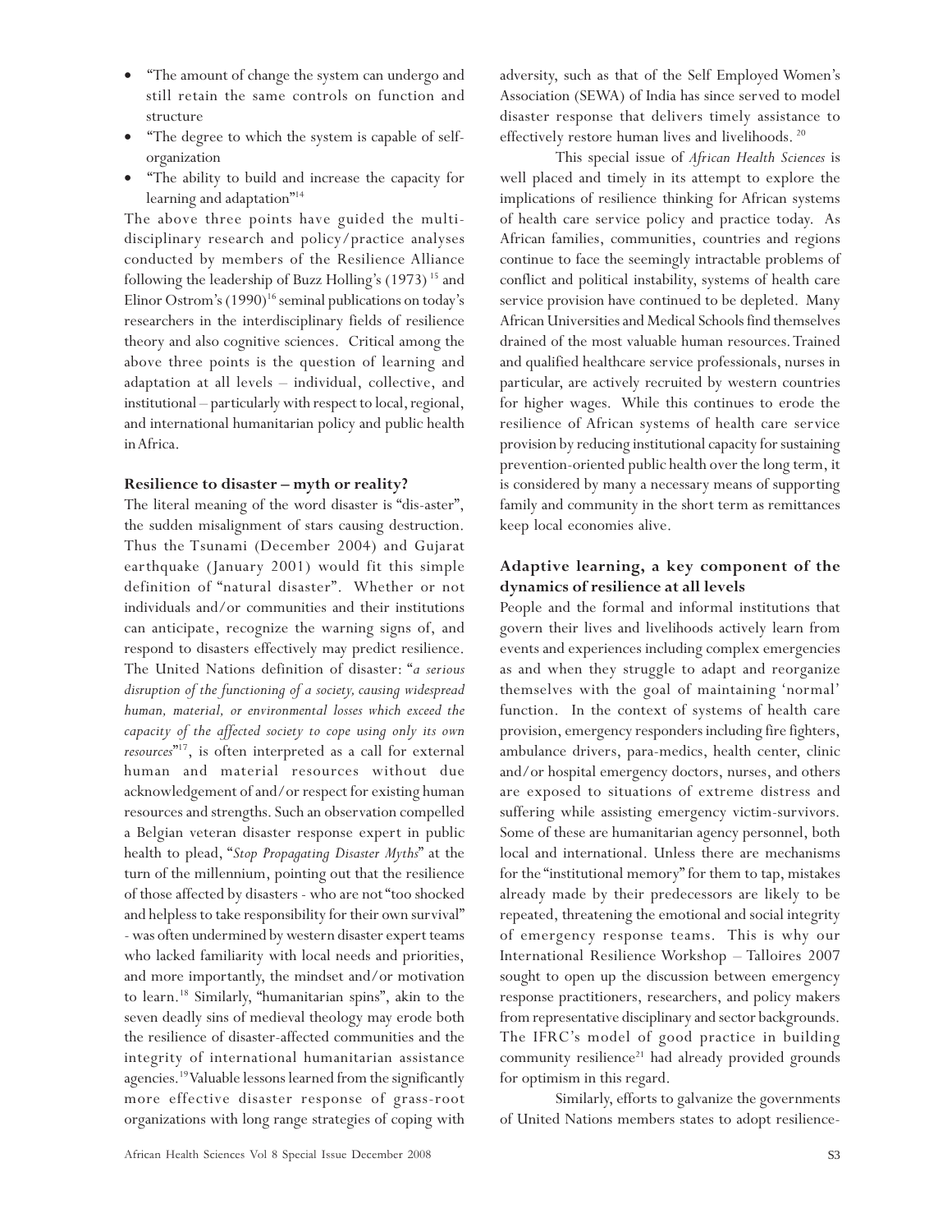- "The amount of change the system can undergo and still retain the same controls on function and structure
- "The degree to which the system is capable of self-organization
- "The ability to build and increase the capacity for learning and adaptation"[14]

The above three points have guided the multi-disciplinary research and policy/practice analyses conducted by members of the Resilience Alliance following the leadership of Buzz Holling's (1973) [15] and Elinor Ostrom's (1990)[16] seminal publications on today's researchers in the interdisciplinary fields of resilience theory and also cognitive sciences. Critical among the above three points is the question of learning and adaptation at all levels – individual, collective, and institutional – particularly with respect to local, regional, and international humanitarian policy and public health in Africa.

**Resilience to disaster – myth or reality?**

The literal meaning of the word disaster is "dis-aster", the sudden misalignment of stars causing destruction. Thus the Tsunami (December 2004) and Gujarat earthquake (January 2001) would fit this simple definition of "natural disaster". Whether or not individuals and/or communities and their institutions can anticipate, recognize the warning signs of, and respond to disasters effectively may predict resilience. The United Nations definition of disaster: "*a serious disruption of the functioning of a society, causing widespread human, material, or environmental losses which exceed the capacity of the affected society to cope using only its own resources*"[17], is often interpreted as a call for external human and material resources without due acknowledgement of and/or respect for existing human resources and strengths. Such an observation compelled a Belgian veteran disaster response expert in public health to plead, "*Stop Propagating Disaster Myths*" at the turn of the millennium, pointing out that the resilience of those affected by disasters - who are not "too shocked and helpless to take responsibility for their own survival" - was often undermined by western disaster expert teams who lacked familiarity with local needs and priorities, and more importantly, the mindset and/or motivation to learn.[18] Similarly, "humanitarian spins", akin to the seven deadly sins of medieval theology may erode both the resilience of disaster-affected communities and the integrity of international humanitarian assistance agencies.[19] Valuable lessons learned from the significantly more effective disaster response of grass-root organizations with long range strategies of coping with adversity, such as that of the Self Employed Women's Association (SEWA) of India has since served to model disaster response that delivers timely assistance to effectively restore human lives and livelihoods. [20]

This special issue of *African Health Sciences* is well placed and timely in its attempt to explore the implications of resilience thinking for African systems of health care service policy and practice today. As African families, communities, countries and regions continue to face the seemingly intractable problems of conflict and political instability, systems of health care service provision have continued to be depleted. Many African Universities and Medical Schools find themselves drained of the most valuable human resources. Trained and qualified healthcare service professionals, nurses in particular, are actively recruited by western countries for higher wages. While this continues to erode the resilience of African systems of health care service provision by reducing institutional capacity for sustaining prevention-oriented public health over the long term, it is considered by many a necessary means of supporting family and community in the short term as remittances keep local economies alive.

**Adaptive learning, a key component of the dynamics of resilience at all levels**

People and the formal and informal institutions that govern their lives and livelihoods actively learn from events and experiences including complex emergencies as and when they struggle to adapt and reorganize themselves with the goal of maintaining 'normal' function. In the context of systems of health care provision, emergency responders including fire fighters, ambulance drivers, para-medics, health center, clinic and/or hospital emergency doctors, nurses, and others are exposed to situations of extreme distress and suffering while assisting emergency victim-survivors. Some of these are humanitarian agency personnel, both local and international. Unless there are mechanisms for the "institutional memory" for them to tap, mistakes already made by their predecessors are likely to be repeated, threatening the emotional and social integrity of emergency response teams. This is why our International Resilience Workshop – Talloires 2007 sought to open up the discussion between emergency response practitioners, researchers, and policy makers from representative disciplinary and sector backgrounds. The IFRC's model of good practice in building community resilience[21] had already provided grounds for optimism in this regard.

Similarly, efforts to galvanize the governments of United Nations members states to adopt resilience-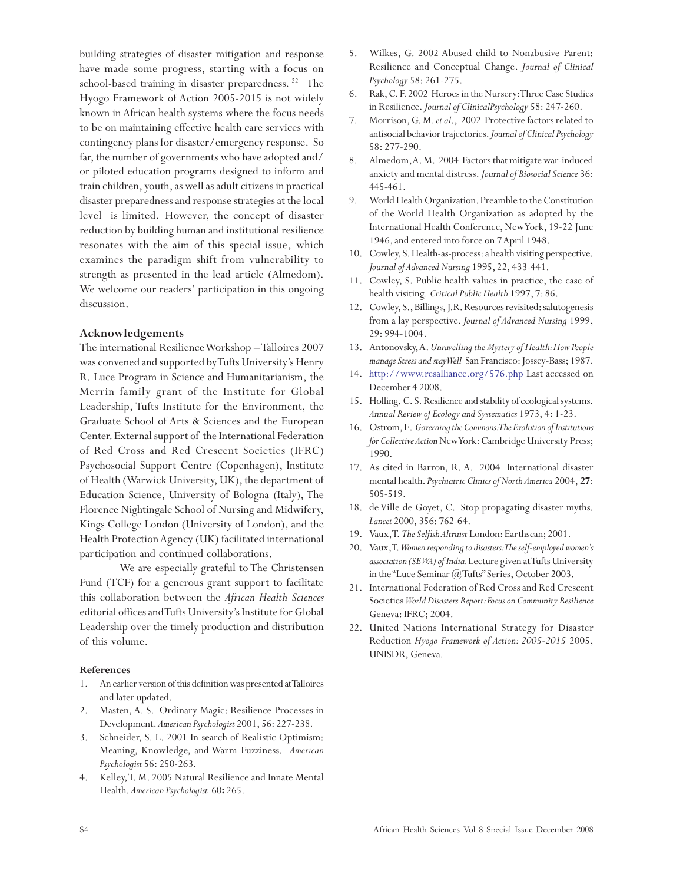building strategies of disaster mitigation and response have made some progress, starting with a focus on school-based training in disaster preparedness. [22] The Hyogo Framework of Action 2005-2015 is not widely known in African health systems where the focus needs to be on maintaining effective health care services with contingency plans for disaster/emergency response. So far, the number of governments who have adopted and/or piloted education programs designed to inform and train children, youth, as well as adult citizens in practical disaster preparedness and response strategies at the local level is limited. However, the concept of disaster reduction by building human and institutional resilience resonates with the aim of this special issue, which examines the paradigm shift from vulnerability to strength as presented in the lead article (Almedom). We welcome our readers' participation in this ongoing discussion.

## Acknowledgements

The international Resilience Workshop – Talloires 2007 was convened and supported by Tufts University's Henry R. Luce Program in Science and Humanitarianism, the Merrin family grant of the Institute for Global Leadership, Tufts Institute for the Environment, the Graduate School of Arts & Sciences and the European Center. External support of the International Federation of Red Cross and Red Crescent Societies (IFRC) Psychosocial Support Centre (Copenhagen), Institute of Health (Warwick University, UK), the department of Education Science, University of Bologna (Italy), The Florence Nightingale School of Nursing and Midwifery, Kings College London (University of London), and the Health Protection Agency (UK) facilitated international participation and continued collaborations.

We are especially grateful to The Christensen Fund (TCF) for a generous grant support to facilitate this collaboration between the *African Health Sciences* editorial offices and Tufts University's Institute for Global Leadership over the timely production and distribution of this volume.

### References

1. An earlier version of this definition was presented at Talloires and later updated.
2. Masten, A. S. Ordinary Magic: Resilience Processes in Development. *American Psychologist* 2001, 56: 227-238.
3. Schneider, S. L. 2001 In search of Realistic Optimism: Meaning, Knowledge, and Warm Fuzziness. *American Psychologist* 56: 250-263.
4. Kelley, T. M. 2005 Natural Resilience and Innate Mental Health. *American Psychologist* 60**:** 265.
5. Wilkes, G. 2002 Abused child to Nonabusive Parent: Resilience and Conceptual Change. *Journal of Clinical Psychology* 58: 261-275.
6. Rak, C. F. 2002 Heroes in the Nursery: Three Case Studies in Resilience. *Journal of ClinicalPsychology* 58: 247-260.
7. Morrison, G. M. *et al.*, 2002 Protective factors related to antisocial behavior trajectories. *Journal of Clinical Psychology* 58: 277-290.
8. Almedom, A. M. 2004 Factors that mitigate war-induced anxiety and mental distress. *Journal of Biosocial Science* 36: 445-461.
9. World Health Organization. Preamble to the Constitution of the World Health Organization as adopted by the International Health Conference, New York, 19-22 June 1946, and entered into force on 7 April 1948.
10. Cowley, S. Health-as-process: a health visiting perspective. *Journal of Advanced Nursing* 1995, 22, 433-441.
11. Cowley, S. Public health values in practice, the case of health visiting. *Critical Public Health* 1997, 7: 86.
12. Cowley, S., Billings, J.R. Resources revisited: salutogenesis from a lay perspective. *Journal of Advanced Nursing* 1999, 29: 994-1004.
13. Antonovsky, A. *Unravelling the Mystery of Health: How People manage Stress and stay Well* San Francisco: Jossey-Bass; 1987.
14. http://www.resalliance.org/576.php Last accessed on December 4 2008.
15. Holling, C. S. Resilience and stability of ecological systems. *Annual Review of Ecology and Systematics* 1973, 4: 1-23.
16. Ostrom, E. *Governing the Commons: The Evolution of Institutions for Collective Action* New York: Cambridge University Press; 1990.
17. As cited in Barron, R. A. 2004 International disaster mental health. *Psychiatric Clinics of North America* 2004, **27**: 505-519.
18. de Ville de Goyet, C. Stop propagating disaster myths. *Lancet* 2000, 356: 762-64.
19. Vaux, T. *The Selfish Altruist* London: Earthscan; 2001.
20. Vaux, T. *Women responding to disasters: The self-employed women's association (SEWA) of India.* Lecture given at Tufts University in the "Luce Seminar @Tufts" Series, October 2003.
21. International Federation of Red Cross and Red Crescent Societies *World Disasters Report: Focus on Community Resilience* Geneva: IFRC; 2004.
22. United Nations International Strategy for Disaster Reduction *Hyogo Framework of Action: 2005-2015* 2005, UNISDR, Geneva.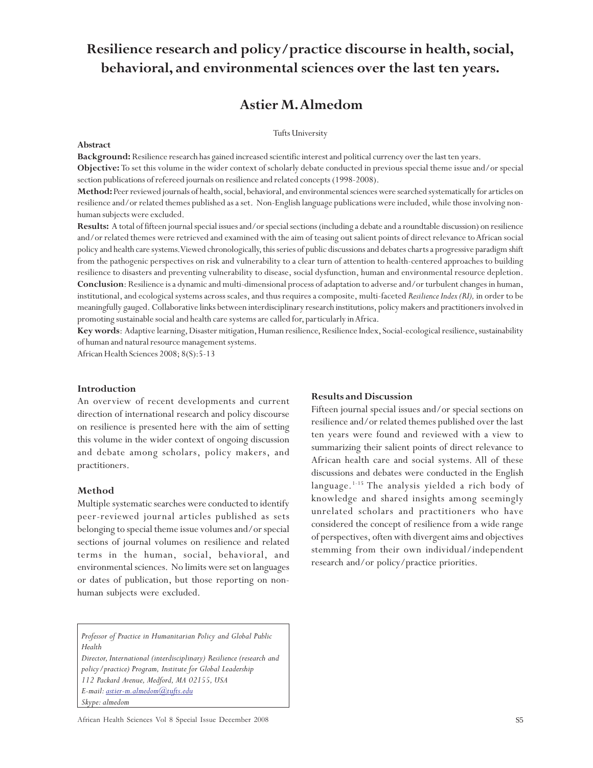# Resilience research and policy/practice discourse in health, social, behavioral, and environmental sciences over the last ten years.

## Astier M. Almedom

Tufts University

**Abstract**

**Background:** Resilience research has gained increased scientific interest and political currency over the last ten years.

**Objective:** To set this volume in the wider context of scholarly debate conducted in previous special theme issue and/or special section publications of refereed journals on resilience and related concepts (1998-2008).

**Method:** Peer reviewed journals of health, social, behavioral, and environmental sciences were searched systematically for articles on resilience and/or related themes published as a set. Non-English language publications were included, while those involving non-human subjects were excluded.

**Results:** A total of fifteen journal special issues and/or special sections (including a debate and a roundtable discussion) on resilience and/or related themes were retrieved and examined with the aim of teasing out salient points of direct relevance to African social policy and health care systems. Viewed chronologically, this series of public discussions and debates charts a progressive paradigm shift from the pathogenic perspectives on risk and vulnerability to a clear turn of attention to health-centered approaches to building resilience to disasters and preventing vulnerability to disease, social dysfunction, human and environmental resource depletion.

**Conclusion**: Resilience is a dynamic and multi-dimensional process of adaptation to adverse and/or turbulent changes in human, institutional, and ecological systems across scales, and thus requires a composite, multi-faceted *Resilience Index (RI),* in order to be meaningfully gauged. Collaborative links between interdisciplinary research institutions, policy makers and practitioners involved in promoting sustainable social and health care systems are called for, particularly in Africa.

**Key words**: Adaptive learning, Disaster mitigation, Human resilience, Resilience Index, Social-ecological resilience, sustainability of human and natural resource management systems.

African Health Sciences 2008; 8(S):5-13

### Introduction

An overview of recent developments and current direction of international research and policy discourse on resilience is presented here with the aim of setting this volume in the wider context of ongoing discussion and debate among scholars, policy makers, and practitioners.

### Method

Multiple systematic searches were conducted to identify peer-reviewed journal articles published as sets belonging to special theme issue volumes and/or special sections of journal volumes on resilience and related terms in the human, social, behavioral, and environmental sciences. No limits were set on languages or dates of publication, but those reporting on non-human subjects were excluded.

*Professor of Practice in Humanitarian Policy and Global Public Health*
*Director, International (interdisciplinary) Resilience (research and policy/practice) Program, Institute for Global Leadership*
*112 Packard Avenue, Medford, MA 02155, USA*
*E-mail: astier-m.almedom@tufts.edu*
*Skype: almedom*

### Results and Discussion

Fifteen journal special issues and/or special sections on resilience and/or related themes published over the last ten years were found and reviewed with a view to summarizing their salient points of direct relevance to African health care and social systems. All of these discussions and debates were conducted in the English language.[1-15] The analysis yielded a rich body of knowledge and shared insights among seemingly unrelated scholars and practitioners who have considered the concept of resilience from a wide range of perspectives, often with divergent aims and objectives stemming from their own individual/independent research and/or policy/practice priorities.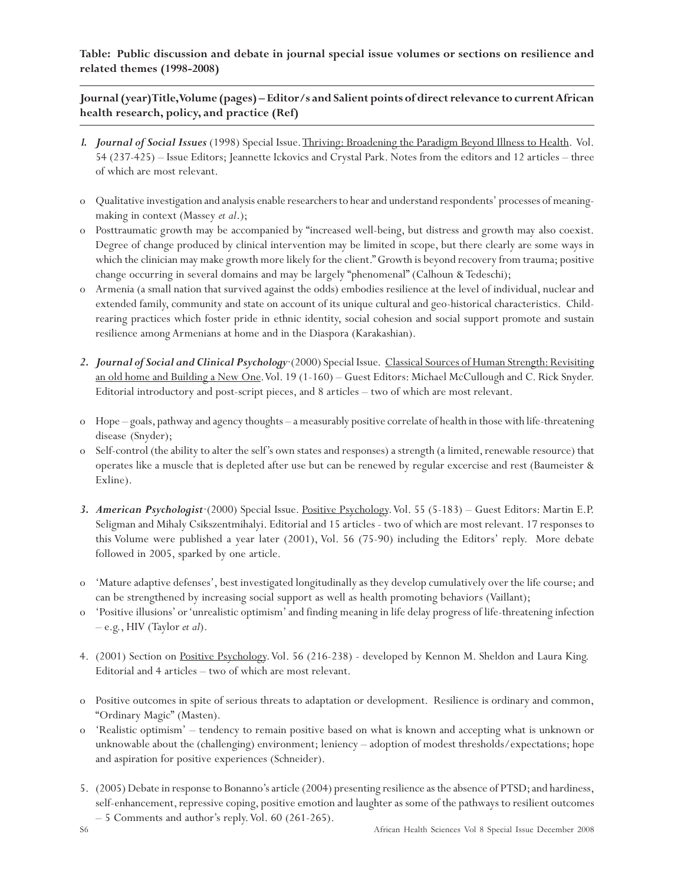**Table: Public discussion and debate in journal special issue volumes or sections on resilience and related themes (1998-2008)**

**Journal (year)Title, Volume (pages) – Editor/s and Salient points of direct relevance to current African health research, policy, and practice (Ref)**

1. ***Journal of Social Issues*** (1998) Special Issue. Thriving: Broadening the Paradigm Beyond Illness to Health. Vol. 54 (237-425) – Issue Editors; Jeannette Ickovics and Crystal Park. Notes from the editors and 12 articles – three of which are most relevant.

- o Qualitative investigation and analysis enable researchers to hear and understand respondents' processes of meaning-making in context (Massey *et al*.);
- o Posttraumatic growth may be accompanied by "increased well-being, but distress and growth may also coexist. Degree of change produced by clinical intervention may be limited in scope, but there clearly are some ways in which the clinician may make growth more likely for the client." Growth is beyond recovery from trauma; positive change occurring in several domains and may be largely "phenomenal" (Calhoun & Tedeschi);
- o Armenia (a small nation that survived against the odds) embodies resilience at the level of individual, nuclear and extended family, community and state on account of its unique cultural and geo-historical characteristics. Child-rearing practices which foster pride in ethnic identity, social cohesion and social support promote and sustain resilience among Armenians at home and in the Diaspora (Karakashian).

2. ***Journal of Social and Clinical Psychology·*** (2000) Special Issue. Classical Sources of Human Strength: Revisiting an old home and Building a New One. Vol. 19 (1-160) – Guest Editors: Michael McCullough and C. Rick Snyder. Editorial introductory and post-script pieces, and 8 articles – two of which are most relevant.

- o Hope – goals, pathway and agency thoughts – a measurably positive correlate of health in those with life-threatening disease (Snyder);
- o Self-control (the ability to alter the self's own states and responses) a strength (a limited, renewable resource) that operates like a muscle that is depleted after use but can be renewed by regular excercise and rest (Baumeister & Exline).

3. ***American Psychologist·*** (2000) Special Issue. Positive Psychology. Vol. 55 (5-183) – Guest Editors: Martin E.P. Seligman and Mihaly Csikszentmihalyi. Editorial and 15 articles - two of which are most relevant. 17 responses to this Volume were published a year later (2001), Vol. 56 (75-90) including the Editors' reply. More debate followed in 2005, sparked by one article.

- o 'Mature adaptive defenses', best investigated longitudinally as they develop cumulatively over the life course; and can be strengthened by increasing social support as well as health promoting behaviors (Vaillant);
- o 'Positive illusions' or 'unrealistic optimism' and finding meaning in life delay progress of life-threatening infection – e.g., HIV (Taylor *et al*).

4. (2001) Section on Positive Psychology. Vol. 56 (216-238) - developed by Kennon M. Sheldon and Laura King. Editorial and 4 articles – two of which are most relevant.

- o Positive outcomes in spite of serious threats to adaptation or development. Resilience is ordinary and common, "Ordinary Magic" (Masten).
- o 'Realistic optimism' – tendency to remain positive based on what is known and accepting what is unknown or unknowable about the (challenging) environment; leniency – adoption of modest thresholds/expectations; hope and aspiration for positive experiences (Schneider).

5. (2005) Debate in response to Bonanno's article (2004) presenting resilience as the absence of PTSD; and hardiness, self-enhancement, repressive coping, positive emotion and laughter as some of the pathways to resilient outcomes – 5 Comments and author's reply. Vol. 60 (261-265).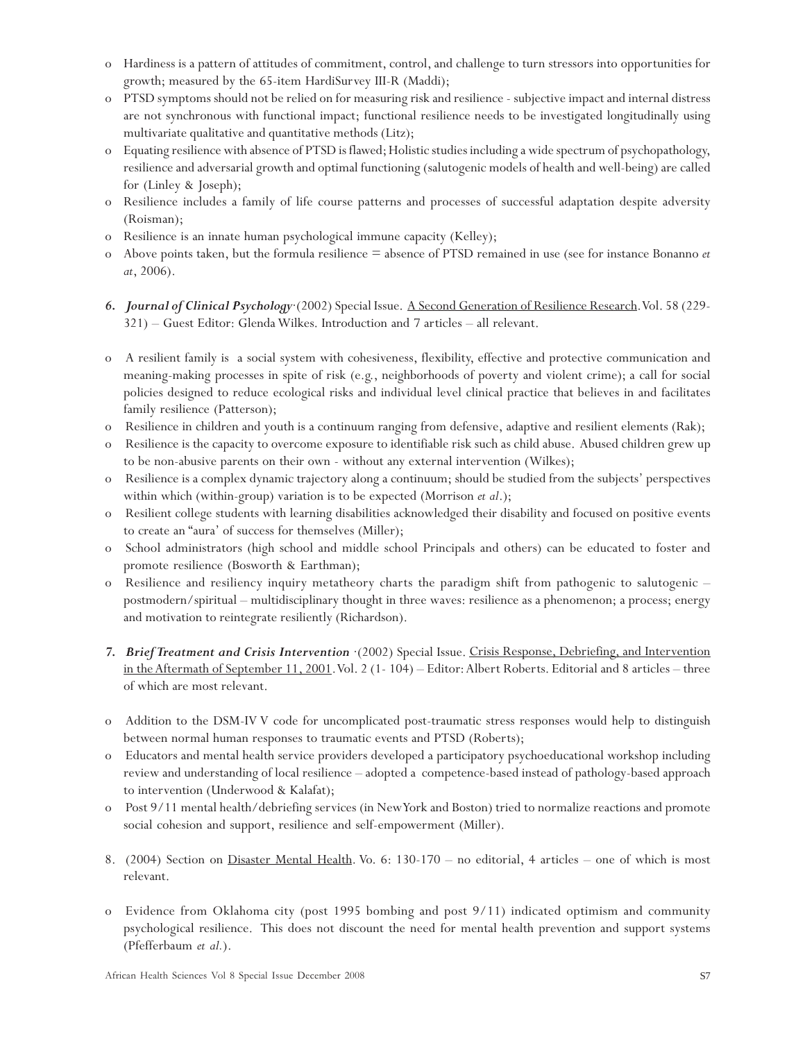- Hardiness is a pattern of attitudes of commitment, control, and challenge to turn stressors into opportunities for growth; measured by the 65-item HardiSurvey III-R (Maddi);
- PTSD symptoms should not be relied on for measuring risk and resilience - subjective impact and internal distress are not synchronous with functional impact; functional resilience needs to be investigated longitudinally using multivariate qualitative and quantitative methods (Litz);
- Equating resilience with absence of PTSD is flawed; Holistic studies including a wide spectrum of psychopathology, resilience and adversarial growth and optimal functioning (salutogenic models of health and well-being) are called for (Linley & Joseph);
- Resilience includes a family of life course patterns and processes of successful adaptation despite adversity (Roisman);
- Resilience is an innate human psychological immune capacity (Kelley);
- Above points taken, but the formula resilience = absence of PTSD remained in use (see for instance Bonanno *et at*, 2006).

6. ***Journal of Clinical Psychology*** (2002) Special Issue. <u>A Second Generation of Resilience Research</u>. Vol. 58 (229-321) – Guest Editor: Glenda Wilkes. Introduction and 7 articles – all relevant.

- A resilient family is a social system with cohesiveness, flexibility, effective and protective communication and meaning-making processes in spite of risk (e.g., neighborhoods of poverty and violent crime); a call for social policies designed to reduce ecological risks and individual level clinical practice that believes in and facilitates family resilience (Patterson);
- Resilience in children and youth is a continuum ranging from defensive, adaptive and resilient elements (Rak);
- Resilience is the capacity to overcome exposure to identifiable risk such as child abuse. Abused children grew up to be non-abusive parents on their own - without any external intervention (Wilkes);
- Resilience is a complex dynamic trajectory along a continuum; should be studied from the subjects' perspectives within which (within-group) variation is to be expected (Morrison *et al*.);
- Resilient college students with learning disabilities acknowledged their disability and focused on positive events to create an "aura' of success for themselves (Miller);
- School administrators (high school and middle school Principals and others) can be educated to foster and promote resilience (Bosworth & Earthman);
- Resilience and resiliency inquiry metatheory charts the paradigm shift from pathogenic to salutogenic – postmodern/spiritual – multidisciplinary thought in three waves: resilience as a phenomenon; a process; energy and motivation to reintegrate resiliently (Richardson).

7. ***Brief Treatment and Crisis Intervention*** (2002) Special Issue. <u>Crisis Response, Debriefing, and Intervention in the Aftermath of September 11, 2001</u>. Vol. 2 (1- 104) – Editor: Albert Roberts. Editorial and 8 articles – three of which are most relevant.

- Addition to the DSM-IV V code for uncomplicated post-traumatic stress responses would help to distinguish between normal human responses to traumatic events and PTSD (Roberts);
- Educators and mental health service providers developed a participatory psychoeducational workshop including review and understanding of local resilience – adopted a competence-based instead of pathology-based approach to intervention (Underwood & Kalafat);
- Post 9/11 mental health/debriefing services (in New York and Boston) tried to normalize reactions and promote social cohesion and support, resilience and self-empowerment (Miller).

8. (2004) Section on <u>Disaster Mental Health</u>. Vo. 6: 130-170 – no editorial, 4 articles – one of which is most relevant.

- Evidence from Oklahoma city (post 1995 bombing and post 9/11) indicated optimism and community psychological resilience. This does not discount the need for mental health prevention and support systems (Pfefferbaum *et al*.).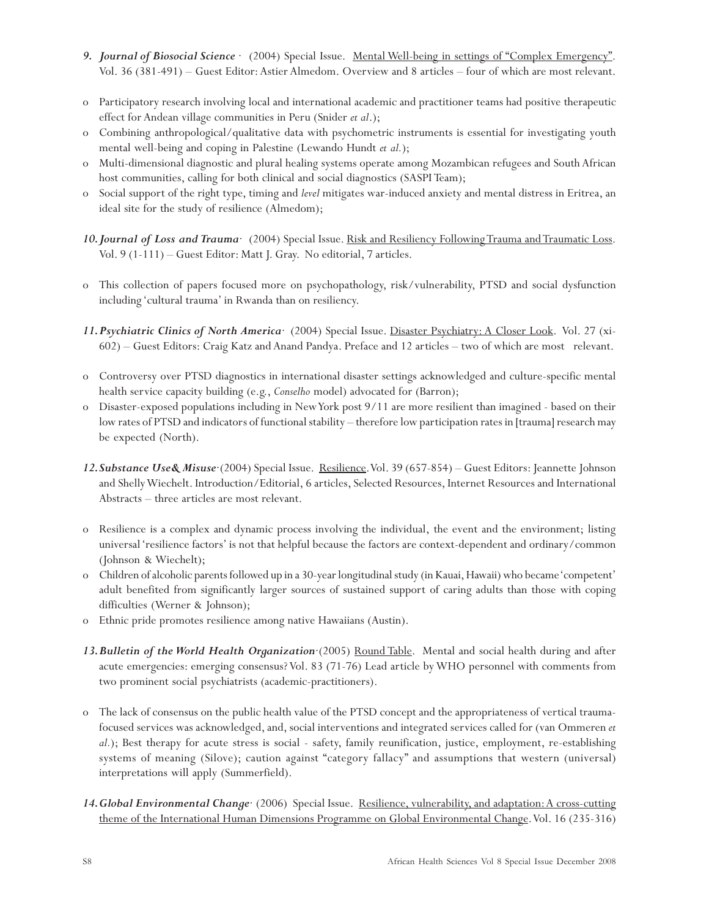*9. **Journal of Biosocial Science** ·* (2004) Special Issue. <u>Mental Well-being in settings of "Complex Emergency"</u>. Vol. 36 (381-491) – Guest Editor: Astier Almedom. Overview and 8 articles – four of which are most relevant.

- Participatory research involving local and international academic and practitioner teams had positive therapeutic effect for Andean village communities in Peru (Snider *et al*.);
- Combining anthropological/qualitative data with psychometric instruments is essential for investigating youth mental well-being and coping in Palestine (Lewando Hundt *et al.*);
- Multi-dimensional diagnostic and plural healing systems operate among Mozambican refugees and South African host communities, calling for both clinical and social diagnostics (SASPI Team);
- Social support of the right type, timing and *level* mitigates war-induced anxiety and mental distress in Eritrea, an ideal site for the study of resilience (Almedom);

*10. **Journal of Loss and Trauma**·* (2004) Special Issue. <u>Risk and Resiliency Following Trauma and Traumatic Loss</u>. Vol. 9 (1-111) – Guest Editor: Matt J. Gray. No editorial, 7 articles.

- This collection of papers focused more on psychopathology, risk/vulnerability, PTSD and social dysfunction including 'cultural trauma' in Rwanda than on resiliency.

*11. **Psychiatric Clinics of North America**·* (2004) Special Issue. <u>Disaster Psychiatry: A Closer Look</u>. Vol. 27 (xi-602) – Guest Editors: Craig Katz and Anand Pandya. Preface and 12 articles – two of which are most relevant.

- Controversy over PTSD diagnostics in international disaster settings acknowledged and culture-specific mental health service capacity building (e.g., *Conselho* model) advocated for (Barron);
- Disaster-exposed populations including in New York post 9/11 are more resilient than imagined - based on their low rates of PTSD and indicators of functional stability – therefore low participation rates in [trauma] research may be expected (North).

*12. **Substance Use& Misuse**·* (2004) Special Issue. <u>Resilience</u>. Vol. 39 (657-854) – Guest Editors: Jeannette Johnson and Shelly Wiechelt. Introduction/Editorial, 6 articles, Selected Resources, Internet Resources and International Abstracts – three articles are most relevant.

- Resilience is a complex and dynamic process involving the individual, the event and the environment; listing universal 'resilience factors' is not that helpful because the factors are context-dependent and ordinary/common (Johnson & Wiechelt);
- Children of alcoholic parents followed up in a 30-year longitudinal study (in Kauai, Hawaii) who became 'competent' adult benefited from significantly larger sources of sustained support of caring adults than those with coping difficulties (Werner & Johnson);
- Ethnic pride promotes resilience among native Hawaiians (Austin).

*13. **Bulletin of the World Health Organization**·* (2005) <u>Round Table</u>. Mental and social health during and after acute emergencies: emerging consensus? Vol. 83 (71-76) Lead article by WHO personnel with comments from two prominent social psychiatrists (academic-practitioners).

- The lack of consensus on the public health value of the PTSD concept and the appropriateness of vertical trauma-focused services was acknowledged, and, social interventions and integrated services called for (van Ommeren *et al.*); Best therapy for acute stress is social - safety, family reunification, justice, employment, re-establishing systems of meaning (Silove); caution against "category fallacy" and assumptions that western (universal) interpretations will apply (Summerfield).

*14. **Global Environmental Change**·* (2006) Special Issue. <u>Resilience, vulnerability, and adaptation: A cross-cutting theme of the International Human Dimensions Programme on Global Environmental Change</u>. Vol. 16 (235-316)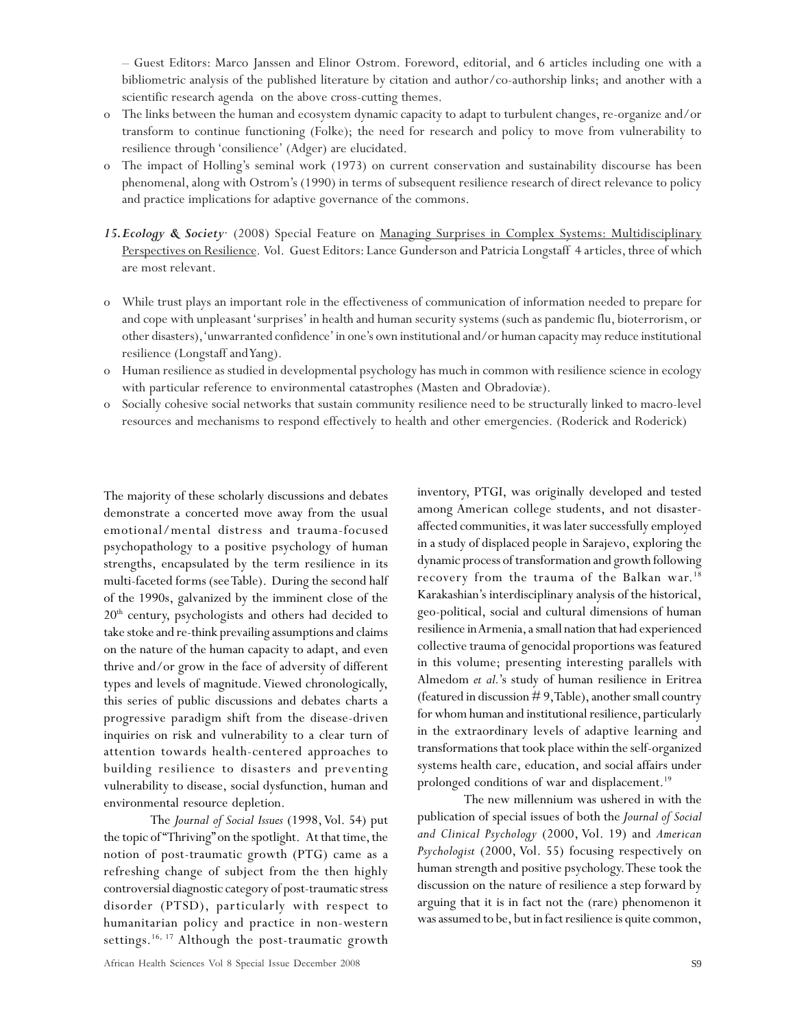– Guest Editors: Marco Janssen and Elinor Ostrom. Foreword, editorial, and 6 articles including one with a bibliometric analysis of the published literature by citation and author/co-authorship links; and another with a scientific research agenda on the above cross-cutting themes.

- o The links between the human and ecosystem dynamic capacity to adapt to turbulent changes, re-organize and/or transform to continue functioning (Folke); the need for research and policy to move from vulnerability to resilience through 'consilience' (Adger) are elucidated.
- o The impact of Holling's seminal work (1973) on current conservation and sustainability discourse has been phenomenal, along with Ostrom's (1990) in terms of subsequent resilience research of direct relevance to policy and practice implications for adaptive governance of the commons.

*15.* ***Ecology & Society*** (2008) Special Feature on Managing Surprises in Complex Systems: Multidisciplinary Perspectives on Resilience. Vol. Guest Editors: Lance Gunderson and Patricia Longstaff 4 articles, three of which are most relevant.

- o While trust plays an important role in the effectiveness of communication of information needed to prepare for and cope with unpleasant 'surprises' in health and human security systems (such as pandemic flu, bioterrorism, or other disasters), 'unwarranted confidence' in one's own institutional and/or human capacity may reduce institutional resilience (Longstaff and Yang).
- o Human resilience as studied in developmental psychology has much in common with resilience science in ecology with particular reference to environmental catastrophes (Masten and Obradoviæ).
- o Socially cohesive social networks that sustain community resilience need to be structurally linked to macro-level resources and mechanisms to respond effectively to health and other emergencies. (Roderick and Roderick)

The majority of these scholarly discussions and debates demonstrate a concerted move away from the usual emotional/mental distress and trauma-focused psychopathology to a positive psychology of human strengths, encapsulated by the term resilience in its multi-faceted forms (see Table). During the second half of the 1990s, galvanized by the imminent close of the 20th century, psychologists and others had decided to take stoke and re-think prevailing assumptions and claims on the nature of the human capacity to adapt, and even thrive and/or grow in the face of adversity of different types and levels of magnitude. Viewed chronologically, this series of public discussions and debates charts a progressive paradigm shift from the disease-driven inquiries on risk and vulnerability to a clear turn of attention towards health-centered approaches to building resilience to disasters and preventing vulnerability to disease, social dysfunction, human and environmental resource depletion.

The *Journal of Social Issues* (1998, Vol. 54) put the topic of "Thriving" on the spotlight. At that time, the notion of post-traumatic growth (PTG) came as a refreshing change of subject from the then highly controversial diagnostic category of post-traumatic stress disorder (PTSD), particularly with respect to humanitarian policy and practice in non-western settings.[16, 17] Although the post-traumatic growth inventory, PTGI, was originally developed and tested among American college students, and not disaster-affected communities, it was later successfully employed in a study of displaced people in Sarajevo, exploring the dynamic process of transformation and growth following recovery from the trauma of the Balkan war.[18] Karakashian's interdisciplinary analysis of the historical, geo-political, social and cultural dimensions of human resilience in Armenia, a small nation that had experienced collective trauma of genocidal proportions was featured in this volume; presenting interesting parallels with Almedom *et al.*'s study of human resilience in Eritrea (featured in discussion # 9, Table), another small country for whom human and institutional resilience, particularly in the extraordinary levels of adaptive learning and transformations that took place within the self-organized systems health care, education, and social affairs under prolonged conditions of war and displacement.[19]

The new millennium was ushered in with the publication of special issues of both the *Journal of Social and Clinical Psychology* (2000, Vol. 19) and *American Psychologist* (2000, Vol. 55) focusing respectively on human strength and positive psychology. These took the discussion on the nature of resilience a step forward by arguing that it is in fact not the (rare) phenomenon it was assumed to be, but in fact resilience is quite common,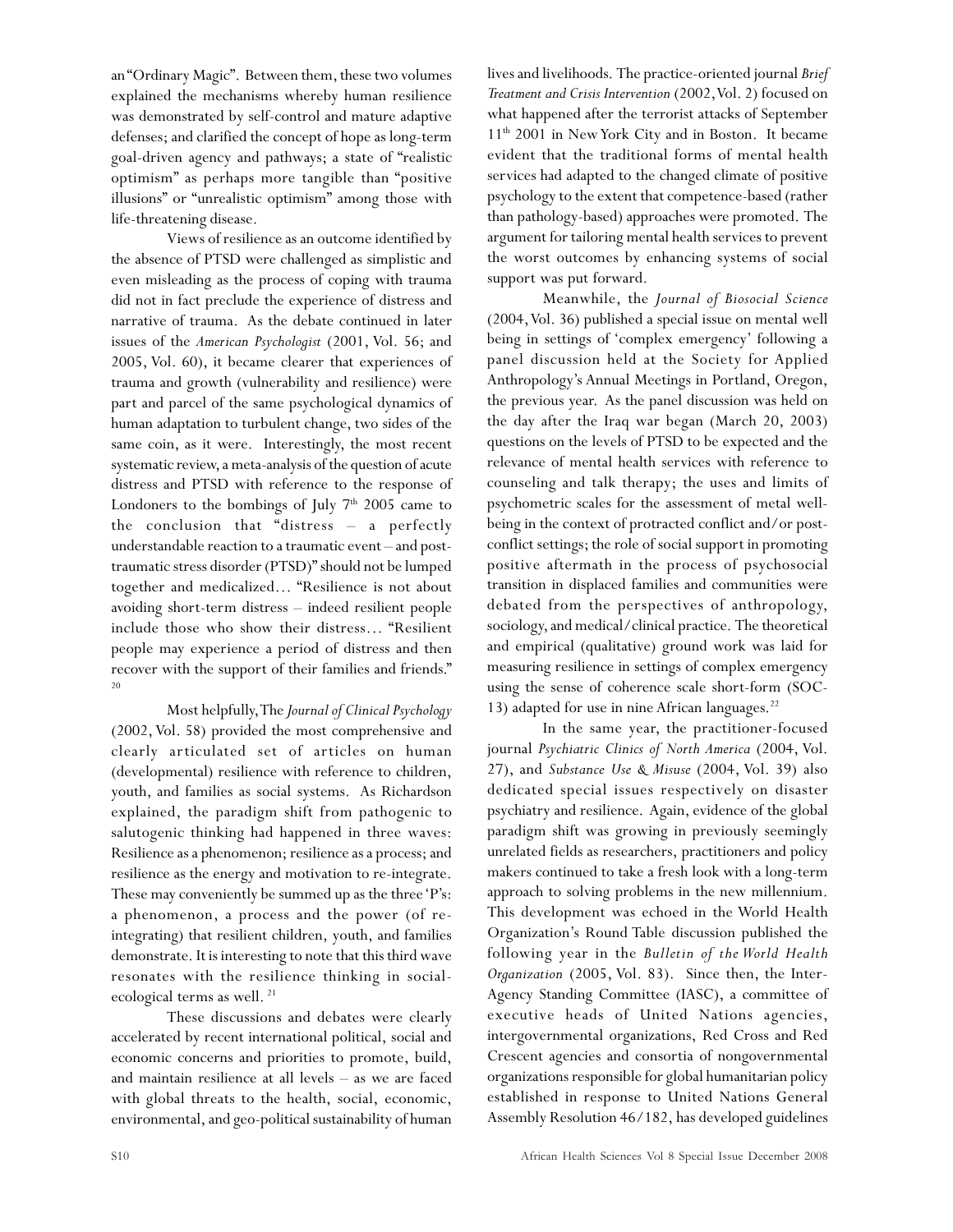an "Ordinary Magic". Between them, these two volumes explained the mechanisms whereby human resilience was demonstrated by self-control and mature adaptive defenses; and clarified the concept of hope as long-term goal-driven agency and pathways; a state of "realistic optimism" as perhaps more tangible than "positive illusions" or "unrealistic optimism" among those with life-threatening disease.

Views of resilience as an outcome identified by the absence of PTSD were challenged as simplistic and even misleading as the process of coping with trauma did not in fact preclude the experience of distress and narrative of trauma. As the debate continued in later issues of the *American Psychologist* (2001, Vol. 56; and 2005, Vol. 60), it became clearer that experiences of trauma and growth (vulnerability and resilience) were part and parcel of the same psychological dynamics of human adaptation to turbulent change, two sides of the same coin, as it were. Interestingly, the most recent systematic review, a meta-analysis of the question of acute distress and PTSD with reference to the response of Londoners to the bombings of July 7th 2005 came to the conclusion that "distress – a perfectly understandable reaction to a traumatic event – and post-traumatic stress disorder (PTSD)" should not be lumped together and medicalized… "Resilience is not about avoiding short-term distress – indeed resilient people include those who show their distress… "Resilient people may experience a period of distress and then recover with the support of their families and friends."[20]

Most helpfully, The *Journal of Clinical Psychology* (2002, Vol. 58) provided the most comprehensive and clearly articulated set of articles on human (developmental) resilience with reference to children, youth, and families as social systems. As Richardson explained, the paradigm shift from pathogenic to salutogenic thinking had happened in three waves: Resilience as a phenomenon; resilience as a process; and resilience as the energy and motivation to re-integrate. These may conveniently be summed up as the three 'P's: a phenomenon, a process and the power (of re-integrating) that resilient children, youth, and families demonstrate. It is interesting to note that this third wave resonates with the resilience thinking in social-ecological terms as well.[21]

These discussions and debates were clearly accelerated by recent international political, social and economic concerns and priorities to promote, build, and maintain resilience at all levels – as we are faced with global threats to the health, social, economic, environmental, and geo-political sustainability of human lives and livelihoods. The practice-oriented journal *Brief Treatment and Crisis Intervention* (2002, Vol. 2) focused on what happened after the terrorist attacks of September 11th 2001 in New York City and in Boston. It became evident that the traditional forms of mental health services had adapted to the changed climate of positive psychology to the extent that competence-based (rather than pathology-based) approaches were promoted. The argument for tailoring mental health services to prevent the worst outcomes by enhancing systems of social support was put forward.

Meanwhile, the *Journal of Biosocial Science* (2004, Vol. 36) published a special issue on mental well being in settings of 'complex emergency' following a panel discussion held at the Society for Applied Anthropology's Annual Meetings in Portland, Oregon, the previous year. As the panel discussion was held on the day after the Iraq war began (March 20, 2003) questions on the levels of PTSD to be expected and the relevance of mental health services with reference to counseling and talk therapy; the uses and limits of psychometric scales for the assessment of metal well-being in the context of protracted conflict and/or post-conflict settings; the role of social support in promoting positive aftermath in the process of psychosocial transition in displaced families and communities were debated from the perspectives of anthropology, sociology, and medical/clinical practice. The theoretical and empirical (qualitative) ground work was laid for measuring resilience in settings of complex emergency using the sense of coherence scale short-form (SOC-13) adapted for use in nine African languages.[22]

In the same year, the practitioner-focused journal *Psychiatric Clinics of North America* (2004, Vol. 27), and *Substance Use & Misuse* (2004, Vol. 39) also dedicated special issues respectively on disaster psychiatry and resilience. Again, evidence of the global paradigm shift was growing in previously seemingly unrelated fields as researchers, practitioners and policy makers continued to take a fresh look with a long-term approach to solving problems in the new millennium. This development was echoed in the World Health Organization's Round Table discussion published the following year in the *Bulletin of the World Health Organization* (2005, Vol. 83). Since then, the Inter-Agency Standing Committee (IASC), a committee of executive heads of United Nations agencies, intergovernmental organizations, Red Cross and Red Crescent agencies and consortia of nongovernmental organizations responsible for global humanitarian policy established in response to United Nations General Assembly Resolution 46/182, has developed guidelines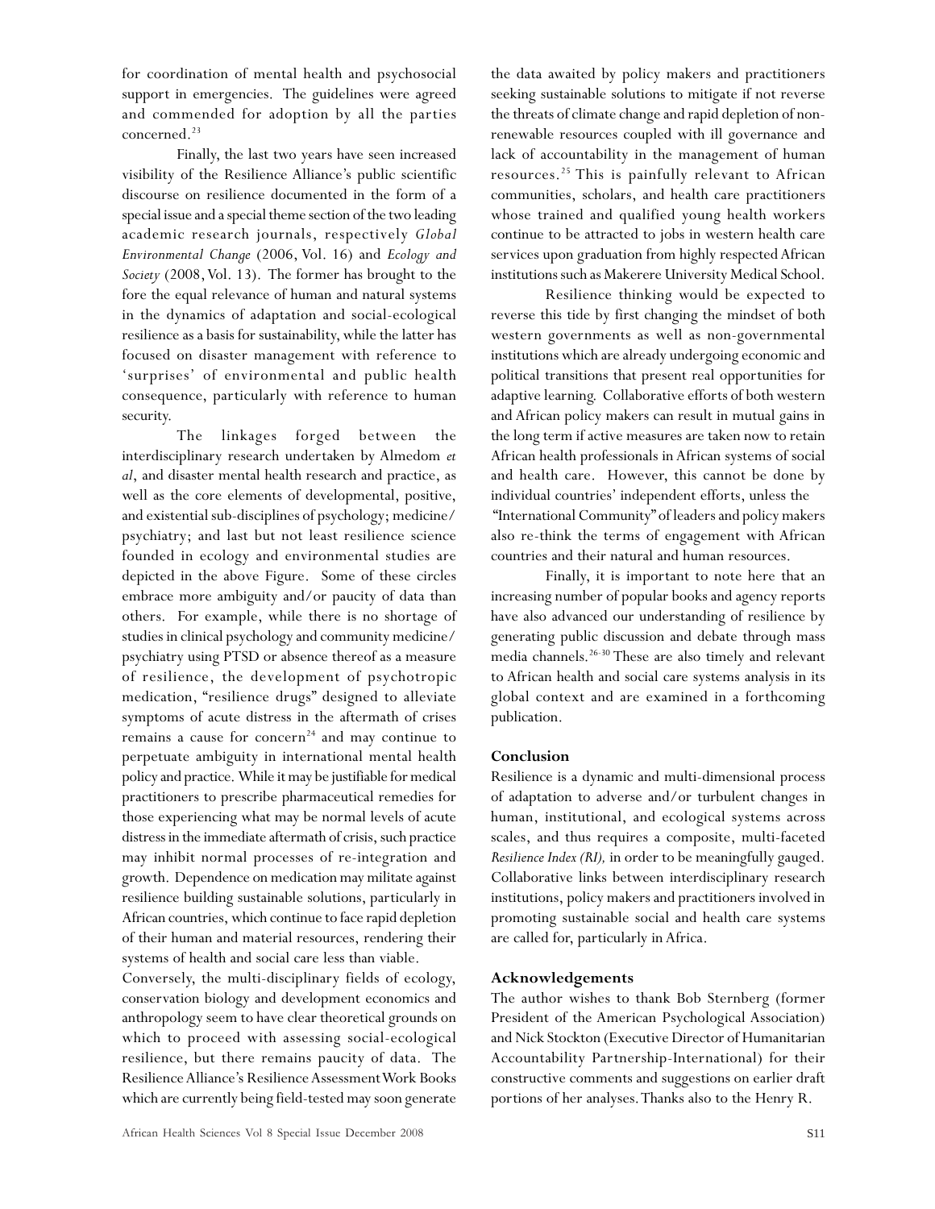for coordination of mental health and psychosocial support in emergencies. The guidelines were agreed and commended for adoption by all the parties concerned.[23]

Finally, the last two years have seen increased visibility of the Resilience Alliance's public scientific discourse on resilience documented in the form of a special issue and a special theme section of the two leading academic research journals, respectively *Global Environmental Change* (2006, Vol. 16) and *Ecology and Society* (2008, Vol. 13). The former has brought to the fore the equal relevance of human and natural systems in the dynamics of adaptation and social-ecological resilience as a basis for sustainability, while the latter has focused on disaster management with reference to 'surprises' of environmental and public health consequence, particularly with reference to human security.

The linkages forged between the interdisciplinary research undertaken by Almedom *et al*, and disaster mental health research and practice, as well as the core elements of developmental, positive, and existential sub-disciplines of psychology; medicine/psychiatry; and last but not least resilience science founded in ecology and environmental studies are depicted in the above Figure. Some of these circles embrace more ambiguity and/or paucity of data than others. For example, while there is no shortage of studies in clinical psychology and community medicine/psychiatry using PTSD or absence thereof as a measure of resilience, the development of psychotropic medication, "resilience drugs" designed to alleviate symptoms of acute distress in the aftermath of crises remains a cause for concern[24] and may continue to perpetuate ambiguity in international mental health policy and practice. While it may be justifiable for medical practitioners to prescribe pharmaceutical remedies for those experiencing what may be normal levels of acute distress in the immediate aftermath of crisis, such practice may inhibit normal processes of re-integration and growth. Dependence on medication may militate against resilience building sustainable solutions, particularly in African countries, which continue to face rapid depletion of their human and material resources, rendering their systems of health and social care less than viable.

Conversely, the multi-disciplinary fields of ecology, conservation biology and development economics and anthropology seem to have clear theoretical grounds on which to proceed with assessing social-ecological resilience, but there remains paucity of data. The Resilience Alliance's Resilience Assessment Work Books which are currently being field-tested may soon generate the data awaited by policy makers and practitioners seeking sustainable solutions to mitigate if not reverse the threats of climate change and rapid depletion of non-renewable resources coupled with ill governance and lack of accountability in the management of human resources.[25] This is painfully relevant to African communities, scholars, and health care practitioners whose trained and qualified young health workers continue to be attracted to jobs in western health care services upon graduation from highly respected African institutions such as Makerere University Medical School.

Resilience thinking would be expected to reverse this tide by first changing the mindset of both western governments as well as non-governmental institutions which are already undergoing economic and political transitions that present real opportunities for adaptive learning. Collaborative efforts of both western and African policy makers can result in mutual gains in the long term if active measures are taken now to retain African health professionals in African systems of social and health care. However, this cannot be done by individual countries' independent efforts, unless the "International Community" of leaders and policy makers also re-think the terms of engagement with African countries and their natural and human resources.

Finally, it is important to note here that an increasing number of popular books and agency reports have also advanced our understanding of resilience by generating public discussion and debate through mass media channels.[26-30] These are also timely and relevant to African health and social care systems analysis in its global context and are examined in a forthcoming publication.

## Conclusion

Resilience is a dynamic and multi-dimensional process of adaptation to adverse and/or turbulent changes in human, institutional, and ecological systems across scales, and thus requires a composite, multi-faceted *Resilience Index (RI),* in order to be meaningfully gauged. Collaborative links between interdisciplinary research institutions, policy makers and practitioners involved in promoting sustainable social and health care systems are called for, particularly in Africa.

## Acknowledgements

The author wishes to thank Bob Sternberg (former President of the American Psychological Association) and Nick Stockton (Executive Director of Humanitarian Accountability Partnership-International) for their constructive comments and suggestions on earlier draft portions of her analyses. Thanks also to the Henry R.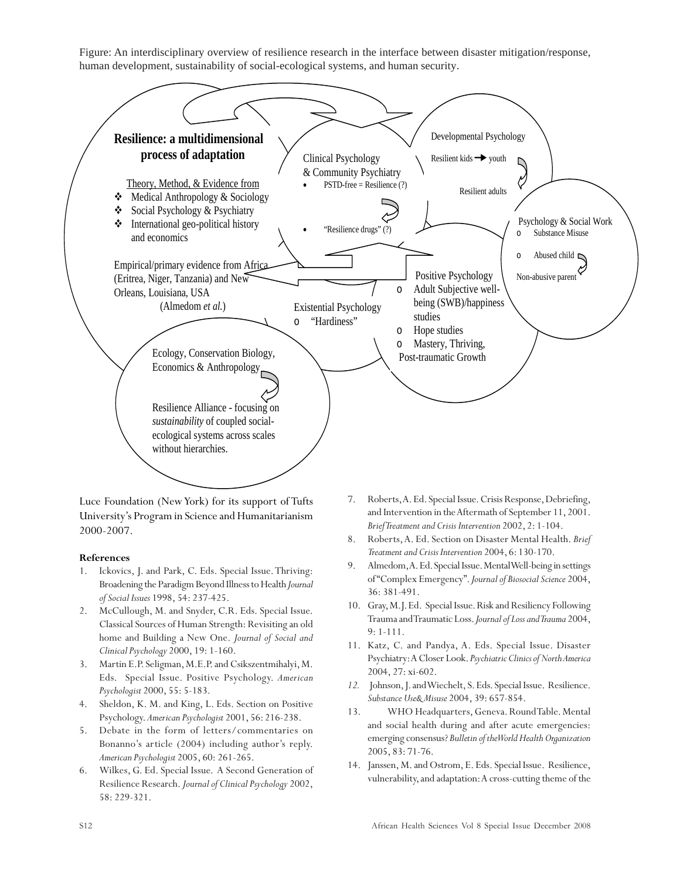Figure: An interdisciplinary overview of resilience research in the interface between disaster mitigation/response, human development, sustainability of social-ecological systems, and human security.

**Resilience: a multidimensional process of adaptation**

Theory, Method, & Evidence from

- Medical Anthropology & Sociology
- Social Psychology & Psychiatry
- International geo-political history and economics

Empirical/primary evidence from Africa (Eritrea, Niger, Tanzania) and New Orleans, Louisiana, USA (Almedom *et al.*)

Clinical Psychology & Community Psychiatry

- PSTD-free = Resilience (?)
- "Resilience drugs" (?)

Developmental Psychology

Resilient kids → youth

Resilient adults

Psychology & Social Work

- Substance Misuse
- Abused child

Non-abusive parent

Existential Psychology

- "Hardiness"

Positive Psychology

- Adult Subjective well-being (SWB)/happiness studies
- Hope studies
- Mastery, Thriving, Post-traumatic Growth

Ecology, Conservation Biology, Economics & Anthropology

Resilience Alliance - focusing on *sustainability* of coupled social-ecological systems across scales without hierarchies.

Luce Foundation (New York) for its support of Tufts University's Program in Science and Humanitarianism 2000-2007.

**References**

1. Ickovics, J. and Park, C. Eds. Special Issue. Thriving: Broadening the Paradigm Beyond Illness to Health *Journal of Social Issues* 1998, 54: 237-425.
2. McCullough, M. and Snyder, C.R. Eds. Special Issue. Classical Sources of Human Strength: Revisiting an old home and Building a New One. *Journal of Social and Clinical Psychology* 2000, 19: 1-160.
3. Martin E.P. Seligman, M.E.P. and Csikszentmihalyi, M. Eds. Special Issue. Positive Psychology. *American Psychologist* 2000, 55: 5-183.
4. Sheldon, K. M. and King, L. Eds. Section on Positive Psychology. *American Psychologist* 2001, 56: 216-238.
5. Debate in the form of letters/commentaries on Bonanno's article (2004) including author's reply. *American Psychologist* 2005, 60: 261-265.
6. Wilkes, G. Ed. Special Issue. A Second Generation of Resilience Research. *Journal of Clinical Psychology* 2002, 58: 229-321.
7. Roberts, A. Ed. Special Issue. Crisis Response, Debriefing, and Intervention in the Aftermath of September 11, 2001. *Brief Treatment and Crisis Intervention* 2002, 2: 1-104.
8. Roberts, A. Ed. Section on Disaster Mental Health. *Brief Treatment and Crisis Intervention* 2004, 6: 130-170.
9. Almedom, A. Ed. Special Issue. Mental Well-being in settings of "Complex Emergency". *Journal of Biosocial Science* 2004, 36: 381-491.
10. Gray, M.J. Ed. Special Issue. Risk and Resiliency Following Trauma and Traumatic Loss. *Journal of Loss and Trauma* 2004, 9: 1-111.
11. Katz, C. and Pandya, A. Eds. Special Issue. Disaster Psychiatry: A Closer Look. *Psychiatric Clinics of North America* 2004, 27: xi-602.
12. Johnson, J. and Wiechelt, S. Eds. Special Issue. Resilience. *Substance Use & Misuse* 2004, 39: 657-854.
13. WHO Headquarters, Geneva. Round Table. Mental and social health during and after acute emergencies: emerging consensus? *Bulletin of the World Health Organization* 2005, 83: 71-76.
14. Janssen, M. and Ostrom, E. Eds. Special Issue. Resilience, vulnerability, and adaptation: A cross-cutting theme of the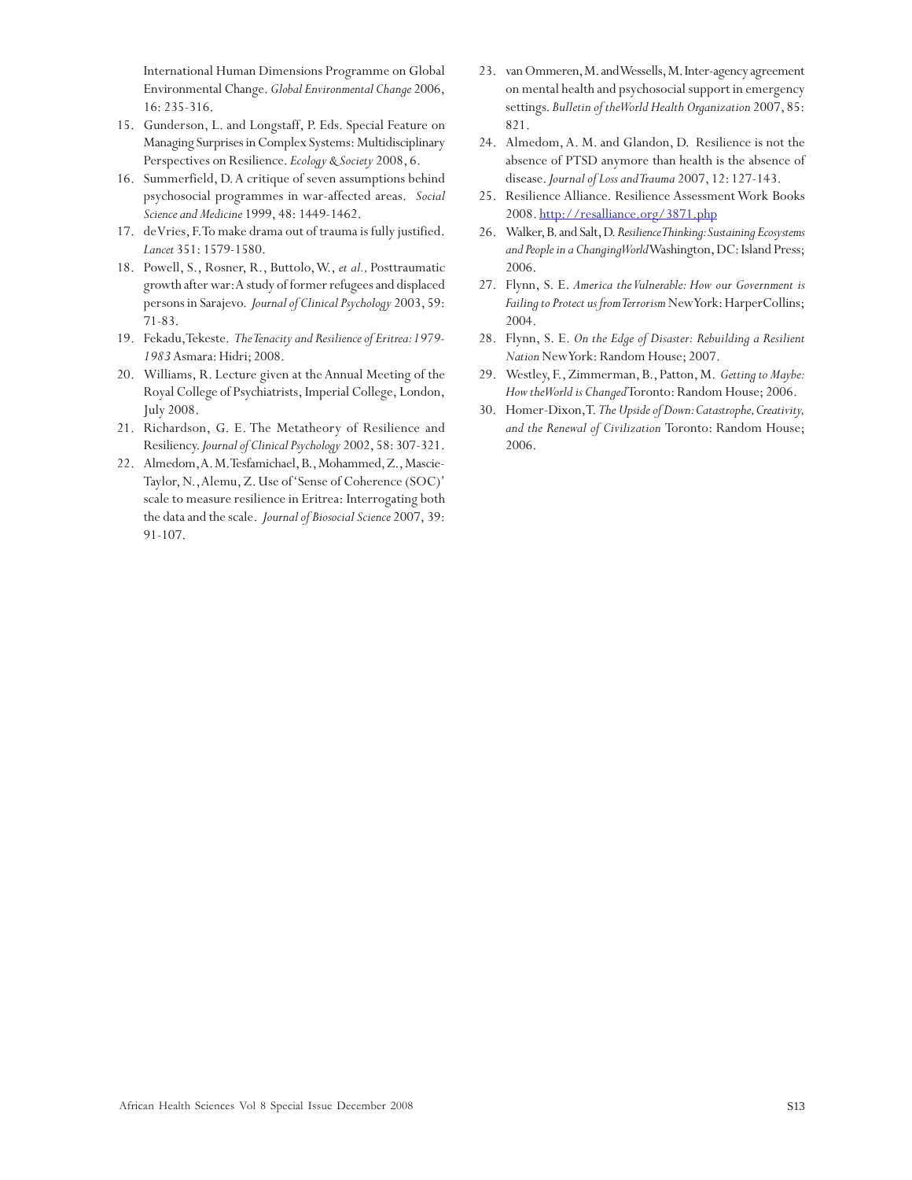International Human Dimensions Programme on Global Environmental Change. *Global Environmental Change* 2006, 16: 235-316.

15. Gunderson, L. and Longstaff, P. Eds. Special Feature on Managing Surprises in Complex Systems: Multidisciplinary Perspectives on Resilience. *Ecology & Society* 2008, 6.
16. Summerfield, D. A critique of seven assumptions behind psychosocial programmes in war-affected areas. *Social Science and Medicine* 1999, 48: 1449-1462.
17. deVries, F. To make drama out of trauma is fully justified. *Lancet* 351: 1579-1580.
18. Powell, S., Rosner, R., Buttolo, W., *et al.,* Posttraumatic growth after war: A study of former refugees and displaced persons in Sarajevo. *Journal of Clinical Psychology* 2003, 59: 71-83.
19. Fekadu, Tekeste. *The Tenacity and Resilience of Eritrea: 1979-1983* Asmara: Hidri; 2008.
20. Williams, R. Lecture given at the Annual Meeting of the Royal College of Psychiatrists, Imperial College, London, July 2008.
21. Richardson, G. E. The Metatheory of Resilience and Resiliency. *Journal of Clinical Psychology* 2002, 58: 307-321.
22. Almedom, A. M. Tesfamichael, B., Mohammed, Z., Mascie-Taylor, N., Alemu, Z. Use of 'Sense of Coherence (SOC)' scale to measure resilience in Eritrea: Interrogating both the data and the scale. *Journal of Biosocial Science* 2007, 39: 91-107.
23. van Ommeren, M. and Wessells, M. Inter-agency agreement on mental health and psychosocial support in emergency settings. *Bulletin of the World Health Organization* 2007, 85: 821.
24. Almedom, A. M. and Glandon, D. Resilience is not the absence of PTSD anymore than health is the absence of disease. *Journal of Loss and Trauma* 2007, 12: 127-143.
25. Resilience Alliance. Resilience Assessment Work Books 2008. http://resalliance.org/3871.php
26. Walker, B. and Salt, D. *Resilience Thinking: Sustaining Ecosystems and People in a Changing World* Washington, DC: Island Press; 2006.
27. Flynn, S. E. *America the Vulnerable: How our Government is Failing to Protect us from Terrorism* New York: HarperCollins; 2004.
28. Flynn, S. E. *On the Edge of Disaster: Rebuilding a Resilient Nation* New York: Random House; 2007.
29. Westley, F., Zimmerman, B., Patton, M. *Getting to Maybe: How the World is Changed* Toronto: Random House; 2006.
30. Homer-Dixon, T. *The Upside of Down: Catastrophe, Creativity, and the Renewal of Civilization* Toronto: Random House; 2006.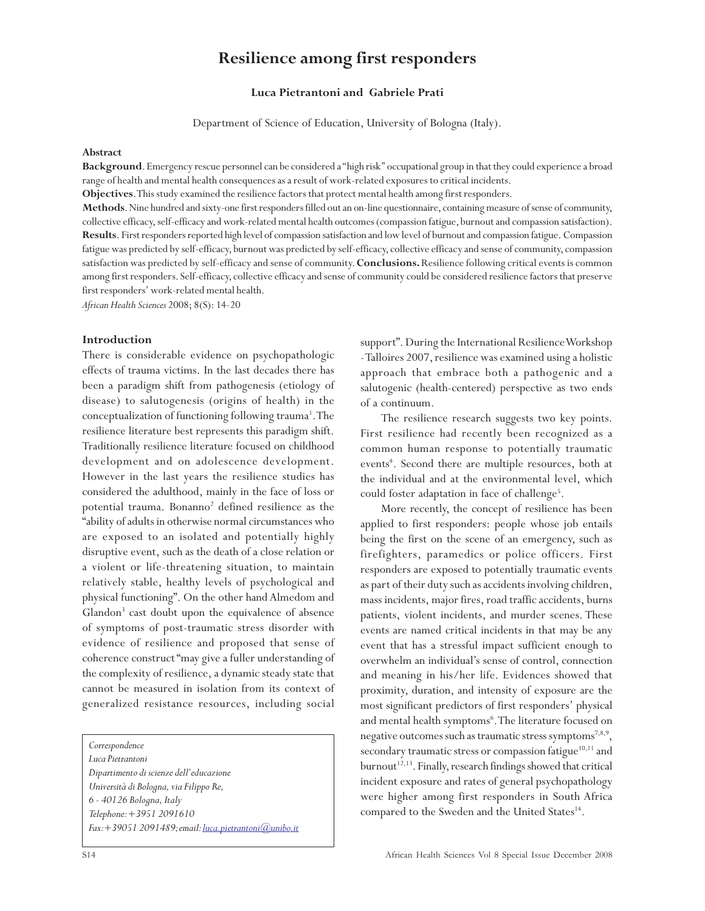# Resilience among first responders

**Luca Pietrantoni and Gabriele Prati**

Department of Science of Education, University of Bologna (Italy).

**Abstract**

**Background**. Emergency rescue personnel can be considered a "high risk" occupational group in that they could experience a broad range of health and mental health consequences as a result of work-related exposures to critical incidents.

**Objectives**. This study examined the resilience factors that protect mental health among first responders.

**Methods**. Nine hundred and sixty-one first responders filled out an on-line questionnaire, containing measure of sense of community, collective efficacy, self-efficacy and work-related mental health outcomes (compassion fatigue, burnout and compassion satisfaction).

**Results**. First responders reported high level of compassion satisfaction and low level of burnout and compassion fatigue. Compassion fatigue was predicted by self-efficacy, burnout was predicted by self-efficacy, collective efficacy and sense of community, compassion satisfaction was predicted by self-efficacy and sense of community. **Conclusions.** Resilience following critical events is common among first responders. Self-efficacy, collective efficacy and sense of community could be considered resilience factors that preserve first responders' work-related mental health.

*African Health Sciences* 2008; 8(S): 14-20

## Introduction

There is considerable evidence on psychopathologic effects of trauma victims. In the last decades there has been a paradigm shift from pathogenesis (etiology of disease) to salutogenesis (origins of health) in the conceptualization of functioning following trauma[1]. The resilience literature best represents this paradigm shift. Traditionally resilience literature focused on childhood development and on adolescence development. However in the last years the resilience studies has considered the adulthood, mainly in the face of loss or potential trauma. Bonanno[2] defined resilience as the "ability of adults in otherwise normal circumstances who are exposed to an isolated and potentially highly disruptive event, such as the death of a close relation or a violent or life-threatening situation, to maintain relatively stable, healthy levels of psychological and physical functioning". On the other hand Almedom and Glandon[3] cast doubt upon the equivalence of absence of symptoms of post-traumatic stress disorder with evidence of resilience and proposed that sense of coherence construct "may give a fuller understanding of the complexity of resilience, a dynamic steady state that cannot be measured in isolation from its context of generalized resistance resources, including social support". During the International Resilience Workshop - Talloires 2007, resilience was examined using a holistic approach that embrace both a pathogenic and a salutogenic (health-centered) perspective as two ends of a continuum.

The resilience research suggests two key points. First resilience had recently been recognized as a common human response to potentially traumatic events[4]. Second there are multiple resources, both at the individual and at the environmental level, which could foster adaptation in face of challenge[5].

More recently, the concept of resilience has been applied to first responders: people whose job entails being the first on the scene of an emergency, such as firefighters, paramedics or police officers. First responders are exposed to potentially traumatic events as part of their duty such as accidents involving children, mass incidents, major fires, road traffic accidents, burns patients, violent incidents, and murder scenes. These events are named critical incidents in that may be any event that has a stressful impact sufficient enough to overwhelm an individual's sense of control, connection and meaning in his/her life. Evidences showed that proximity, duration, and intensity of exposure are the most significant predictors of first responders' physical and mental health symptoms[6]. The literature focused on negative outcomes such as traumatic stress symptoms[7,8,9], secondary traumatic stress or compassion fatigue[10,11] and burnout[12,13]. Finally, research findings showed that critical incident exposure and rates of general psychopathology were higher among first responders in South Africa compared to the Sweden and the United States[14].

*Correspondence*
*Luca Pietrantoni*
*Dipartimento di scienze dell'educazione*
*Università di Bologna, via Filippo Re,*
*6 - 40126 Bologna, Italy*
*Telephone: +3951 2091610*
*Fax: +39051 2091489; email: luca.pietrantoni@unibo.it*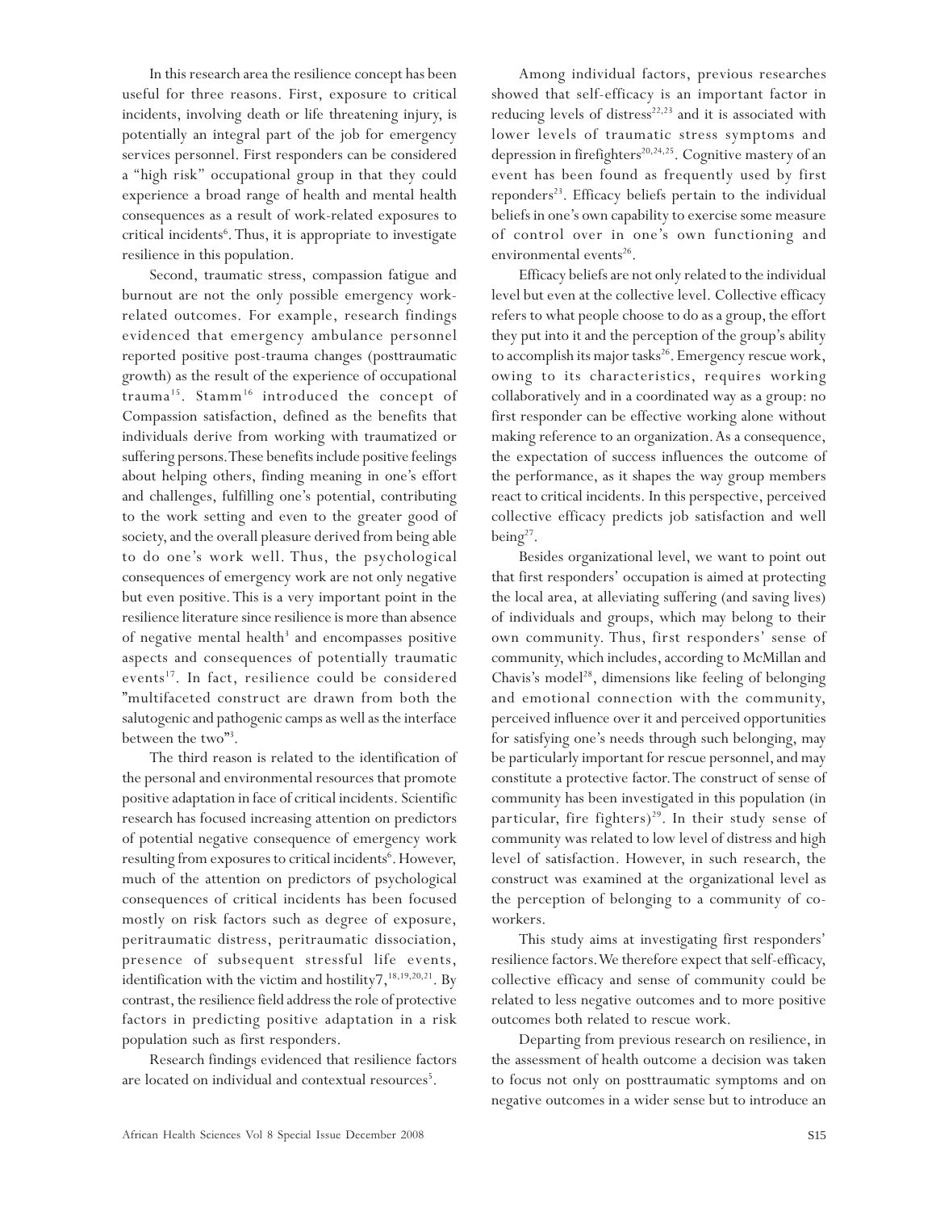In this research area the resilience concept has been useful for three reasons. First, exposure to critical incidents, involving death or life threatening injury, is potentially an integral part of the job for emergency services personnel. First responders can be considered a "high risk" occupational group in that they could experience a broad range of health and mental health consequences as a result of work-related exposures to critical incidents[6]. Thus, it is appropriate to investigate resilience in this population.

Second, traumatic stress, compassion fatigue and burnout are not the only possible emergency work-related outcomes. For example, research findings evidenced that emergency ambulance personnel reported positive post-trauma changes (posttraumatic growth) as the result of the experience of occupational trauma[15]. Stamm[16] introduced the concept of Compassion satisfaction, defined as the benefits that individuals derive from working with traumatized or suffering persons. These benefits include positive feelings about helping others, finding meaning in one's effort and challenges, fulfilling one's potential, contributing to the work setting and even to the greater good of society, and the overall pleasure derived from being able to do one's work well. Thus, the psychological consequences of emergency work are not only negative but even positive. This is a very important point in the resilience literature since resilience is more than absence of negative mental health[3] and encompasses positive aspects and consequences of potentially traumatic events[17]. In fact, resilience could be considered "multifaceted construct are drawn from both the salutogenic and pathogenic camps as well as the interface between the two"[3].

The third reason is related to the identification of the personal and environmental resources that promote positive adaptation in face of critical incidents. Scientific research has focused increasing attention on predictors of potential negative consequence of emergency work resulting from exposures to critical incidents[6]. However, much of the attention on predictors of psychological consequences of critical incidents has been focused mostly on risk factors such as degree of exposure, peritraumatic distress, peritraumatic dissociation, presence of subsequent stressful life events, identification with the victim and hostility7,[18,19,20,21]. By contrast, the resilience field address the role of protective factors in predicting positive adaptation in a risk population such as first responders.

Research findings evidenced that resilience factors are located on individual and contextual resources[5].

Among individual factors, previous researches showed that self-efficacy is an important factor in reducing levels of distress[22,23] and it is associated with lower levels of traumatic stress symptoms and depression in firefighters[20,24,25]. Cognitive mastery of an event has been found as frequently used by first reponders[23]. Efficacy beliefs pertain to the individual beliefs in one's own capability to exercise some measure of control over in one's own functioning and environmental events[26].

Efficacy beliefs are not only related to the individual level but even at the collective level. Collective efficacy refers to what people choose to do as a group, the effort they put into it and the perception of the group's ability to accomplish its major tasks[26]. Emergency rescue work, owing to its characteristics, requires working collaboratively and in a coordinated way as a group: no first responder can be effective working alone without making reference to an organization. As a consequence, the expectation of success influences the outcome of the performance, as it shapes the way group members react to critical incidents. In this perspective, perceived collective efficacy predicts job satisfaction and well being[27].

Besides organizational level, we want to point out that first responders' occupation is aimed at protecting the local area, at alleviating suffering (and saving lives) of individuals and groups, which may belong to their own community. Thus, first responders' sense of community, which includes, according to McMillan and Chavis's model[28], dimensions like feeling of belonging and emotional connection with the community, perceived influence over it and perceived opportunities for satisfying one's needs through such belonging, may be particularly important for rescue personnel, and may constitute a protective factor. The construct of sense of community has been investigated in this population (in particular, fire fighters)[29]. In their study sense of community was related to low level of distress and high level of satisfaction. However, in such research, the construct was examined at the organizational level as the perception of belonging to a community of co-workers.

This study aims at investigating first responders' resilience factors. We therefore expect that self-efficacy, collective efficacy and sense of community could be related to less negative outcomes and to more positive outcomes both related to rescue work.

Departing from previous research on resilience, in the assessment of health outcome a decision was taken to focus not only on posttraumatic symptoms and on negative outcomes in a wider sense but to introduce an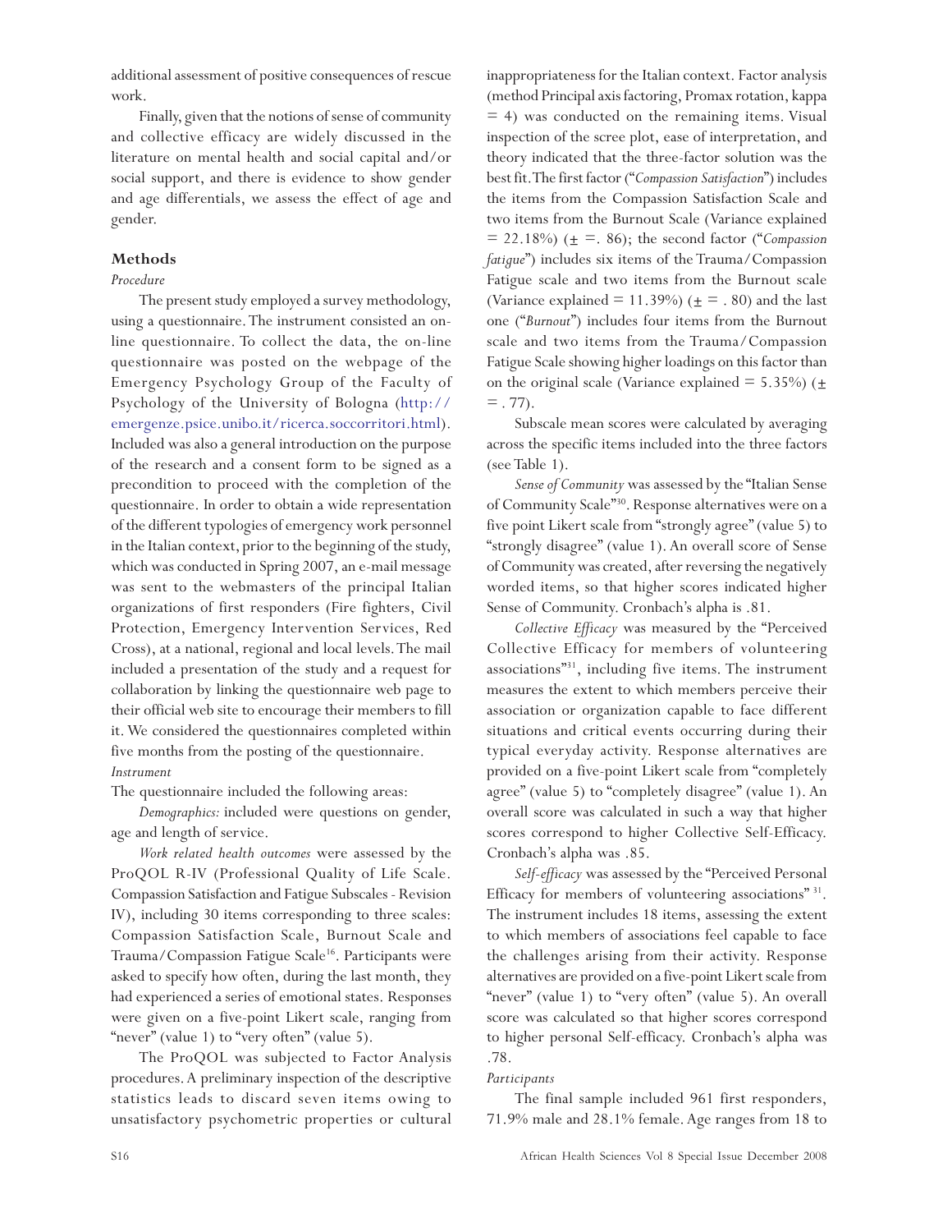additional assessment of positive consequences of rescue work.

Finally, given that the notions of sense of community and collective efficacy are widely discussed in the literature on mental health and social capital and/or social support, and there is evidence to show gender and age differentials, we assess the effect of age and gender.

## Methods

*Procedure*

The present study employed a survey methodology, using a questionnaire. The instrument consisted an on-line questionnaire. To collect the data, the on-line questionnaire was posted on the webpage of the Emergency Psychology Group of the Faculty of Psychology of the University of Bologna (http://emergenze.psice.unibo.it/ricerca.soccorritori.html). Included was also a general introduction on the purpose of the research and a consent form to be signed as a precondition to proceed with the completion of the questionnaire. In order to obtain a wide representation of the different typologies of emergency work personnel in the Italian context, prior to the beginning of the study, which was conducted in Spring 2007, an e-mail message was sent to the webmasters of the principal Italian organizations of first responders (Fire fighters, Civil Protection, Emergency Intervention Services, Red Cross), at a national, regional and local levels. The mail included a presentation of the study and a request for collaboration by linking the questionnaire web page to their official web site to encourage their members to fill it. We considered the questionnaires completed within five months from the posting of the questionnaire.

*Instrument*

The questionnaire included the following areas:

*Demographics:* included were questions on gender, age and length of service.

*Work related health outcomes* were assessed by the ProQOL R-IV (Professional Quality of Life Scale. Compassion Satisfaction and Fatigue Subscales - Revision IV), including 30 items corresponding to three scales: Compassion Satisfaction Scale, Burnout Scale and Trauma/Compassion Fatigue Scale[16]. Participants were asked to specify how often, during the last month, they had experienced a series of emotional states. Responses were given on a five-point Likert scale, ranging from "never" (value 1) to "very often" (value 5).

The ProQOL was subjected to Factor Analysis procedures. A preliminary inspection of the descriptive statistics leads to discard seven items owing to unsatisfactory psychometric properties or cultural inappropriateness for the Italian context. Factor analysis (method Principal axis factoring, Promax rotation, kappa = 4) was conducted on the remaining items. Visual inspection of the scree plot, ease of interpretation, and theory indicated that the three-factor solution was the best fit. The first factor ("*Compassion Satisfaction*") includes the items from the Compassion Satisfaction Scale and two items from the Burnout Scale (Variance explained = 22.18%) (± =. 86); the second factor ("*Compassion fatigue*") includes six items of the Trauma/Compassion Fatigue scale and two items from the Burnout scale (Variance explained = 11.39%) (± = . 80) and the last one ("*Burnout*") includes four items from the Burnout scale and two items from the Trauma/Compassion Fatigue Scale showing higher loadings on this factor than on the original scale (Variance explained = 5.35%) (± = . 77).

Subscale mean scores were calculated by averaging across the specific items included into the three factors (see Table 1).

*Sense of Community* was assessed by the "Italian Sense of Community Scale"[30]. Response alternatives were on a five point Likert scale from "strongly agree" (value 5) to "strongly disagree" (value 1). An overall score of Sense of Community was created, after reversing the negatively worded items, so that higher scores indicated higher Sense of Community. Cronbach's alpha is .81.

*Collective Efficacy* was measured by the "Perceived Collective Efficacy for members of volunteering associations"[31], including five items. The instrument measures the extent to which members perceive their association or organization capable to face different situations and critical events occurring during their typical everyday activity. Response alternatives are provided on a five-point Likert scale from "completely agree" (value 5) to "completely disagree" (value 1). An overall score was calculated in such a way that higher scores correspond to higher Collective Self-Efficacy. Cronbach's alpha was .85.

*Self-efficacy* was assessed by the "Perceived Personal Efficacy for members of volunteering associations" [31]. The instrument includes 18 items, assessing the extent to which members of associations feel capable to face the challenges arising from their activity. Response alternatives are provided on a five-point Likert scale from "never" (value 1) to "very often" (value 5). An overall score was calculated so that higher scores correspond to higher personal Self-efficacy. Cronbach's alpha was .78.

*Participants*

The final sample included 961 first responders, 71.9% male and 28.1% female. Age ranges from 18 to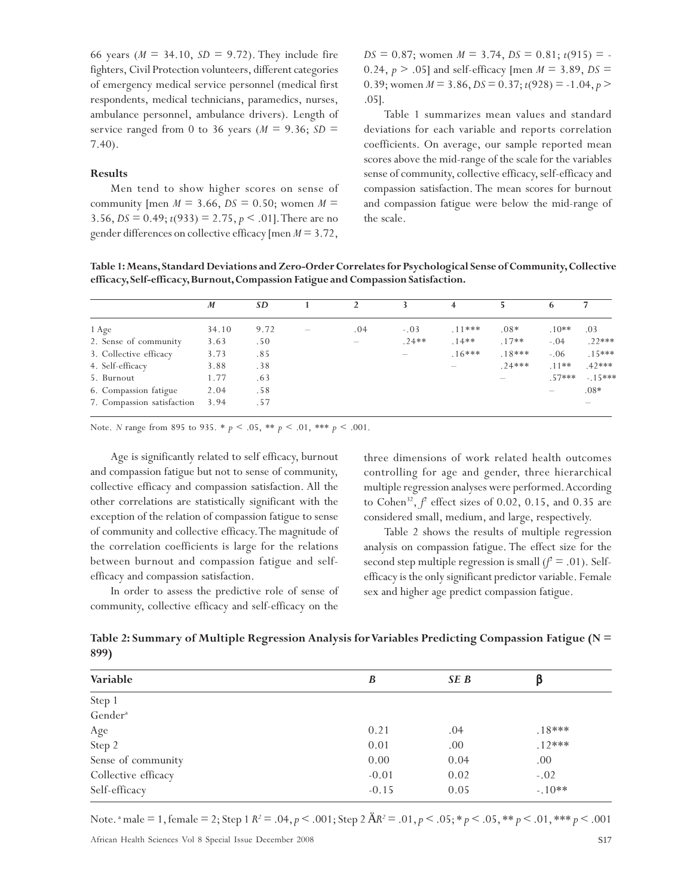66 years ($M$ = 34.10, $SD$ = 9.72). They include fire fighters, Civil Protection volunteers, different categories of emergency medical service personnel (medical first respondents, medical technicians, paramedics, nurses, ambulance personnel, ambulance drivers). Length of service ranged from 0 to 36 years ($M$ = 9.36; $SD$ = 7.40).

### Results

Men tend to show higher scores on sense of community [men $M$ = 3.66, $DS$ = 0.50; women $M$ = 3.56, $DS$ = 0.49; $t(933) = 2.75$, $p < .01$]. There are no gender differences on collective efficacy [men $M$ = 3.72, $DS$ = 0.87; women $M$ = 3.74, $DS$ = 0.81; $t(915) = -0.24$, $p > .05$] and self-efficacy [men $M$ = 3.89, $DS$ = 0.39; women $M$ = 3.86, $DS$ = 0.37; $t(928) = -1.04$, $p > .05$].

Table 1 summarizes mean values and standard deviations for each variable and reports correlation coefficients. On average, our sample reported mean scores above the mid-range of the scale for the variables sense of community, collective efficacy, self-efficacy and compassion satisfaction. The mean scores for burnout and compassion fatigue were below the mid-range of the scale.

**Table 1: Means, Standard Deviations and Zero-Order Correlates for Psychological Sense of Community, Collective efficacy, Self-efficacy, Burnout, Compassion Fatigue and Compassion Satisfaction.**

| | *M* | *SD* | 1 | 2 | 3 | 4 | 5 | 6 | 7 |
|---|---|---|---|---|---|---|---|---|---|
| 1 Age | 34.10 | 9.72 | – | .04 | -.03 | .11*** | .08* | .10** | .03 |
| 2. Sense of community | 3.63 | .50 | | – | .24** | .14** | .17** | -.04 | .22*** |
| 3. Collective efficacy | 3.73 | .85 | | | – | .16*** | .18*** | -.06 | .15*** |
| 4. Self-efficacy | 3.88 | .38 | | | | – | .24*** | .11** | .42*** |
| 5. Burnout | 1.77 | .63 | | | | | – | .57*** | -.15*** |
| 6. Compassion fatigue | 2.04 | .58 | | | | | | – | .08* |
| 7. Compassion satisfaction | 3.94 | .57 | | | | | | | – |

Note. *N* range from 895 to 935. * $p < .05$, ** $p < .01$, *** $p < .001$.

Age is significantly related to self efficacy, burnout and compassion fatigue but not to sense of community, collective efficacy and compassion satisfaction. All the other correlations are statistically significant with the exception of the relation of compassion fatigue to sense of community and collective efficacy. The magnitude of the correlation coefficients is large for the relations between burnout and compassion fatigue and self-efficacy and compassion satisfaction.

In order to assess the predictive role of sense of community, collective efficacy and self-efficacy on the three dimensions of work related health outcomes controlling for age and gender, three hierarchical multiple regression analyses were performed. According to Cohen[32], $f^2$ effect sizes of 0.02, 0.15, and 0.35 are considered small, medium, and large, respectively.

Table 2 shows the results of multiple regression analysis on compassion fatigue. The effect size for the second step multiple regression is small ($f^2$ = .01). Self-efficacy is the only significant predictor variable. Female sex and higher age predict compassion fatigue.

**Table 2: Summary of Multiple Regression Analysis for Variables Predicting Compassion Fatigue (N = 899)**

| Variable | *B* | *SE B* | β |
|---|---|---|---|
| Step 1 | | | |
| Gender[a] | | | |
| Age | 0.21 | .04 | .18*** |
| Step 2 | 0.01 | .00 | .12*** |
| Sense of community | 0.00 | 0.04 | .00 |
| Collective efficacy | -0.01 | 0.02 | -.02 |
| Self-efficacy | -0.15 | 0.05 | -.10** |

Note. [a] male = 1, female = 2; Step 1 $R^2 = .04$, $p < .001$; Step 2 $\Delta R^2 = .01$, $p < .05$; * $p < .05$, ** $p < .01$, *** $p < .001$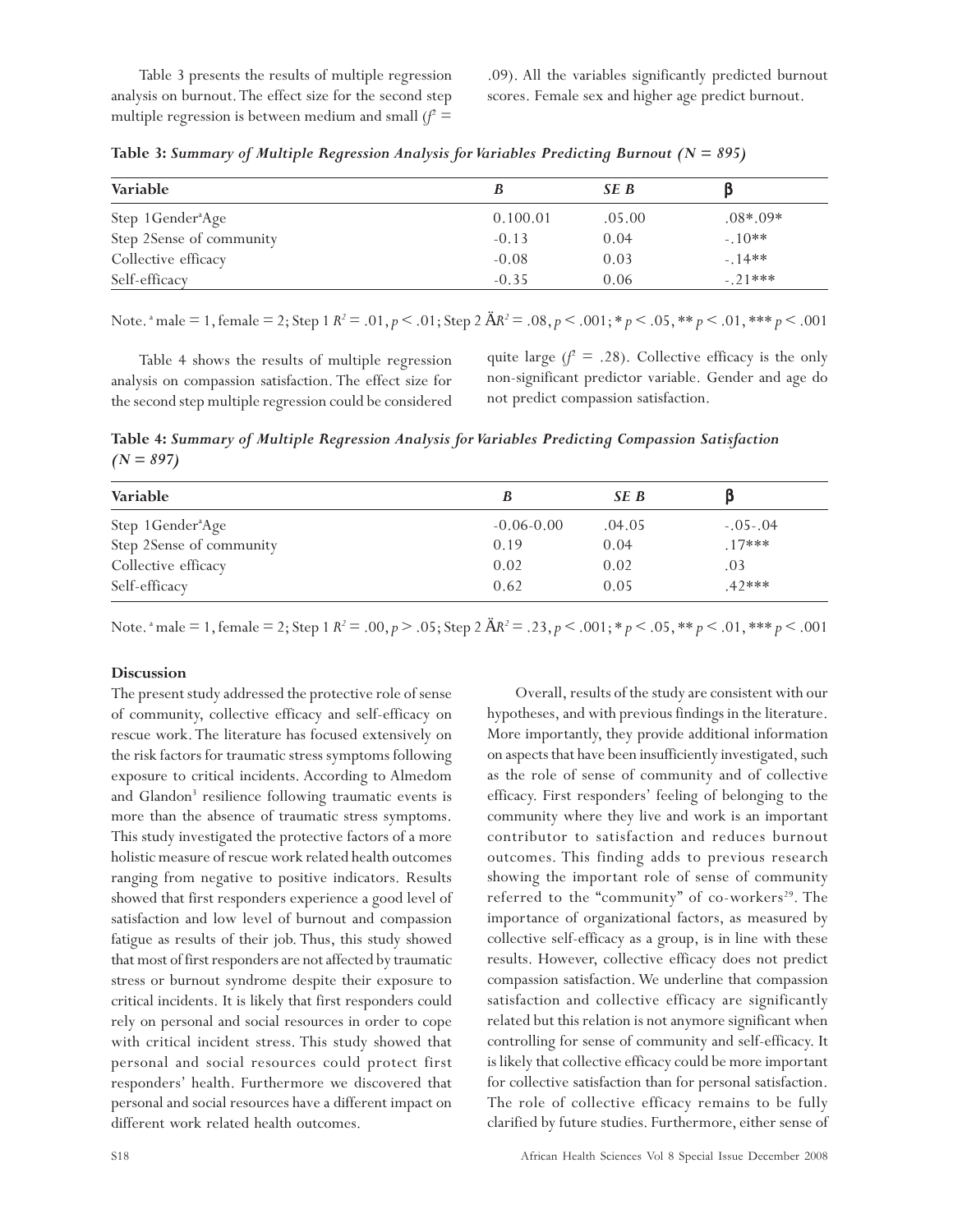Table 3 presents the results of multiple regression analysis on burnout. The effect size for the second step multiple regression is between medium and small ($f^2$ = .09). All the variables significantly predicted burnout scores. Female sex and higher age predict burnout.

**Table 3:** ***Summary of Multiple Regression Analysis for Variables Predicting Burnout (N = 895)***

| Variable | *B* | *SE B* | β |
|---|---|---|---|
| Step 1Gender[a]Age | 0.100.01 | .05.00 | .08*.09* |
| Step 2Sense of community | -0.13 | 0.04 | -.10** |
| Collective efficacy | -0.08 | 0.03 | -.14** |
| Self-efficacy | -0.35 | 0.06 | -.21*** |

Note. [a] male = 1, female = 2; Step 1 $R^2$ = .01, $p < .01$; Step 2 Ä$R^2$ = .08, $p < .001$; * $p < .05$, ** $p < .01$, *** $p < .001$

Table 4 shows the results of multiple regression analysis on compassion satisfaction. The effect size for the second step multiple regression could be considered quite large ($f^2$ = .28). Collective efficacy is the only non-significant predictor variable. Gender and age do not predict compassion satisfaction.

**Table 4:** ***Summary of Multiple Regression Analysis for Variables Predicting Compassion Satisfaction (N = 897)***

| Variable | *B* | *SE B* | β |
|---|---|---|---|
| Step 1Gender[a]Age | -0.06-0.00 | .04.05 | -.05-.04 |
| Step 2Sense of community | 0.19 | 0.04 | .17*** |
| Collective efficacy | 0.02 | 0.02 | .03 |
| Self-efficacy | 0.62 | 0.05 | .42*** |

Note. [a] male = 1, female = 2; Step 1 $R^2$ = .00, $p > .05$; Step 2 Ä$R^2$ = .23, $p < .001$; * $p < .05$, ** $p < .01$, *** $p < .001$

### Discussion

The present study addressed the protective role of sense of community, collective efficacy and self-efficacy on rescue work. The literature has focused extensively on the risk factors for traumatic stress symptoms following exposure to critical incidents. According to Almedom and Glandon[3] resilience following traumatic events is more than the absence of traumatic stress symptoms. This study investigated the protective factors of a more holistic measure of rescue work related health outcomes ranging from negative to positive indicators. Results showed that first responders experience a good level of satisfaction and low level of burnout and compassion fatigue as results of their job. Thus, this study showed that most of first responders are not affected by traumatic stress or burnout syndrome despite their exposure to critical incidents. It is likely that first responders could rely on personal and social resources in order to cope with critical incident stress. This study showed that personal and social resources could protect first responders' health. Furthermore we discovered that personal and social resources have a different impact on different work related health outcomes.

Overall, results of the study are consistent with our hypotheses, and with previous findings in the literature. More importantly, they provide additional information on aspects that have been insufficiently investigated, such as the role of sense of community and of collective efficacy. First responders' feeling of belonging to the community where they live and work is an important contributor to satisfaction and reduces burnout outcomes. This finding adds to previous research showing the important role of sense of community referred to the "community" of co-workers[29]. The importance of organizational factors, as measured by collective self-efficacy as a group, is in line with these results. However, collective efficacy does not predict compassion satisfaction. We underline that compassion satisfaction and collective efficacy are significantly related but this relation is not anymore significant when controlling for sense of community and self-efficacy. It is likely that collective efficacy could be more important for collective satisfaction than for personal satisfaction. The role of collective efficacy remains to be fully clarified by future studies. Furthermore, either sense of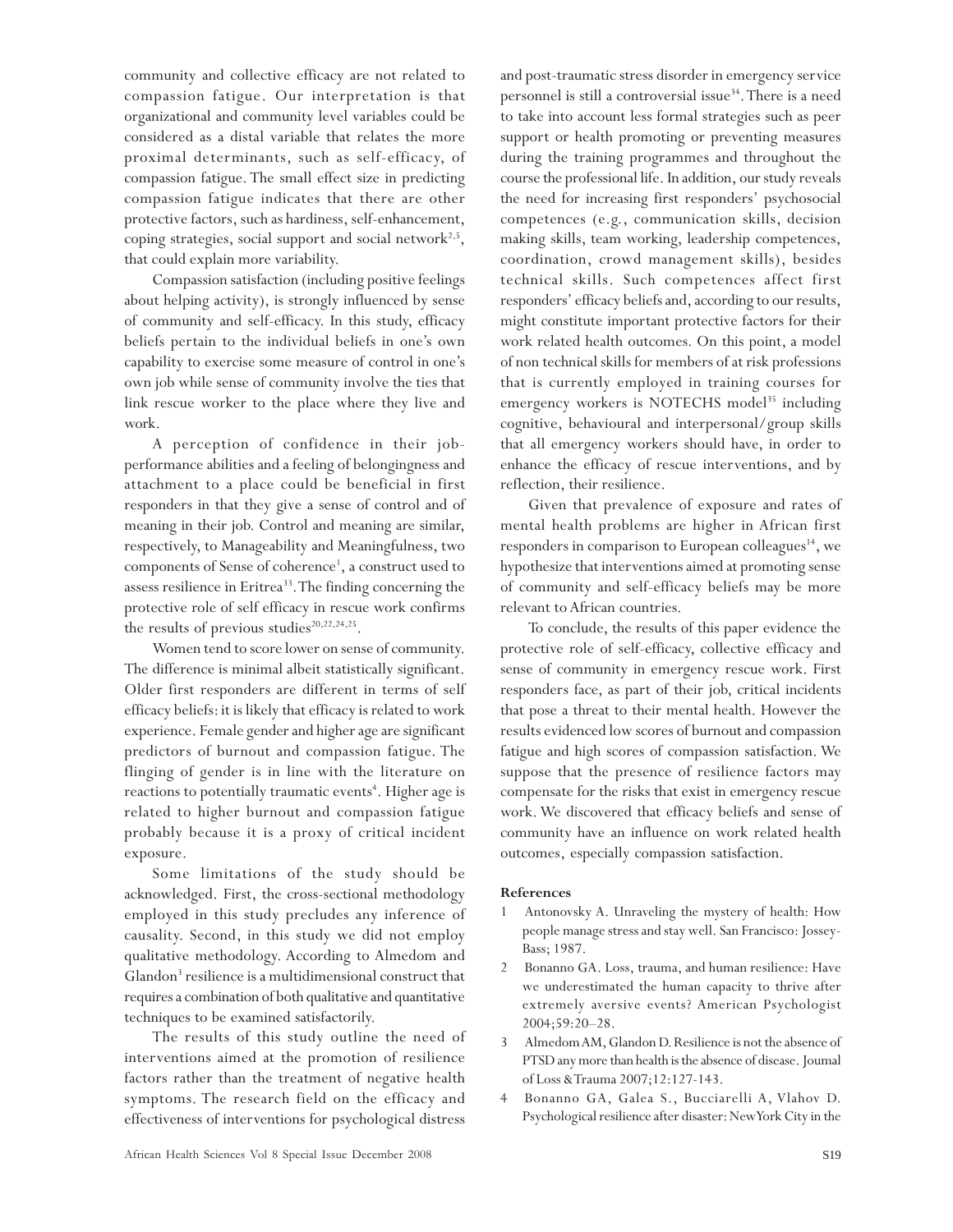community and collective efficacy are not related to compassion fatigue. Our interpretation is that organizational and community level variables could be considered as a distal variable that relates the more proximal determinants, such as self-efficacy, of compassion fatigue. The small effect size in predicting compassion fatigue indicates that there are other protective factors, such as hardiness, self-enhancement, coping strategies, social support and social network[2,5], that could explain more variability.

Compassion satisfaction (including positive feelings about helping activity), is strongly influenced by sense of community and self-efficacy. In this study, efficacy beliefs pertain to the individual beliefs in one's own capability to exercise some measure of control in one's own job while sense of community involve the ties that link rescue worker to the place where they live and work.

A perception of confidence in their job-performance abilities and a feeling of belongingness and attachment to a place could be beneficial in first responders in that they give a sense of control and of meaning in their job. Control and meaning are similar, respectively, to Manageability and Meaningfulness, two components of Sense of coherence[1], a construct used to assess resilience in Eritrea[33]. The finding concerning the protective role of self efficacy in rescue work confirms the results of previous studies[20,22,24,25].

Women tend to score lower on sense of community. The difference is minimal albeit statistically significant. Older first responders are different in terms of self efficacy beliefs: it is likely that efficacy is related to work experience. Female gender and higher age are significant predictors of burnout and compassion fatigue. The flinging of gender is in line with the literature on reactions to potentially traumatic events[4]. Higher age is related to higher burnout and compassion fatigue probably because it is a proxy of critical incident exposure.

Some limitations of the study should be acknowledged. First, the cross-sectional methodology employed in this study precludes any inference of causality. Second, in this study we did not employ qualitative methodology. According to Almedom and Glandon[3] resilience is a multidimensional construct that requires a combination of both qualitative and quantitative techniques to be examined satisfactorily.

The results of this study outline the need of interventions aimed at the promotion of resilience factors rather than the treatment of negative health symptoms. The research field on the efficacy and effectiveness of interventions for psychological distress and post-traumatic stress disorder in emergency service personnel is still a controversial issue[34]. There is a need to take into account less formal strategies such as peer support or health promoting or preventing measures during the training programmes and throughout the course the professional life. In addition, our study reveals the need for increasing first responders' psychosocial competences (e.g., communication skills, decision making skills, team working, leadership competences, coordination, crowd management skills), besides technical skills. Such competences affect first responders' efficacy beliefs and, according to our results, might constitute important protective factors for their work related health outcomes. On this point, a model of non technical skills for members of at risk professions that is currently employed in training courses for emergency workers is NOTECHS model[35] including cognitive, behavioural and interpersonal/group skills that all emergency workers should have, in order to enhance the efficacy of rescue interventions, and by reflection, their resilience.

Given that prevalence of exposure and rates of mental health problems are higher in African first responders in comparison to European colleagues[14], we hypothesize that interventions aimed at promoting sense of community and self-efficacy beliefs may be more relevant to African countries.

To conclude, the results of this paper evidence the protective role of self-efficacy, collective efficacy and sense of community in emergency rescue work. First responders face, as part of their job, critical incidents that pose a threat to their mental health. However the results evidenced low scores of burnout and compassion fatigue and high scores of compassion satisfaction. We suppose that the presence of resilience factors may compensate for the risks that exist in emergency rescue work. We discovered that efficacy beliefs and sense of community have an influence on work related health outcomes, especially compassion satisfaction.

**References**

1. Antonovsky A. Unraveling the mystery of health: How people manage stress and stay well. San Francisco: Jossey-Bass; 1987.
2. Bonanno GA. Loss, trauma, and human resilience: Have we underestimated the human capacity to thrive after extremely aversive events? American Psychologist 2004;59:20–28.
3. Almedom AM, Glandon D. Resilience is not the absence of PTSD any more than health is the absence of disease. Joumal of Loss & Trauma 2007;12:127-143.
4. Bonanno GA, Galea S., Bucciarelli A, Vlahov D. Psychological resilience after disaster: New York City in the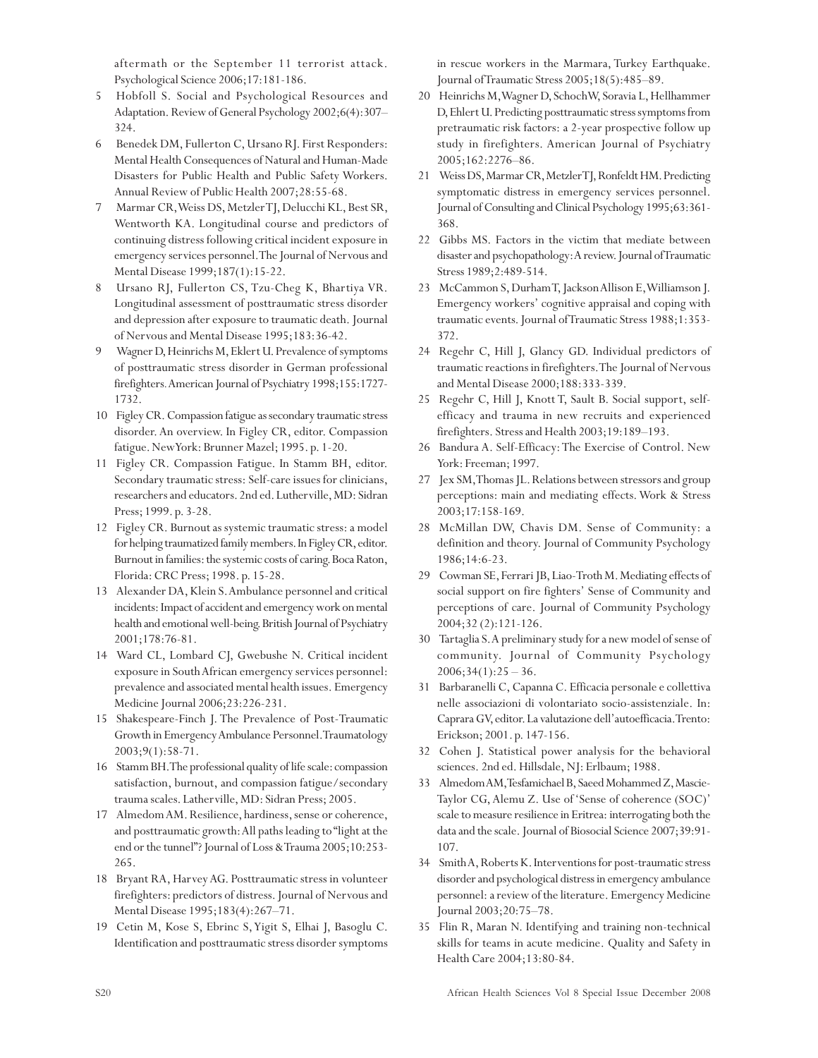aftermath or the September 11 terrorist attack. Psychological Science 2006;17:181-186.

5 Hobfoll S. Social and Psychological Resources and Adaptation. Review of General Psychology 2002;6(4):307–324.

6 Benedek DM, Fullerton C, Ursano RJ. First Responders: Mental Health Consequences of Natural and Human-Made Disasters for Public Health and Public Safety Workers. Annual Review of Public Health 2007;28:55-68.

7 Marmar CR, Weiss DS, Metzler TJ, Delucchi KL, Best SR, Wentworth KA. Longitudinal course and predictors of continuing distress following critical incident exposure in emergency services personnel. The Journal of Nervous and Mental Disease 1999;187(1):15-22.

8 Ursano RJ, Fullerton CS, Tzu-Cheg K, Bhartiya VR. Longitudinal assessment of posttraumatic stress disorder and depression after exposure to traumatic death. Journal of Nervous and Mental Disease 1995;183:36-42.

9 Wagner D, Heinrichs M, Eklert U. Prevalence of symptoms of posttraumatic stress disorder in German professional firefighters. American Journal of Psychiatry 1998;155:1727-1732.

10 Figley CR. Compassion fatigue as secondary traumatic stress disorder. An overview. In Figley CR, editor. Compassion fatigue. New York: Brunner Mazel; 1995. p. 1-20.

11 Figley CR. Compassion Fatigue. In Stamm BH, editor. Secondary traumatic stress: Self-care issues for clinicians, researchers and educators. 2nd ed. Lutherville, MD: Sidran Press; 1999. p. 3-28.

12 Figley CR. Burnout as systemic traumatic stress: a model for helping traumatized family members. In Figley CR, editor. Burnout in families: the systemic costs of caring. Boca Raton, Florida: CRC Press; 1998. p. 15-28.

13 Alexander DA, Klein S. Ambulance personnel and critical incidents: Impact of accident and emergency work on mental health and emotional well-being. British Journal of Psychiatry 2001;178:76-81.

14 Ward CL, Lombard CJ, Gwebushe N. Critical incident exposure in South African emergency services personnel: prevalence and associated mental health issues. Emergency Medicine Journal 2006;23:226-231.

15 Shakespeare-Finch J. The Prevalence of Post-Traumatic Growth in Emergency Ambulance Personnel. Traumatology 2003;9(1):58-71.

16 Stamm BH. The professional quality of life scale: compassion satisfaction, burnout, and compassion fatigue/secondary trauma scales. Latherville, MD: Sidran Press; 2005.

17 Almedom AM. Resilience, hardiness, sense or coherence, and posttraumatic growth: All paths leading to "light at the end or the tunnel"? Journal of Loss & Trauma 2005;10:253-265.

18 Bryant RA, Harvey AG. Posttraumatic stress in volunteer firefighters: predictors of distress. Journal of Nervous and Mental Disease 1995;183(4):267–71.

19 Cetin M, Kose S, Ebrinc S, Yigit S, Elhai J, Basoglu C. Identification and posttraumatic stress disorder symptoms in rescue workers in the Marmara, Turkey Earthquake. Journal of Traumatic Stress 2005;18(5):485–89.

20 Heinrichs M, Wagner D, Schoch W, Soravia L, Hellhammer D, Ehlert U. Predicting posttraumatic stress symptoms from pretraumatic risk factors: a 2-year prospective follow up study in firefighters. American Journal of Psychiatry 2005;162:2276–86.

21 Weiss DS, Marmar CR, Metzler TJ, Ronfeldt HM. Predicting symptomatic distress in emergency services personnel. Journal of Consulting and Clinical Psychology 1995;63:361-368.

22 Gibbs MS. Factors in the victim that mediate between disaster and psychopathology: A review. Journal of Traumatic Stress 1989;2:489-514.

23 McCammon S, Durham T, Jackson Allison E, Williamson J. Emergency workers' cognitive appraisal and coping with traumatic events. Journal of Traumatic Stress 1988;1:353-372.

24 Regehr C, Hill J, Glancy GD. Individual predictors of traumatic reactions in firefighters. The Journal of Nervous and Mental Disease 2000;188:333-339.

25 Regehr C, Hill J, Knott T, Sault B. Social support, self-efficacy and trauma in new recruits and experienced firefighters. Stress and Health 2003;19:189–193.

26 Bandura A. Self-Efficacy: The Exercise of Control. New York: Freeman; 1997.

27 Jex SM, Thomas JL. Relations between stressors and group perceptions: main and mediating effects. Work & Stress 2003;17:158-169.

28 McMillan DW, Chavis DM. Sense of Community: a definition and theory. Journal of Community Psychology 1986;14:6-23.

29 Cowman SE, Ferrari JB, Liao-Troth M. Mediating effects of social support on fire fighters' Sense of Community and perceptions of care. Journal of Community Psychology 2004;32 (2):121-126.

30 Tartaglia S. A preliminary study for a new model of sense of community. Journal of Community Psychology 2006;34(1):25 – 36.

31 Barbaranelli C, Capanna C. Efficacia personale e collettiva nelle associazioni di volontariato socio-assistenziale. In: Caprara GV, editor. La valutazione dell'autoefficacia. Trento: Erickson; 2001. p. 147-156.

32 Cohen J. Statistical power analysis for the behavioral sciences. 2nd ed. Hillsdale, NJ: Erlbaum; 1988.

33 Almedom AM, Tesfamichael B, Saeed Mohammed Z, Mascie-Taylor CG, Alemu Z. Use of 'Sense of coherence (SOC)' scale to measure resilience in Eritrea: interrogating both the data and the scale. Journal of Biosocial Science 2007;39:91-107.

34 Smith A, Roberts K. Interventions for post-traumatic stress disorder and psychological distress in emergency ambulance personnel: a review of the literature. Emergency Medicine Journal 2003;20:75–78.

35 Flin R, Maran N. Identifying and training non-technical skills for teams in acute medicine. Quality and Safety in Health Care 2004;13:80-84.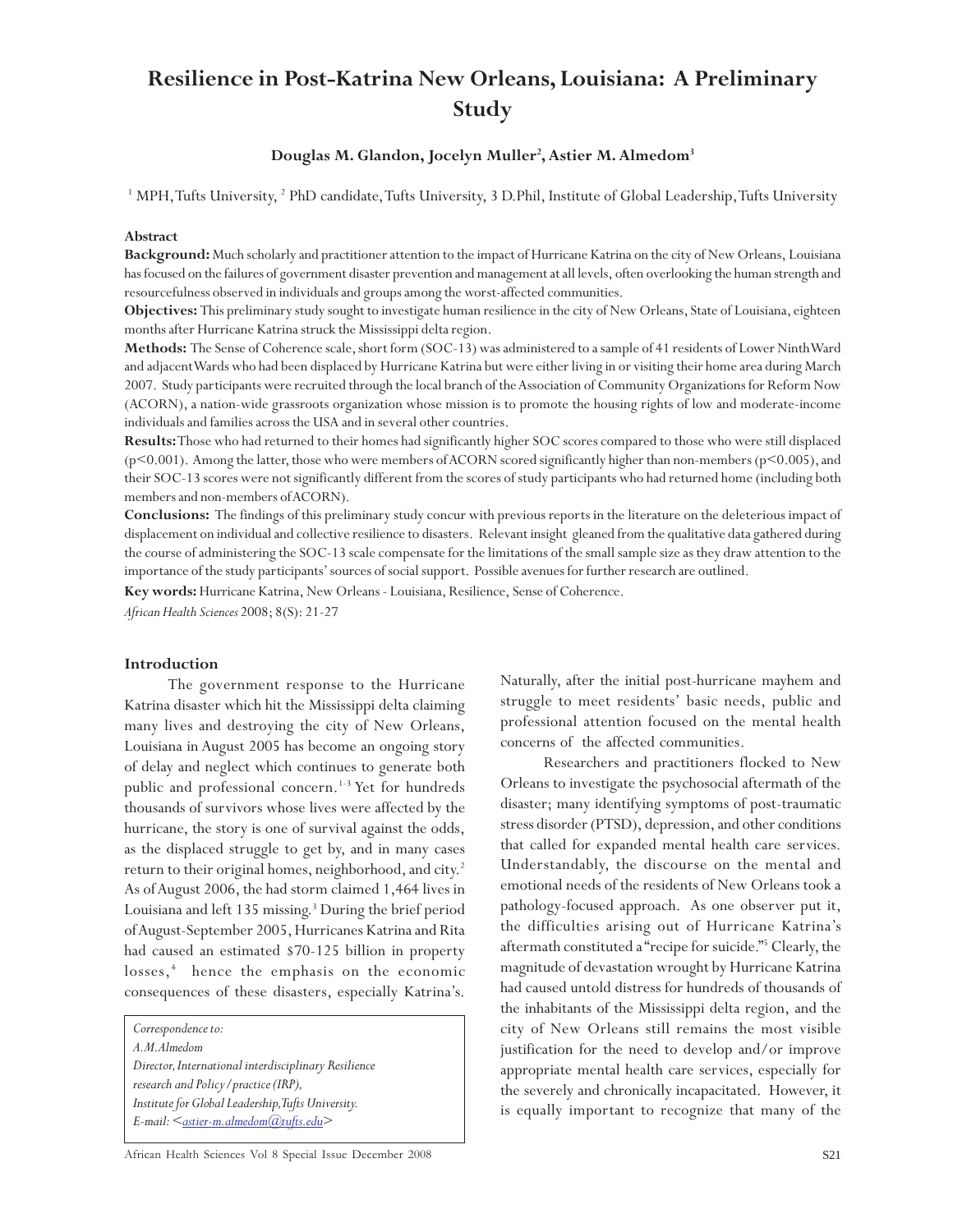# Resilience in Post-Katrina New Orleans, Louisiana: A Preliminary Study

**Douglas M. Glandon, Jocelyn Muller[2], Astier M. Almedom[3]**

[1] MPH, Tufts University, [2] PhD candidate, Tufts University, 3 D.Phil, Institute of Global Leadership, Tufts University

### Abstract

**Background:** Much scholarly and practitioner attention to the impact of Hurricane Katrina on the city of New Orleans, Louisiana has focused on the failures of government disaster prevention and management at all levels, often overlooking the human strength and resourcefulness observed in individuals and groups among the worst-affected communities.

**Objectives:** This preliminary study sought to investigate human resilience in the city of New Orleans, State of Louisiana, eighteen months after Hurricane Katrina struck the Mississippi delta region.

**Methods:** The Sense of Coherence scale, short form (SOC-13) was administered to a sample of 41 residents of Lower Ninth Ward and adjacent Wards who had been displaced by Hurricane Katrina but were either living in or visiting their home area during March 2007. Study participants were recruited through the local branch of the Association of Community Organizations for Reform Now (ACORN), a nation-wide grassroots organization whose mission is to promote the housing rights of low and moderate-income individuals and families across the USA and in several other countries.

**Results:** Those who had returned to their homes had significantly higher SOC scores compared to those who were still displaced ($p<0.001$). Among the latter, those who were members of ACORN scored significantly higher than non-members ($p<0.005$), and their SOC-13 scores were not significantly different from the scores of study participants who had returned home (including both members and non-members of ACORN).

**Conclusions:** The findings of this preliminary study concur with previous reports in the literature on the deleterious impact of displacement on individual and collective resilience to disasters. Relevant insight gleaned from the qualitative data gathered during the course of administering the SOC-13 scale compensate for the limitations of the small sample size as they draw attention to the importance of the study participants' sources of social support. Possible avenues for further research are outlined.

**Key words:** Hurricane Katrina, New Orleans - Louisiana, Resilience, Sense of Coherence.

*African Health Sciences* 2008; 8(S): 21-27

## Introduction

The government response to the Hurricane Katrina disaster which hit the Mississippi delta claiming many lives and destroying the city of New Orleans, Louisiana in August 2005 has become an ongoing story of delay and neglect which continues to generate both public and professional concern.[1-3] Yet for hundreds thousands of survivors whose lives were affected by the hurricane, the story is one of survival against the odds, as the displaced struggle to get by, and in many cases return to their original homes, neighborhood, and city.[2] As of August 2006, the had storm claimed 1,464 lives in Louisiana and left 135 missing.[3] During the brief period of August-September 2005, Hurricanes Katrina and Rita had caused an estimated $70-125 billion in property losses,[4] hence the emphasis on the economic consequences of these disasters, especially Katrina's. Naturally, after the initial post-hurricane mayhem and struggle to meet residents' basic needs, public and professional attention focused on the mental health concerns of the affected communities.

Researchers and practitioners flocked to New Orleans to investigate the psychosocial aftermath of the disaster; many identifying symptoms of post-traumatic stress disorder (PTSD), depression, and other conditions that called for expanded mental health care services. Understandably, the discourse on the mental and emotional needs of the residents of New Orleans took a pathology-focused approach. As one observer put it, the difficulties arising out of Hurricane Katrina's aftermath constituted a "recipe for suicide."[5] Clearly, the magnitude of devastation wrought by Hurricane Katrina had caused untold distress for hundreds of thousands of the inhabitants of the Mississippi delta region, and the city of New Orleans still remains the most visible justification for the need to develop and/or improve appropriate mental health care services, especially for the severely and chronically incapacitated. However, it is equally important to recognize that many of the

*Correspondence to:*
*A.M.Almedom*
*Director, International interdisciplinary Resilience research and Policy/practice (IRP),*
*Institute for Global Leadership, Tufts University.*
*E-mail: <astier-m.almedom@tufts.edu>*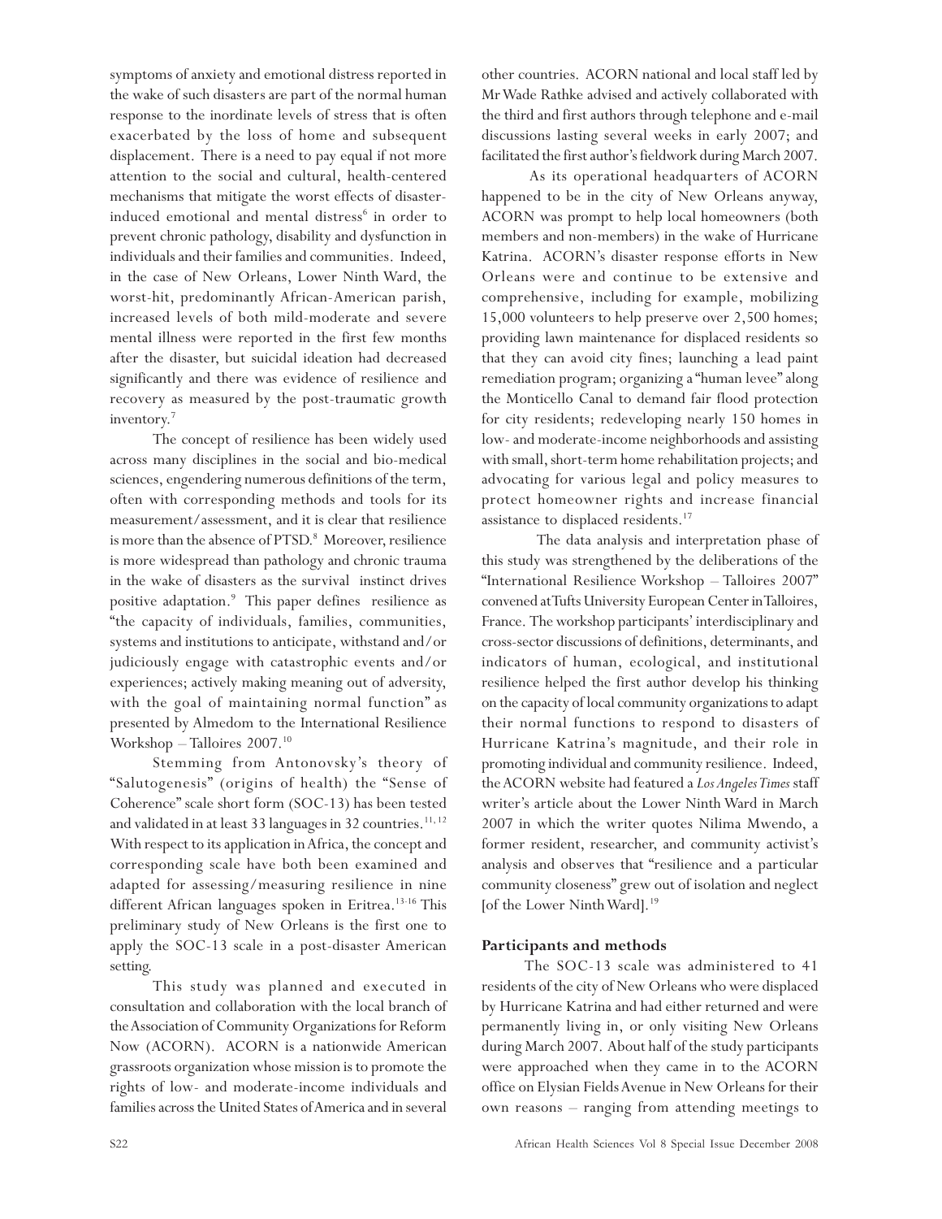symptoms of anxiety and emotional distress reported in the wake of such disasters are part of the normal human response to the inordinate levels of stress that is often exacerbated by the loss of home and subsequent displacement. There is a need to pay equal if not more attention to the social and cultural, health-centered mechanisms that mitigate the worst effects of disaster-induced emotional and mental distress[6] in order to prevent chronic pathology, disability and dysfunction in individuals and their families and communities. Indeed, in the case of New Orleans, Lower Ninth Ward, the worst-hit, predominantly African-American parish, increased levels of both mild-moderate and severe mental illness were reported in the first few months after the disaster, but suicidal ideation had decreased significantly and there was evidence of resilience and recovery as measured by the post-traumatic growth inventory.[7]

The concept of resilience has been widely used across many disciplines in the social and bio-medical sciences, engendering numerous definitions of the term, often with corresponding methods and tools for its measurement/assessment, and it is clear that resilience is more than the absence of PTSD.[8] Moreover, resilience is more widespread than pathology and chronic trauma in the wake of disasters as the survival instinct drives positive adaptation.[9] This paper defines resilience as "the capacity of individuals, families, communities, systems and institutions to anticipate, withstand and/or judiciously engage with catastrophic events and/or experiences; actively making meaning out of adversity, with the goal of maintaining normal function" as presented by Almedom to the International Resilience Workshop – Talloires 2007.[10]

Stemming from Antonovsky's theory of "Salutogenesis" (origins of health) the "Sense of Coherence" scale short form (SOC-13) has been tested and validated in at least 33 languages in 32 countries.[11, 12] With respect to its application in Africa, the concept and corresponding scale have both been examined and adapted for assessing/measuring resilience in nine different African languages spoken in Eritrea.[13-16] This preliminary study of New Orleans is the first one to apply the SOC-13 scale in a post-disaster American setting.

This study was planned and executed in consultation and collaboration with the local branch of the Association of Community Organizations for Reform Now (ACORN). ACORN is a nationwide American grassroots organization whose mission is to promote the rights of low- and moderate-income individuals and families across the United States of America and in several other countries. ACORN national and local staff led by Mr Wade Rathke advised and actively collaborated with the third and first authors through telephone and e-mail discussions lasting several weeks in early 2007; and facilitated the first author's fieldwork during March 2007.

As its operational headquarters of ACORN happened to be in the city of New Orleans anyway, ACORN was prompt to help local homeowners (both members and non-members) in the wake of Hurricane Katrina. ACORN's disaster response efforts in New Orleans were and continue to be extensive and comprehensive, including for example, mobilizing 15,000 volunteers to help preserve over 2,500 homes; providing lawn maintenance for displaced residents so that they can avoid city fines; launching a lead paint remediation program; organizing a "human levee" along the Monticello Canal to demand fair flood protection for city residents; redeveloping nearly 150 homes in low- and moderate-income neighborhoods and assisting with small, short-term home rehabilitation projects; and advocating for various legal and policy measures to protect homeowner rights and increase financial assistance to displaced residents.[17]

The data analysis and interpretation phase of this study was strengthened by the deliberations of the "International Resilience Workshop – Talloires 2007" convened at Tufts University European Center in Talloires, France. The workshop participants' interdisciplinary and cross-sector discussions of definitions, determinants, and indicators of human, ecological, and institutional resilience helped the first author develop his thinking on the capacity of local community organizations to adapt their normal functions to respond to disasters of Hurricane Katrina's magnitude, and their role in promoting individual and community resilience. Indeed, the ACORN website had featured a *Los Angeles Times* staff writer's article about the Lower Ninth Ward in March 2007 in which the writer quotes Nilima Mwendo, a former resident, researcher, and community activist's analysis and observes that "resilience and a particular community closeness" grew out of isolation and neglect [of the Lower Ninth Ward].[19]

## Participants and methods

The SOC-13 scale was administered to 41 residents of the city of New Orleans who were displaced by Hurricane Katrina and had either returned and were permanently living in, or only visiting New Orleans during March 2007. About half of the study participants were approached when they came in to the ACORN office on Elysian Fields Avenue in New Orleans for their own reasons – ranging from attending meetings to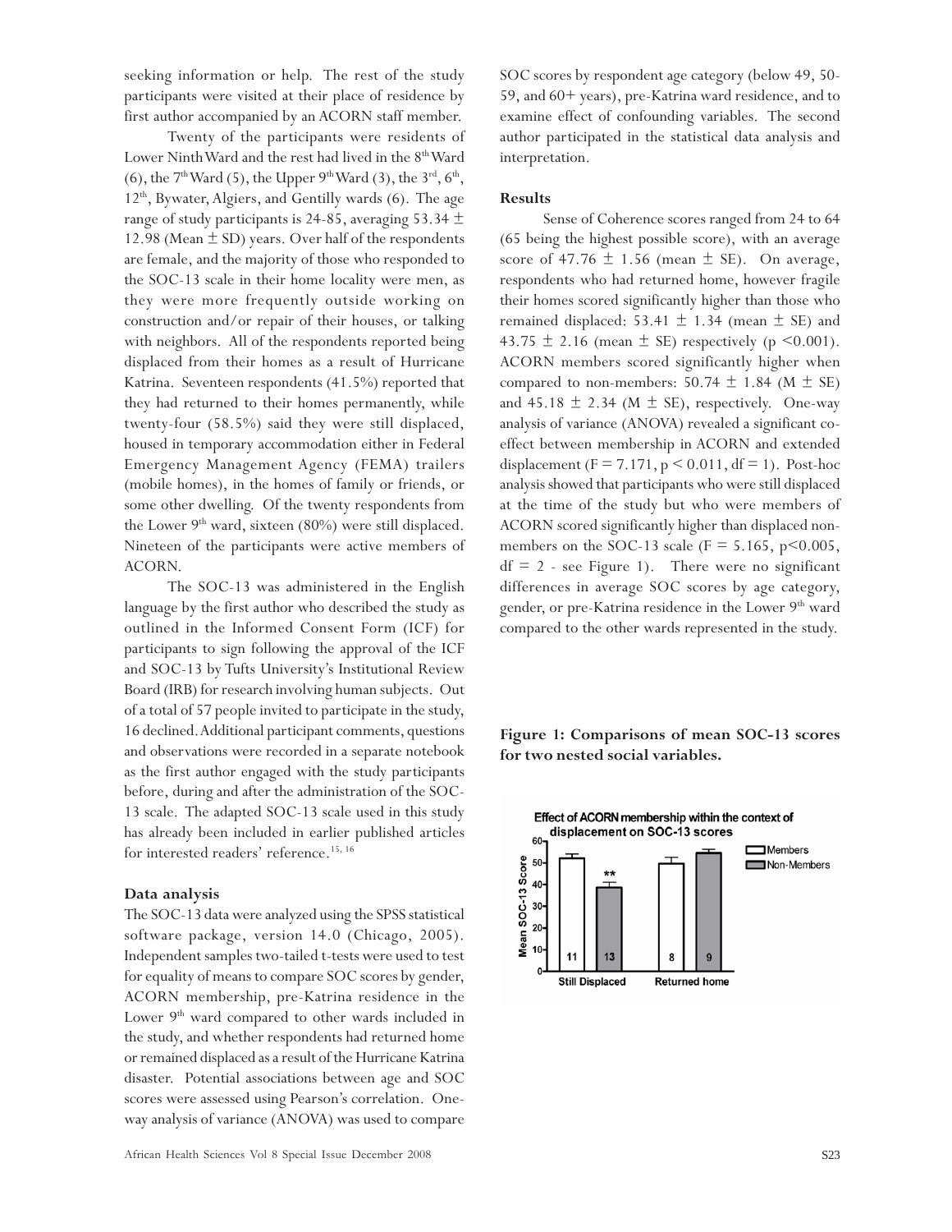seeking information or help. The rest of the study participants were visited at their place of residence by first author accompanied by an ACORN staff member.

Twenty of the participants were residents of Lower Ninth Ward and the rest had lived in the 8th Ward (6), the 7th Ward (5), the Upper 9th Ward (3), the 3rd, 6th, 12th, Bywater, Algiers, and Gentilly wards (6). The age range of study participants is 24-85, averaging 53.34 ± 12.98 (Mean ± SD) years. Over half of the respondents are female, and the majority of those who responded to the SOC-13 scale in their home locality were men, as they were more frequently outside working on construction and/or repair of their houses, or talking with neighbors. All of the respondents reported being displaced from their homes as a result of Hurricane Katrina. Seventeen respondents (41.5%) reported that they had returned to their homes permanently, while twenty-four (58.5%) said they were still displaced, housed in temporary accommodation either in Federal Emergency Management Agency (FEMA) trailers (mobile homes), in the homes of family or friends, or some other dwelling. Of the twenty respondents from the Lower 9th ward, sixteen (80%) were still displaced. Nineteen of the participants were active members of ACORN.

The SOC-13 was administered in the English language by the first author who described the study as outlined in the Informed Consent Form (ICF) for participants to sign following the approval of the ICF and SOC-13 by Tufts University's Institutional Review Board (IRB) for research involving human subjects. Out of a total of 57 people invited to participate in the study, 16 declined. Additional participant comments, questions and observations were recorded in a separate notebook as the first author engaged with the study participants before, during and after the administration of the SOC-13 scale. The adapted SOC-13 scale used in this study has already been included in earlier published articles for interested readers' reference.[15, 16]

### Data analysis

The SOC-13 data were analyzed using the SPSS statistical software package, version 14.0 (Chicago, 2005). Independent samples two-tailed t-tests were used to test for equality of means to compare SOC scores by gender, ACORN membership, pre-Katrina residence in the Lower 9th ward compared to other wards included in the study, and whether respondents had returned home or remained displaced as a result of the Hurricane Katrina disaster. Potential associations between age and SOC scores were assessed using Pearson's correlation. One-way analysis of variance (ANOVA) was used to compare SOC scores by respondent age category (below 49, 50-59, and 60+ years), pre-Katrina ward residence, and to examine effect of confounding variables. The second author participated in the statistical data analysis and interpretation.

### Results

Sense of Coherence scores ranged from 24 to 64 (65 being the highest possible score), with an average score of 47.76 ± 1.56 (mean ± SE). On average, respondents who had returned home, however fragile their homes scored significantly higher than those who remained displaced: 53.41 ± 1.34 (mean ± SE) and 43.75 ± 2.16 (mean ± SE) respectively ($p < 0.001$). ACORN members scored significantly higher when compared to non-members: 50.74 ± 1.84 (M ± SE) and 45.18 ± 2.34 (M ± SE), respectively. One-way analysis of variance (ANOVA) revealed a significant co-effect between membership in ACORN and extended displacement ($F = 7.171$, $p < 0.011$, $df = 1$). Post-hoc analysis showed that participants who were still displaced at the time of the study but who were members of ACORN scored significantly higher than displaced non-members on the SOC-13 scale ($F = 5.165$, $p < 0.005$, $df = 2$ - see Figure 1). There were no significant differences in average SOC scores by age category, gender, or pre-Katrina residence in the Lower 9th ward compared to the other wards represented in the study.

**Figure 1: Comparisons of mean SOC-13 scores for two nested social variables.**

Effect of ACORN membership within the context of displacement on SOC-13 scores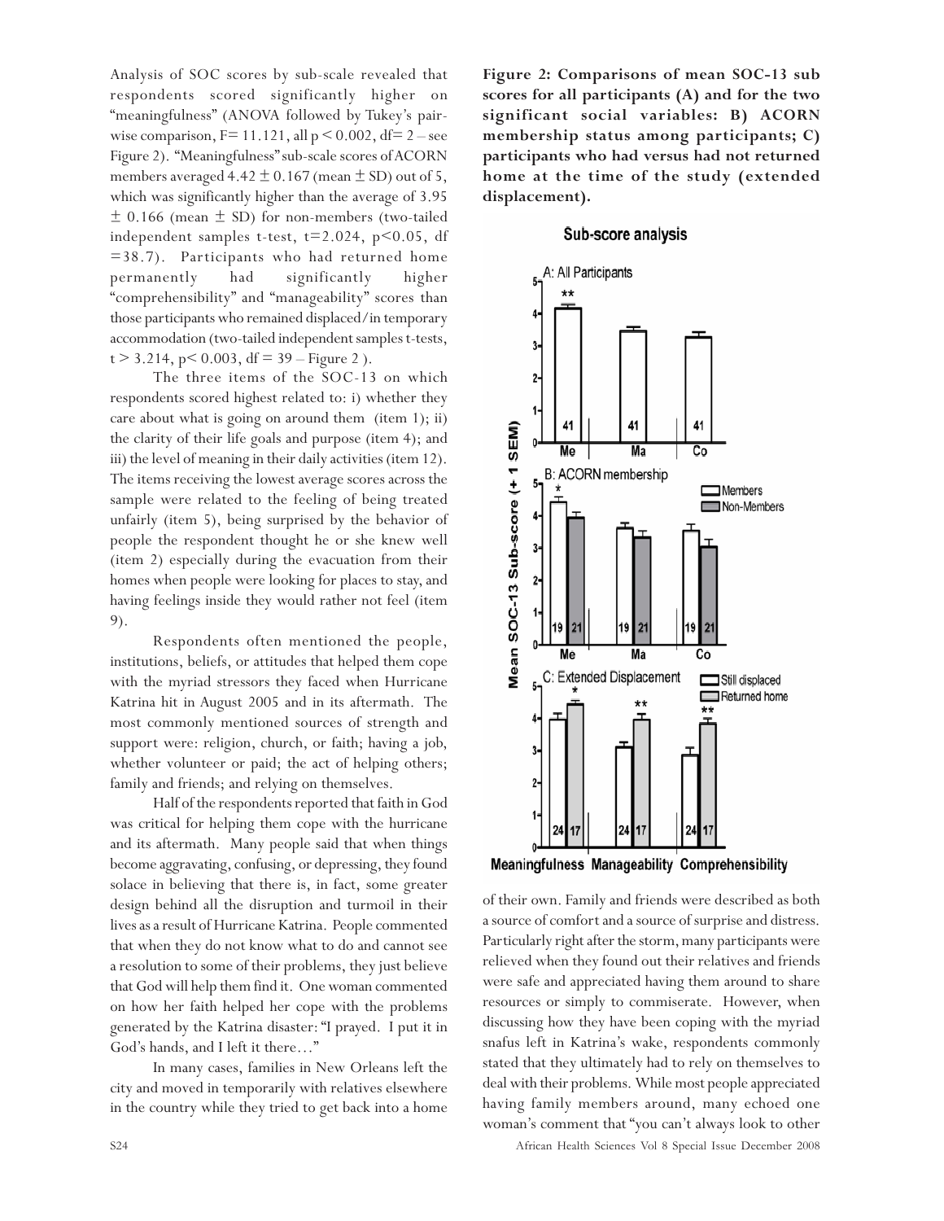Analysis of SOC scores by sub-scale revealed that respondents scored significantly higher on "meaningfulness" (ANOVA followed by Tukey's pair-wise comparison, $F = 11.121$, all $p < 0.002$, $df = 2$ – see Figure 2). "Meaningfulness" sub-scale scores of ACORN members averaged $4.42 \pm 0.167$ (mean $\pm$ SD) out of 5, which was significantly higher than the average of 3.95 $\pm$ 0.166 (mean $\pm$ SD) for non-members (two-tailed independent samples t-test, $t=2.024$, $p<0.05$, $df = 38.7$). Participants who had returned home permanently had significantly higher "comprehensibility" and "manageability" scores than those participants who remained displaced/in temporary accommodation (two-tailed independent samples t-tests, $t > 3.214$, $p < 0.003$, $df = 39$ – Figure 2 ).

The three items of the SOC-13 on which respondents scored highest related to: i) whether they care about what is going on around them (item 1); ii) the clarity of their life goals and purpose (item 4); and iii) the level of meaning in their daily activities (item 12). The items receiving the lowest average scores across the sample were related to the feeling of being treated unfairly (item 5), being surprised by the behavior of people the respondent thought he or she knew well (item 2) especially during the evacuation from their homes when people were looking for places to stay, and having feelings inside they would rather not feel (item 9).

Respondents often mentioned the people, institutions, beliefs, or attitudes that helped them cope with the myriad stressors they faced when Hurricane Katrina hit in August 2005 and in its aftermath. The most commonly mentioned sources of strength and support were: religion, church, or faith; having a job, whether volunteer or paid; the act of helping others; family and friends; and relying on themselves.

Half of the respondents reported that faith in God was critical for helping them cope with the hurricane and its aftermath. Many people said that when things become aggravating, confusing, or depressing, they found solace in believing that there is, in fact, some greater design behind all the disruption and turmoil in their lives as a result of Hurricane Katrina. People commented that when they do not know what to do and cannot see a resolution to some of their problems, they just believe that God will help them find it. One woman commented on how her faith helped her cope with the problems generated by the Katrina disaster: "I prayed. I put it in God's hands, and I left it there…"

In many cases, families in New Orleans left the city and moved in temporarily with relatives elsewhere in the country while they tried to get back into a home of their own. Family and friends were described as both a source of comfort and a source of surprise and distress. Particularly right after the storm, many participants were relieved when they found out their relatives and friends were safe and appreciated having them around to share resources or simply to commiserate. However, when discussing how they have been coping with the myriad snafus left in Katrina's wake, respondents commonly stated that they ultimately had to rely on themselves to deal with their problems. While most people appreciated having family members around, many echoed one woman's comment that "you can't always look to other

**Figure 2: Comparisons of mean SOC-13 sub scores for all participants (A) and for the two significant social variables: B) ACORN membership status among participants; C) participants who had versus had not returned home at the time of the study (extended displacement).**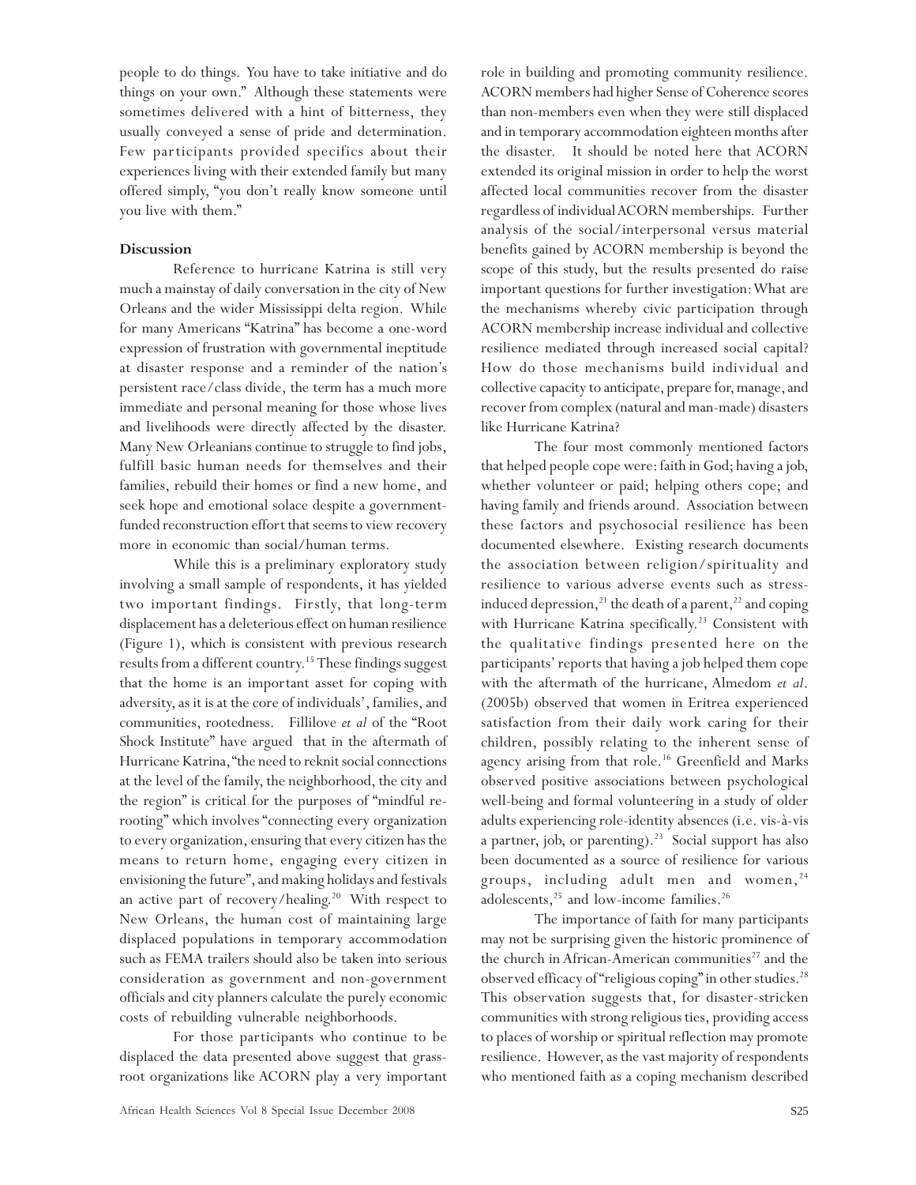people to do things. You have to take initiative and do things on your own." Although these statements were sometimes delivered with a hint of bitterness, they usually conveyed a sense of pride and determination. Few participants provided specifics about their experiences living with their extended family but many offered simply, "you don't really know someone until you live with them."

**Discussion**

Reference to hurricane Katrina is still very much a mainstay of daily conversation in the city of New Orleans and the wider Mississippi delta region. While for many Americans "Katrina" has become a one-word expression of frustration with governmental ineptitude at disaster response and a reminder of the nation's persistent race/class divide, the term has a much more immediate and personal meaning for those whose lives and livelihoods were directly affected by the disaster. Many New Orleanians continue to struggle to find jobs, fulfill basic human needs for themselves and their families, rebuild their homes or find a new home, and seek hope and emotional solace despite a government-funded reconstruction effort that seems to view recovery more in economic than social/human terms.

While this is a preliminary exploratory study involving a small sample of respondents, it has yielded two important findings. Firstly, that long-term displacement has a deleterious effect on human resilience (Figure 1), which is consistent with previous research results from a different country.[15] These findings suggest that the home is an important asset for coping with adversity, as it is at the core of individuals', families, and communities, rootedness. Fillilove *et al* of the "Root Shock Institute" have argued that in the aftermath of Hurricane Katrina, "the need to reknit social connections at the level of the family, the neighborhood, the city and the region" is critical for the purposes of "mindful re-rooting" which involves "connecting every organization to every organization, ensuring that every citizen has the means to return home, engaging every citizen in envisioning the future", and making holidays and festivals an active part of recovery/healing.[20] With respect to New Orleans, the human cost of maintaining large displaced populations in temporary accommodation such as FEMA trailers should also be taken into serious consideration as government and non-government officials and city planners calculate the purely economic costs of rebuilding vulnerable neighborhoods.

For those participants who continue to be displaced the data presented above suggest that grass-root organizations like ACORN play a very important role in building and promoting community resilience. ACORN members had higher Sense of Coherence scores than non-members even when they were still displaced and in temporary accommodation eighteen months after the disaster. It should be noted here that ACORN extended its original mission in order to help the worst affected local communities recover from the disaster regardless of individual ACORN memberships. Further analysis of the social/interpersonal versus material benefits gained by ACORN membership is beyond the scope of this study, but the results presented do raise important questions for further investigation: What are the mechanisms whereby civic participation through ACORN membership increase individual and collective resilience mediated through increased social capital? How do those mechanisms build individual and collective capacity to anticipate, prepare for, manage, and recover from complex (natural and man-made) disasters like Hurricane Katrina?

The four most commonly mentioned factors that helped people cope were: faith in God; having a job, whether volunteer or paid; helping others cope; and having family and friends around. Association between these factors and psychosocial resilience has been documented elsewhere. Existing research documents the association between religion/spirituality and resilience to various adverse events such as stress-induced depression,[21] the death of a parent,[22] and coping with Hurricane Katrina specifically.[23] Consistent with the qualitative findings presented here on the participants' reports that having a job helped them cope with the aftermath of the hurricane, Almedom *et al*. (2005b) observed that women in Eritrea experienced satisfaction from their daily work caring for their children, possibly relating to the inherent sense of agency arising from that role.[16] Greenfield and Marks observed positive associations between psychological well-being and formal volunteering in a study of older adults experiencing role-identity absences (i.e. vis-à-vis a partner, job, or parenting).[23] Social support has also been documented as a source of resilience for various groups, including adult men and women,[24] adolescents,[25] and low-income families.[26]

The importance of faith for many participants may not be surprising given the historic prominence of the church in African-American communities[27] and the observed efficacy of "religious coping" in other studies.[28] This observation suggests that, for disaster-stricken communities with strong religious ties, providing access to places of worship or spiritual reflection may promote resilience. However, as the vast majority of respondents who mentioned faith as a coping mechanism described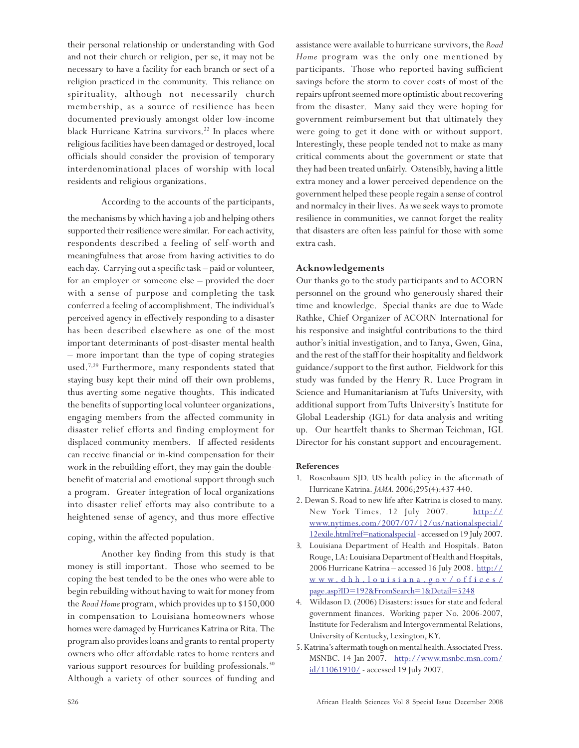their personal relationship or understanding with God and not their church or religion, per se, it may not be necessary to have a facility for each branch or sect of a religion practiced in the community. This reliance on spirituality, although not necessarily church membership, as a source of resilience has been documented previously amongst older low-income black Hurricane Katrina survivors.[22] In places where religious facilities have been damaged or destroyed, local officials should consider the provision of temporary interdenominational places of worship with local residents and religious organizations.

According to the accounts of the participants, the mechanisms by which having a job and helping others supported their resilience were similar. For each activity, respondents described a feeling of self-worth and meaningfulness that arose from having activities to do each day. Carrying out a specific task – paid or volunteer, for an employer or someone else – provided the doer with a sense of purpose and completing the task conferred a feeling of accomplishment. The individual's perceived agency in effectively responding to a disaster has been described elsewhere as one of the most important determinants of post-disaster mental health – more important than the type of coping strategies used.[7,29] Furthermore, many respondents stated that staying busy kept their mind off their own problems, thus averting some negative thoughts. This indicated the benefits of supporting local volunteer organizations, engaging members from the affected community in disaster relief efforts and finding employment for displaced community members. If affected residents can receive financial or in-kind compensation for their work in the rebuilding effort, they may gain the double-benefit of material and emotional support through such a program. Greater integration of local organizations into disaster relief efforts may also contribute to a heightened sense of agency, and thus more effective coping, within the affected population.

Another key finding from this study is that money is still important. Those who seemed to be coping the best tended to be the ones who were able to begin rebuilding without having to wait for money from the *Road Home* program, which provides up to $150,000 in compensation to Louisiana homeowners whose homes were damaged by Hurricanes Katrina or Rita. The program also provides loans and grants to rental property owners who offer affordable rates to home renters and various support resources for building professionals.[30] Although a variety of other sources of funding and assistance were available to hurricane survivors, the *Road Home* program was the only one mentioned by participants. Those who reported having sufficient savings before the storm to cover costs of most of the repairs upfront seemed more optimistic about recovering from the disaster. Many said they were hoping for government reimbursement but that ultimately they were going to get it done with or without support. Interestingly, these people tended not to make as many critical comments about the government or state that they had been treated unfairly. Ostensibly, having a little extra money and a lower perceived dependence on the government helped these people regain a sense of control and normalcy in their lives. As we seek ways to promote resilience in communities, we cannot forget the reality that disasters are often less painful for those with some extra cash.

## Acknowledgements

Our thanks go to the study participants and to ACORN personnel on the ground who generously shared their time and knowledge. Special thanks are due to Wade Rathke, Chief Organizer of ACORN International for his responsive and insightful contributions to the third author's initial investigation, and to Tanya, Gwen, Gina, and the rest of the staff for their hospitality and fieldwork guidance/support to the first author. Fieldwork for this study was funded by the Henry R. Luce Program in Science and Humanitarianism at Tufts University, with additional support from Tufts University's Institute for Global Leadership (IGL) for data analysis and writing up. Our heartfelt thanks to Sherman Teichman, IGL Director for his constant support and encouragement.

### References

1. Rosenbaum SJD. US health policy in the aftermath of Hurricane Katrina. *JAMA.* 2006;295(4):437-440.
2. Dewan S. Road to new life after Katrina is closed to many. New York Times. 12 July 2007. http://www.nytimes.com/2007/07/12/us/nationalspecial/12exile.html?ref=nationalspecial - accessed on 19 July 2007.
3. Louisiana Department of Health and Hospitals. Baton Rouge, LA: Louisiana Department of Health and Hospitals, 2006 Hurricane Katrina – accessed 16 July 2008. http://www.dhh.louisiana.gov/offices/page.asp?ID=192&FromSearch=1&Detail=5248
4. Wildason D. (2006) Disasters: issues for state and federal government finances. Working paper No. 2006-2007, Institute for Federalism and Intergovernmental Relations, University of Kentucky, Lexington, KY.
5. Katrina's aftermath tough on mental health. Associated Press. MSNBC. 14 Jan 2007. http://www.msnbc.msn.com/id/11061910/ - accessed 19 July 2007.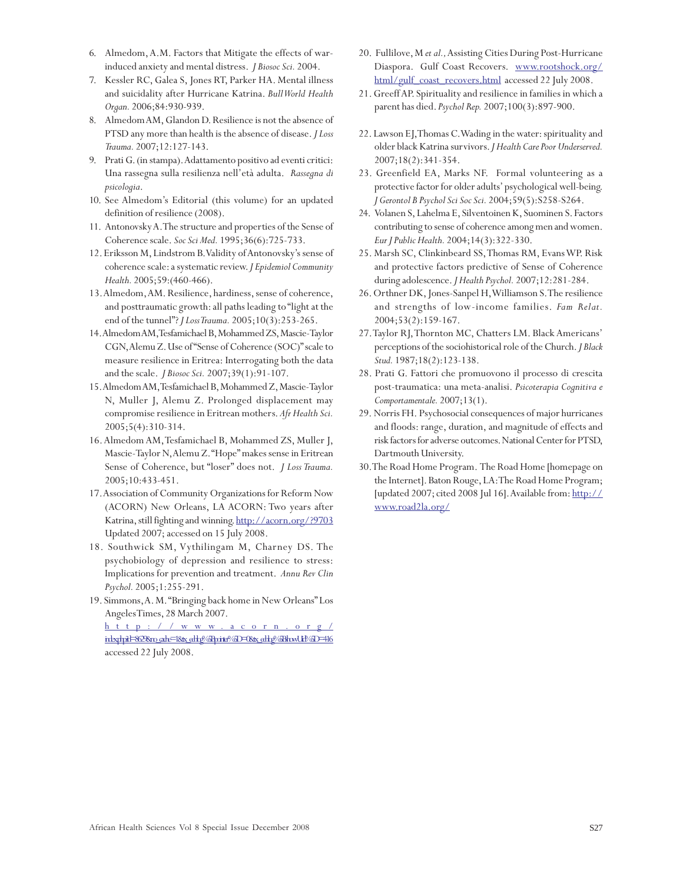6. Almedom, A.M. Factors that Mitigate the effects of war-induced anxiety and mental distress. *J Biosoc Sci.* 2004.
7. Kessler RC, Galea S, Jones RT, Parker HA. Mental illness and suicidality after Hurricane Katrina. *Bull World Health Organ.* 2006;84:930-939.
8. Almedom AM, Glandon D. Resilience is not the absence of PTSD any more than health is the absence of disease. *J Loss Trauma.* 2007;12:127-143.
9. Prati G. (in stampa). Adattamento positivo ad eventi critici: Una rassegna sulla resilienza nell'età adulta. *Rassegna di psicologia*.
10. See Almedom's Editorial (this volume) for an updated definition of resilience (2008).
11. Antonovsky A. The structure and properties of the Sense of Coherence scale. *Soc Sci Med.* 1995;36(6):725-733.
12. Eriksson M, Lindstrom B. Validity of Antonovsky's sense of coherence scale: a systematic review. *J Epidemiol Community Health.* 2005;59:(460-466).
13. Almedom, AM. Resilience, hardiness, sense of coherence, and posttraumatic growth: all paths leading to "light at the end of the tunnel"? *J Loss Trauma.* 2005;10(3):253-265.
14. Almedom AM, Tesfamichael B, Mohammed ZS, Mascie-Taylor CGN, Alemu Z. Use of "Sense of Coherence (SOC)" scale to measure resilience in Eritrea: Interrogating both the data and the scale. *J Biosoc Sci.* 2007;39(1):91-107.
15. Almedom AM, Tesfamichael B, Mohammed Z, Mascie-Taylor N, Muller J, Alemu Z. Prolonged displacement may compromise resilience in Eritrean mothers. *Afr Health Sci.* 2005;5(4):310-314.
16. Almedom AM, Tesfamichael B, Mohammed ZS, Muller J, Mascie-Taylor N, Alemu Z. "Hope" makes sense in Eritrean Sense of Coherence, but "loser" does not. *J Loss Trauma.* 2005;10:433-451.
17. Association of Community Organizations for Reform Now (ACORN) New Orleans, LA ACORN: Two years after Katrina, still fighting and winning. http://acorn.org/?9703 Updated 2007; accessed on 15 July 2008.
18. Southwick SM, Vythilingam M, Charney DS. The psychobiology of depression and resilience to stress: Implications for prevention and treatment. *Annu Rev Clin Psychol.* 2005;1:255-291.
19. Simmons, A. M. "Bringing back home in New Orleans" Los Angeles Times, 28 March 2007. http://www.acorn.org/index.php?id=8629&no_cache=1&tx_ttnews%5Bpointer%5D=0&tx_ttnews%5BbackPid%5D=416 accessed 22 July 2008.
20. Fullilove, M *et al.*, Assisting Cities During Post-Hurricane Diaspora. Gulf Coast Recovers. www.rootshock.org/html/gulf_coast_recovers.html accessed 22 July 2008.
21. Greeff AP. Spirituality and resilience in families in which a parent has died. *Psychol Rep.* 2007;100(3):897-900.
22. Lawson EJ, Thomas C. Wading in the water: spirituality and older black Katrina survivors. *J Health Care Poor Underserved.* 2007;18(2):341-354.
23. Greenfield EA, Marks NF. Formal volunteering as a protective factor for older adults' psychological well-being. *J Gerontol B Psychol Sci Soc Sci.* 2004;59(5):S258-S264.
24. Volanen S, Lahelma E, Silventoinen K, Suominen S. Factors contributing to sense of coherence among men and women. *Eur J Public Health.* 2004;14(3):322-330.
25. Marsh SC, Clinkinbeard SS, Thomas RM, Evans WP. Risk and protective factors predictive of Sense of Coherence during adolescence. *J Health Psychol.* 2007;12:281-284.
26. Orthner DK, Jones-Sanpel H, Williamson S. The resilience and strengths of low-income families. *Fam Relat.* 2004;53(2):159-167.
27. Taylor RJ, Thornton MC, Chatters LM. Black Americans' perceptions of the sociohistorical role of the Church. *J Black Stud.* 1987;18(2):123-138.
28. Prati G. Fattori che promuovono il processo di crescita post-traumatica: una meta-analisi. *Psicoterapia Cognitiva e Comportamentale.* 2007;13(1).
29. Norris FH. Psychosocial consequences of major hurricanes and floods: range, duration, and magnitude of effects and risk factors for adverse outcomes. National Center for PTSD, Dartmouth University.
30. The Road Home Program. The Road Home [homepage on the Internet]. Baton Rouge, LA: The Road Home Program; [updated 2007; cited 2008 Jul 16]. Available from: http://www.road2la.org/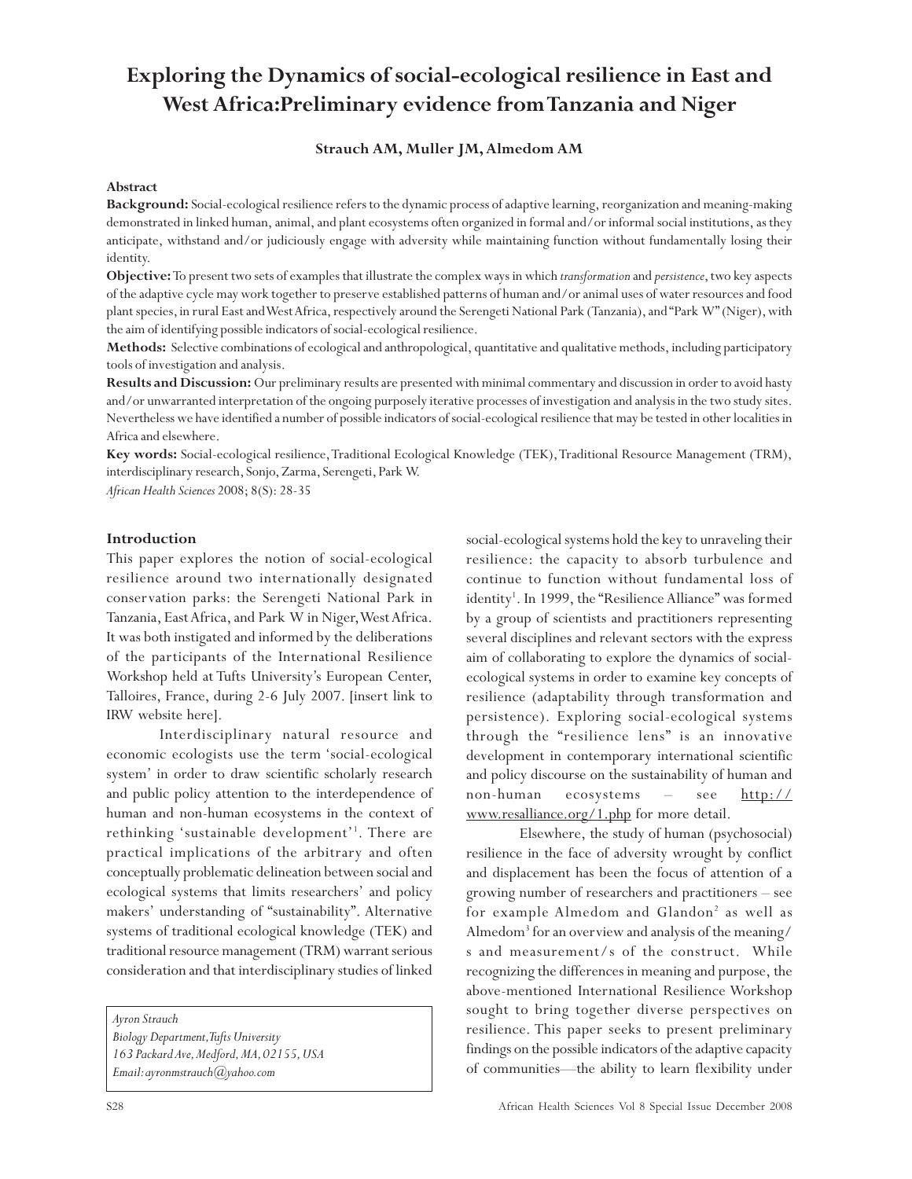# Exploring the Dynamics of social-ecological resilience in East and West Africa:Preliminary evidence from Tanzania and Niger

**Strauch AM, Muller JM, Almedom AM**

**Abstract**

**Background:** Social-ecological resilience refers to the dynamic process of adaptive learning, reorganization and meaning-making demonstrated in linked human, animal, and plant ecosystems often organized in formal and/or informal social institutions, as they anticipate, withstand and/or judiciously engage with adversity while maintaining function without fundamentally losing their identity.

**Objective:** To present two sets of examples that illustrate the complex ways in which *transformation* and *persistence*, two key aspects of the adaptive cycle may work together to preserve established patterns of human and/or animal uses of water resources and food plant species, in rural East and West Africa, respectively around the Serengeti National Park (Tanzania), and "Park W" (Niger), with the aim of identifying possible indicators of social-ecological resilience.

**Methods:** Selective combinations of ecological and anthropological, quantitative and qualitative methods, including participatory tools of investigation and analysis.

**Results and Discussion:** Our preliminary results are presented with minimal commentary and discussion in order to avoid hasty and/or unwarranted interpretation of the ongoing purposely iterative processes of investigation and analysis in the two study sites. Nevertheless we have identified a number of possible indicators of social-ecological resilience that may be tested in other localities in Africa and elsewhere.

**Key words:** Social-ecological resilience, Traditional Ecological Knowledge (TEK), Traditional Resource Management (TRM), interdisciplinary research, Sonjo, Zarma, Serengeti, Park W.

*African Health Sciences* 2008; 8(S): 28-35

## Introduction

This paper explores the notion of social-ecological resilience around two internationally designated conservation parks: the Serengeti National Park in Tanzania, East Africa, and Park W in Niger, West Africa. It was both instigated and informed by the deliberations of the participants of the International Resilience Workshop held at Tufts University's European Center, Talloires, France, during 2-6 July 2007. [insert link to IRW website here].

Interdisciplinary natural resource and economic ecologists use the term 'social-ecological system' in order to draw scientific scholarly research and public policy attention to the interdependence of human and non-human ecosystems in the context of rethinking 'sustainable development'[1]. There are practical implications of the arbitrary and often conceptually problematic delineation between social and ecological systems that limits researchers' and policy makers' understanding of "sustainability". Alternative systems of traditional ecological knowledge (TEK) and traditional resource management (TRM) warrant serious consideration and that interdisciplinary studies of linked social-ecological systems hold the key to unraveling their resilience: the capacity to absorb turbulence and continue to function without fundamental loss of identity[1]. In 1999, the "Resilience Alliance" was formed by a group of scientists and practitioners representing several disciplines and relevant sectors with the express aim of collaborating to explore the dynamics of social-ecological systems in order to examine key concepts of resilience (adaptability through transformation and persistence). Exploring social-ecological systems through the "resilience lens" is an innovative development in contemporary international scientific and policy discourse on the sustainability of human and non-human ecosystems – see http://www.resalliance.org/1.php for more detail.

Elsewhere, the study of human (psychosocial) resilience in the face of adversity wrought by conflict and displacement has been the focus of attention of a growing number of researchers and practitioners – see for example Almedom and Glandon[2] as well as Almedom[3] for an overview and analysis of the meaning/s and measurement/s of the construct. While recognizing the differences in meaning and purpose, the above-mentioned International Resilience Workshop sought to bring together diverse perspectives on resilience. This paper seeks to present preliminary findings on the possible indicators of the adaptive capacity of communities—the ability to learn flexibility under

*Ayron Strauch*
*Biology Department, Tufts University*
*163 Packard Ave, Medford, MA, 02155, USA*
*Email: ayronmstrauch@yahoo.com*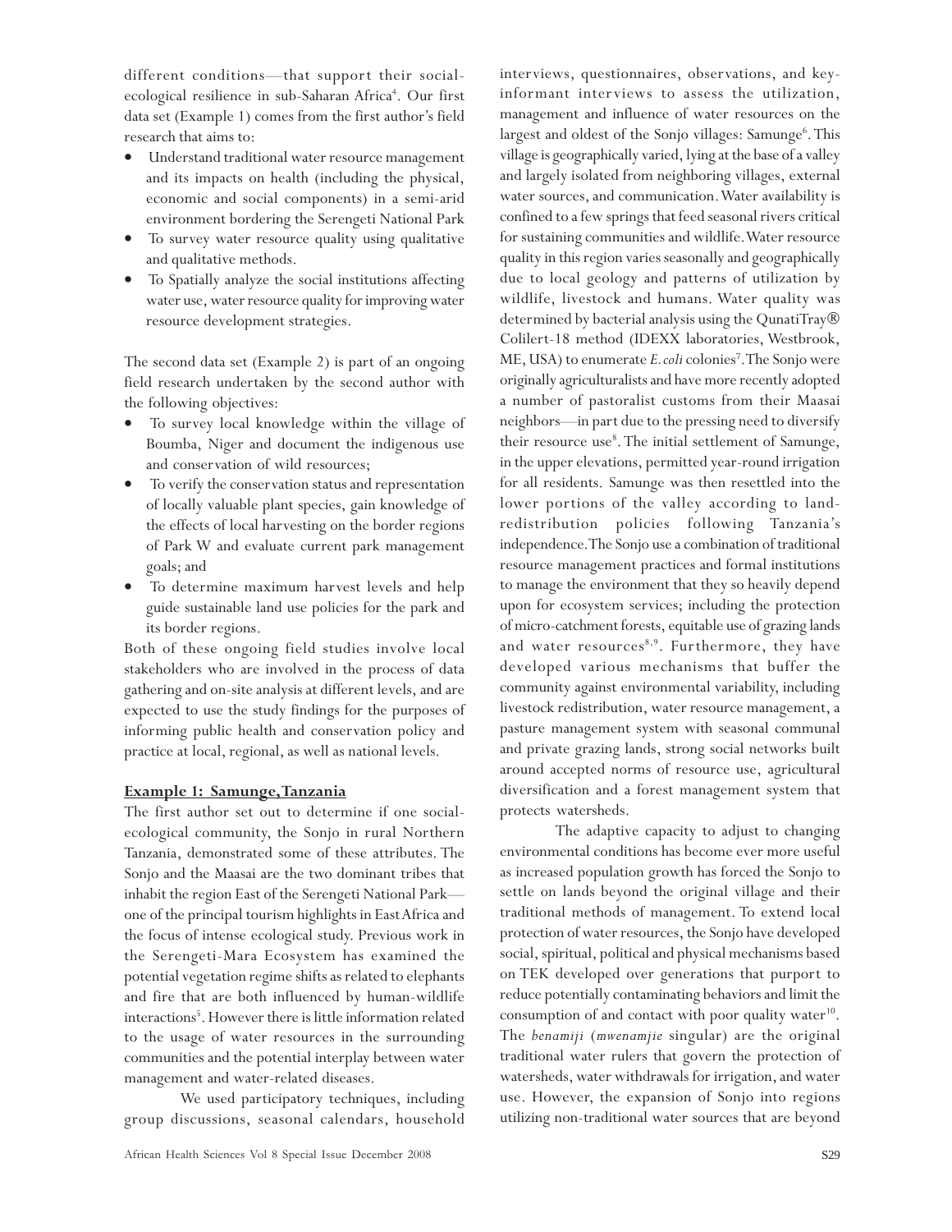different conditions—that support their social-ecological resilience in sub-Saharan Africa[4]. Our first data set (Example 1) comes from the first author's field research that aims to:

- Understand traditional water resource management and its impacts on health (including the physical, economic and social components) in a semi-arid environment bordering the Serengeti National Park
- To survey water resource quality using qualitative and qualitative methods.
- To Spatially analyze the social institutions affecting water use, water resource quality for improving water resource development strategies.

The second data set (Example 2) is part of an ongoing field research undertaken by the second author with the following objectives:

- To survey local knowledge within the village of Boumba, Niger and document the indigenous use and conservation of wild resources;
- To verify the conservation status and representation of locally valuable plant species, gain knowledge of the effects of local harvesting on the border regions of Park W and evaluate current park management goals; and
- To determine maximum harvest levels and help guide sustainable land use policies for the park and its border regions.

Both of these ongoing field studies involve local stakeholders who are involved in the process of data gathering and on-site analysis at different levels, and are expected to use the study findings for the purposes of informing public health and conservation policy and practice at local, regional, as well as national levels.

### Example 1: Samunge, Tanzania

The first author set out to determine if one social-ecological community, the Sonjo in rural Northern Tanzania, demonstrated some of these attributes. The Sonjo and the Maasai are the two dominant tribes that inhabit the region East of the Serengeti National Park—one of the principal tourism highlights in East Africa and the focus of intense ecological study. Previous work in the Serengeti-Mara Ecosystem has examined the potential vegetation regime shifts as related to elephants and fire that are both influenced by human-wildlife interactions[5]. However there is little information related to the usage of water resources in the surrounding communities and the potential interplay between water management and water-related diseases.

We used participatory techniques, including group discussions, seasonal calendars, household interviews, questionnaires, observations, and key-informant interviews to assess the utilization, management and influence of water resources on the largest and oldest of the Sonjo villages: Samunge[6]. This village is geographically varied, lying at the base of a valley and largely isolated from neighboring villages, external water sources, and communication. Water availability is confined to a few springs that feed seasonal rivers critical for sustaining communities and wildlife. Water resource quality in this region varies seasonally and geographically due to local geology and patterns of utilization by wildlife, livestock and humans. Water quality was determined by bacterial analysis using the QunatiTray® Colilert-18 method (IDEXX laboratories, Westbrook, ME, USA) to enumerate *E. coli* colonies[7]. The Sonjo were originally agriculturalists and have more recently adopted a number of pastoralist customs from their Maasai neighbors—in part due to the pressing need to diversify their resource use[8]. The initial settlement of Samunge, in the upper elevations, permitted year-round irrigation for all residents. Samunge was then resettled into the lower portions of the valley according to land-redistribution policies following Tanzania's independence. The Sonjo use a combination of traditional resource management practices and formal institutions to manage the environment that they so heavily depend upon for ecosystem services; including the protection of micro-catchment forests, equitable use of grazing lands and water resources[8,9]. Furthermore, they have developed various mechanisms that buffer the community against environmental variability, including livestock redistribution, water resource management, a pasture management system with seasonal communal and private grazing lands, strong social networks built around accepted norms of resource use, agricultural diversification and a forest management system that protects watersheds.

The adaptive capacity to adjust to changing environmental conditions has become ever more useful as increased population growth has forced the Sonjo to settle on lands beyond the original village and their traditional methods of management. To extend local protection of water resources, the Sonjo have developed social, spiritual, political and physical mechanisms based on TEK developed over generations that purport to reduce potentially contaminating behaviors and limit the consumption of and contact with poor quality water[10]. The *benamiji* (*mwenamjie* singular) are the original traditional water rulers that govern the protection of watersheds, water withdrawals for irrigation, and water use. However, the expansion of Sonjo into regions utilizing non-traditional water sources that are beyond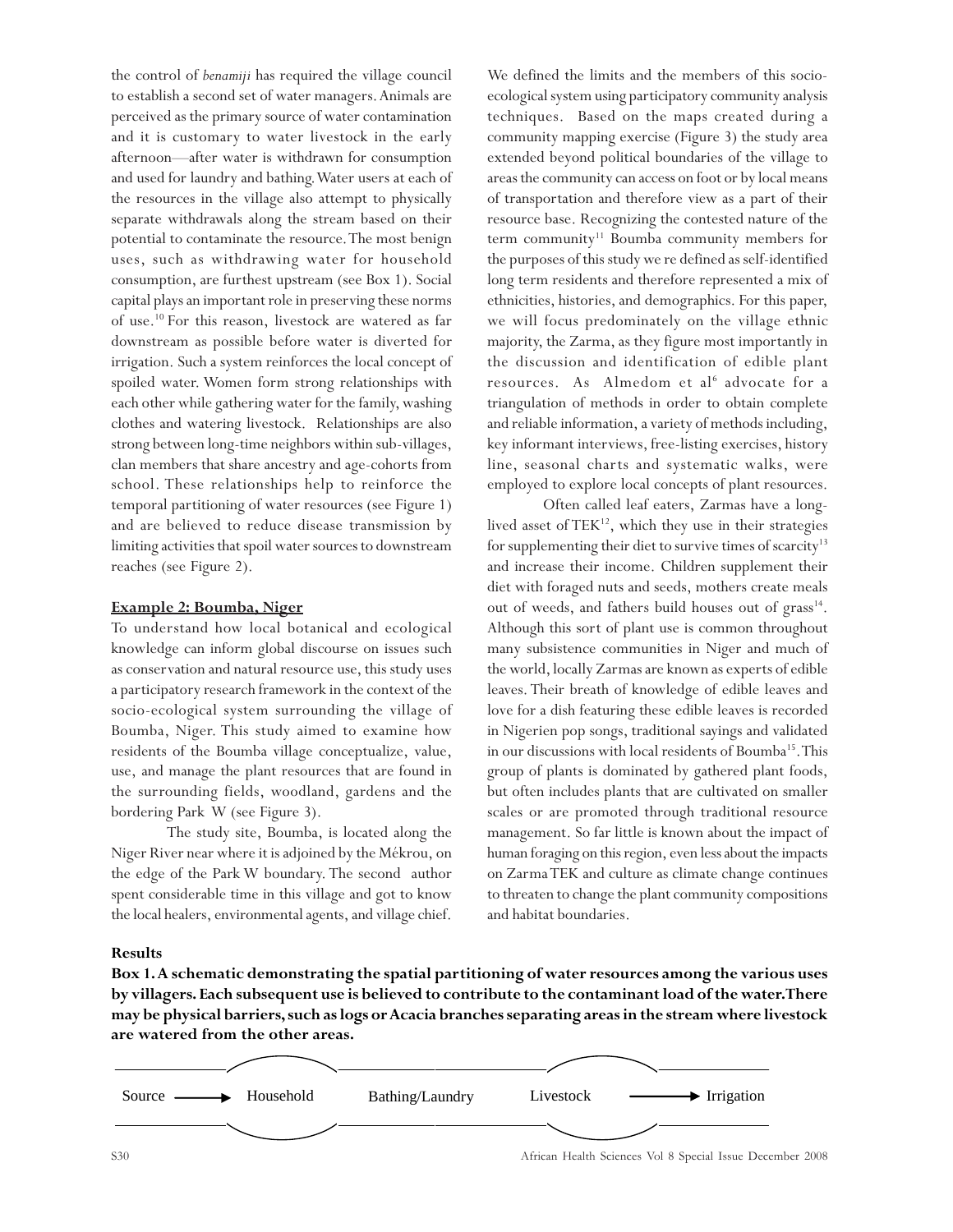the control of *benamiji* has required the village council to establish a second set of water managers. Animals are perceived as the primary source of water contamination and it is customary to water livestock in the early afternoon—after water is withdrawn for consumption and used for laundry and bathing. Water users at each of the resources in the village also attempt to physically separate withdrawals along the stream based on their potential to contaminate the resource. The most benign uses, such as withdrawing water for household consumption, are furthest upstream (see Box 1). Social capital plays an important role in preserving these norms of use.[10] For this reason, livestock are watered as far downstream as possible before water is diverted for irrigation. Such a system reinforces the local concept of spoiled water. Women form strong relationships with each other while gathering water for the family, washing clothes and watering livestock. Relationships are also strong between long-time neighbors within sub-villages, clan members that share ancestry and age-cohorts from school. These relationships help to reinforce the temporal partitioning of water resources (see Figure 1) and are believed to reduce disease transmission by limiting activities that spoil water sources to downstream reaches (see Figure 2).

**Example 2: Boumba, Niger**

To understand how local botanical and ecological knowledge can inform global discourse on issues such as conservation and natural resource use, this study uses a participatory research framework in the context of the socio-ecological system surrounding the village of Boumba, Niger. This study aimed to examine how residents of the Boumba village conceptualize, value, use, and manage the plant resources that are found in the surrounding fields, woodland, gardens and the bordering Park W (see Figure 3).

The study site, Boumba, is located along the Niger River near where it is adjoined by the Mékrou, on the edge of the Park W boundary. The second author spent considerable time in this village and got to know the local healers, environmental agents, and village chief. We defined the limits and the members of this socio-ecological system using participatory community analysis techniques. Based on the maps created during a community mapping exercise (Figure 3) the study area extended beyond political boundaries of the village to areas the community can access on foot or by local means of transportation and therefore view as a part of their resource base. Recognizing the contested nature of the term community[11] Boumba community members for the purposes of this study we re defined as self-identified long term residents and therefore represented a mix of ethnicities, histories, and demographics. For this paper, we will focus predominately on the village ethnic majority, the Zarma, as they figure most importantly in the discussion and identification of edible plant resources. As Almedom et al[6] advocate for a triangulation of methods in order to obtain complete and reliable information, a variety of methods including, key informant interviews, free-listing exercises, history line, seasonal charts and systematic walks, were employed to explore local concepts of plant resources.

Often called leaf eaters, Zarmas have a long-lived asset of TEK[12], which they use in their strategies for supplementing their diet to survive times of scarcity[13] and increase their income. Children supplement their diet with foraged nuts and seeds, mothers create meals out of weeds, and fathers build houses out of grass[14]. Although this sort of plant use is common throughout many subsistence communities in Niger and much of the world, locally Zarmas are known as experts of edible leaves. Their breath of knowledge of edible leaves and love for a dish featuring these edible leaves is recorded in Nigerien pop songs, traditional sayings and validated in our discussions with local residents of Boumba[15]. This group of plants is dominated by gathered plant foods, but often includes plants that are cultivated on smaller scales or are promoted through traditional resource management. So far little is known about the impact of human foraging on this region, even less about the impacts on Zarma TEK and culture as climate change continues to threaten to change the plant community compositions and habitat boundaries.

**Results**

**Box 1. A schematic demonstrating the spatial partitioning of water resources among the various uses by villagers. Each subsequent use is believed to contribute to the contaminant load of the water. There may be physical barriers, such as logs or Acacia branches separating areas in the stream where livestock are watered from the other areas.**

Source ⟶ Household    Bathing/Laundry    Livestock ⟶ Irrigation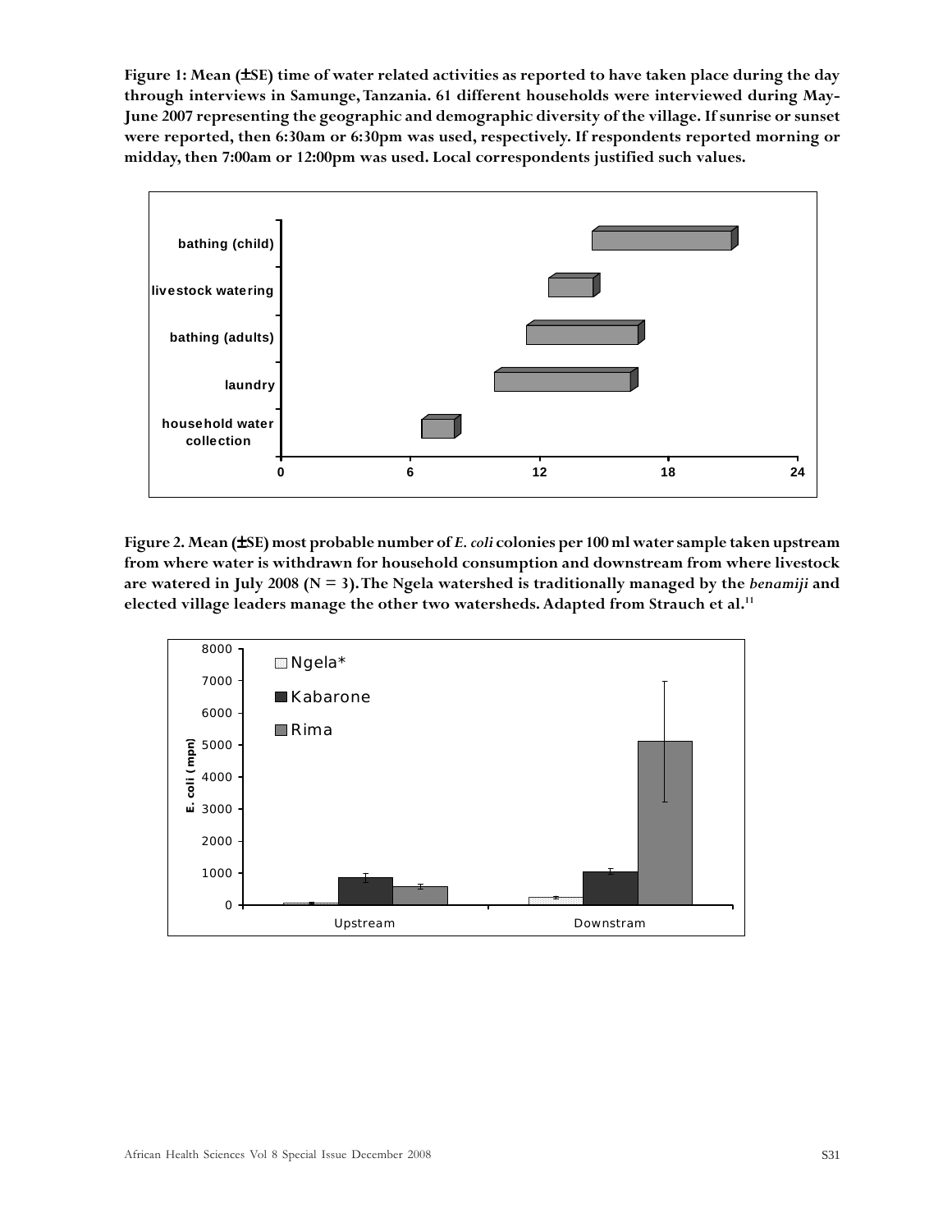**Figure 1: Mean (±SE) time of water related activities as reported to have taken place during the day through interviews in Samunge, Tanzania. 61 different households were interviewed during May-June 2007 representing the geographic and demographic diversity of the village. If sunrise or sunset were reported, then 6:30am or 6:30pm was used, respectively. If respondents reported morning or midday, then 7:00am or 12:00pm was used. Local correspondents justified such values.**

**Figure 2. Mean (±SE) most probable number of *E. coli* colonies per 100 ml water sample taken upstream from where water is withdrawn for household consumption and downstream from where livestock are watered in July 2008 (N = 3). The Ngela watershed is traditionally managed by the *benamiji* and elected village leaders manage the other two watersheds. Adapted from Strauch et al.[11]**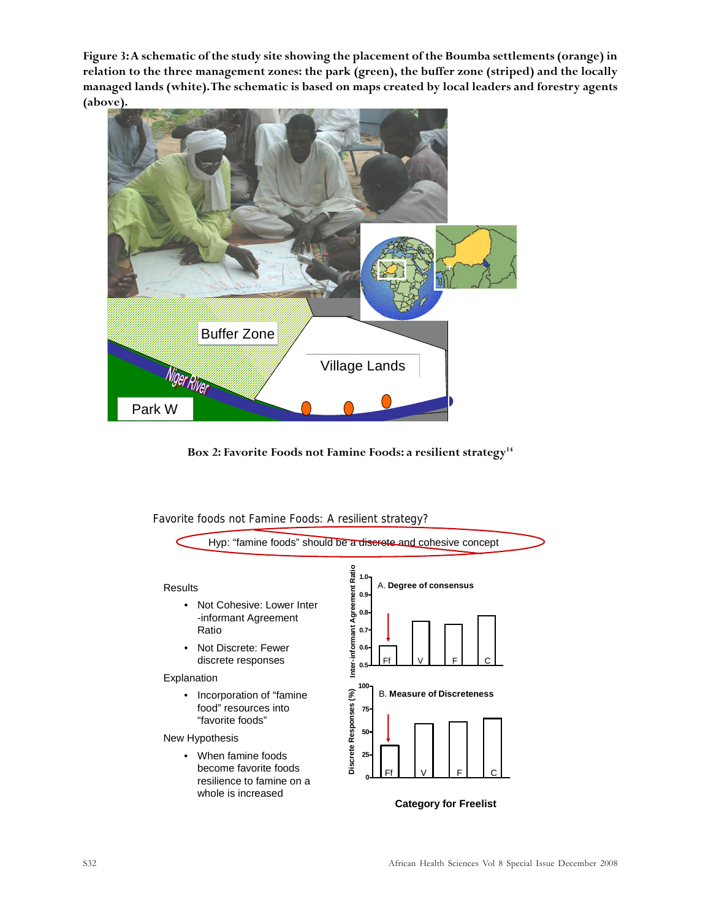**Figure 3: A schematic of the study site showing the placement of the Boumba settlements (orange) in relation to the three management zones: the park (green), the buffer zone (striped) and the locally managed lands (white). The schematic is based on maps created by local leaders and forestry agents (above).**

Buffer Zone

Village Lands

Niger River

Park W

**Box 2: Favorite Foods not Famine Foods: a resilient strategy**[14]

Favorite foods not Famine Foods: A resilient strategy?

Hyp: "famine foods" should be a discrete and cohesive concept

Results

- Not Cohesive: Lower Inter-informant Agreement Ratio
- Not Discrete: Fewer discrete responses

Explanation

- Incorporation of "famine food" resources into "favorite foods"

New Hypothesis

- When famine foods become favorite foods resilience to famine on a whole is increased

A. Degree of consensus (Inter-informant Agreement Ratio): Ff, V, F, C

B. Measure of Discreteness (Discrete Responses (%)): Ff, V, F, C

Category for Freelist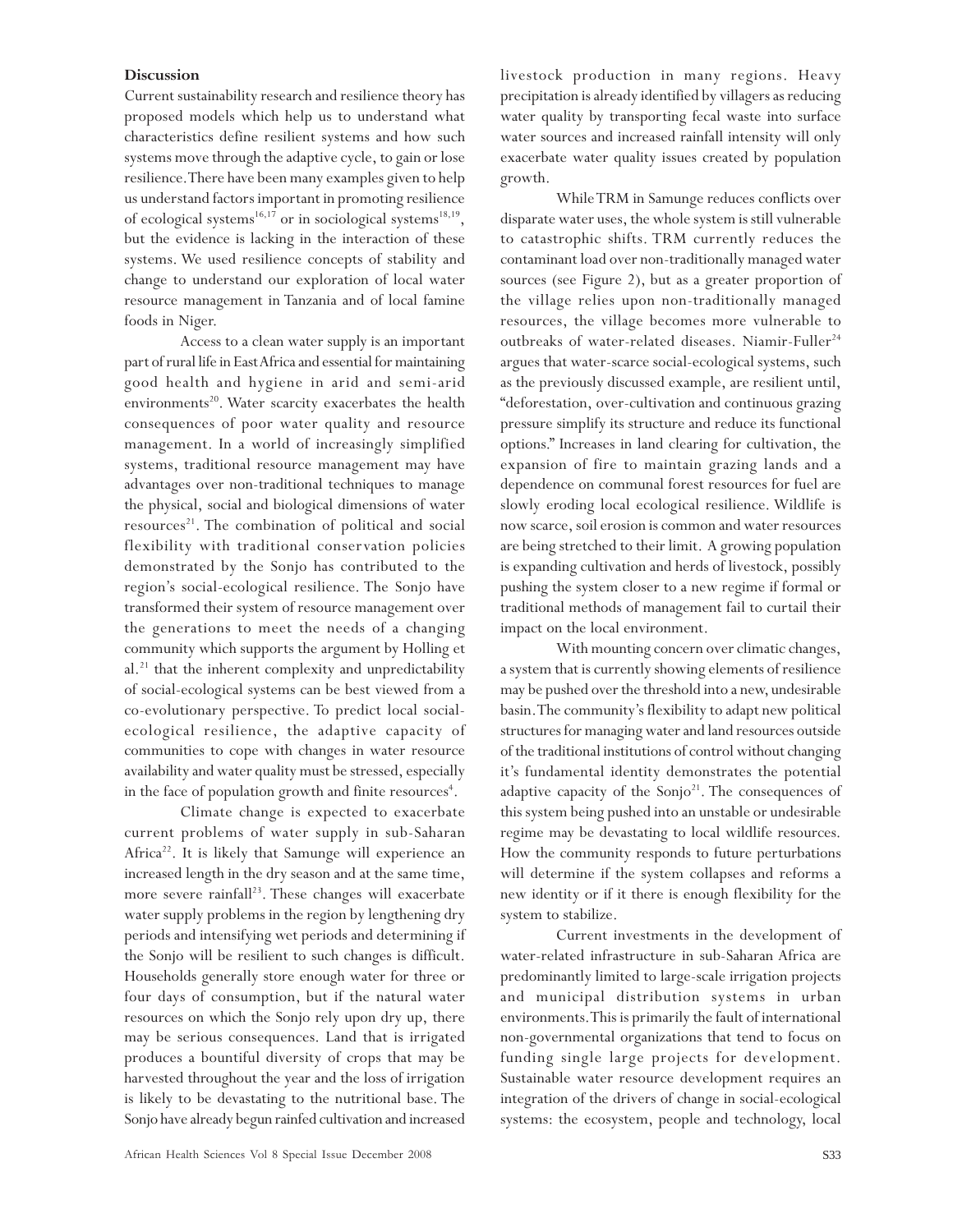## Discussion

Current sustainability research and resilience theory has proposed models which help us to understand what characteristics define resilient systems and how such systems move through the adaptive cycle, to gain or lose resilience. There have been many examples given to help us understand factors important in promoting resilience of ecological systems[16,17] or in sociological systems[18,19], but the evidence is lacking in the interaction of these systems. We used resilience concepts of stability and change to understand our exploration of local water resource management in Tanzania and of local famine foods in Niger.

Access to a clean water supply is an important part of rural life in East Africa and essential for maintaining good health and hygiene in arid and semi-arid environments[20]. Water scarcity exacerbates the health consequences of poor water quality and resource management. In a world of increasingly simplified systems, traditional resource management may have advantages over non-traditional techniques to manage the physical, social and biological dimensions of water resources[21]. The combination of political and social flexibility with traditional conservation policies demonstrated by the Sonjo has contributed to the region's social-ecological resilience. The Sonjo have transformed their system of resource management over the generations to meet the needs of a changing community which supports the argument by Holling et al.[21] that the inherent complexity and unpredictability of social-ecological systems can be best viewed from a co-evolutionary perspective. To predict local social-ecological resilience, the adaptive capacity of communities to cope with changes in water resource availability and water quality must be stressed, especially in the face of population growth and finite resources[4].

Climate change is expected to exacerbate current problems of water supply in sub-Saharan Africa[22]. It is likely that Samunge will experience an increased length in the dry season and at the same time, more severe rainfall[23]. These changes will exacerbate water supply problems in the region by lengthening dry periods and intensifying wet periods and determining if the Sonjo will be resilient to such changes is difficult. Households generally store enough water for three or four days of consumption, but if the natural water resources on which the Sonjo rely upon dry up, there may be serious consequences. Land that is irrigated produces a bountiful diversity of crops that may be harvested throughout the year and the loss of irrigation is likely to be devastating to the nutritional base. The Sonjo have already begun rainfed cultivation and increased livestock production in many regions. Heavy precipitation is already identified by villagers as reducing water quality by transporting fecal waste into surface water sources and increased rainfall intensity will only exacerbate water quality issues created by population growth.

While TRM in Samunge reduces conflicts over disparate water uses, the whole system is still vulnerable to catastrophic shifts. TRM currently reduces the contaminant load over non-traditionally managed water sources (see Figure 2), but as a greater proportion of the village relies upon non-traditionally managed resources, the village becomes more vulnerable to outbreaks of water-related diseases. Niamir-Fuller[24] argues that water-scarce social-ecological systems, such as the previously discussed example, are resilient until, "deforestation, over-cultivation and continuous grazing pressure simplify its structure and reduce its functional options." Increases in land clearing for cultivation, the expansion of fire to maintain grazing lands and a dependence on communal forest resources for fuel are slowly eroding local ecological resilience. Wildlife is now scarce, soil erosion is common and water resources are being stretched to their limit. A growing population is expanding cultivation and herds of livestock, possibly pushing the system closer to a new regime if formal or traditional methods of management fail to curtail their impact on the local environment.

With mounting concern over climatic changes, a system that is currently showing elements of resilience may be pushed over the threshold into a new, undesirable basin. The community's flexibility to adapt new political structures for managing water and land resources outside of the traditional institutions of control without changing it's fundamental identity demonstrates the potential adaptive capacity of the Sonjo[21]. The consequences of this system being pushed into an unstable or undesirable regime may be devastating to local wildlife resources. How the community responds to future perturbations will determine if the system collapses and reforms a new identity or if it there is enough flexibility for the system to stabilize.

Current investments in the development of water-related infrastructure in sub-Saharan Africa are predominantly limited to large-scale irrigation projects and municipal distribution systems in urban environments. This is primarily the fault of international non-governmental organizations that tend to focus on funding single large projects for development. Sustainable water resource development requires an integration of the drivers of change in social-ecological systems: the ecosystem, people and technology, local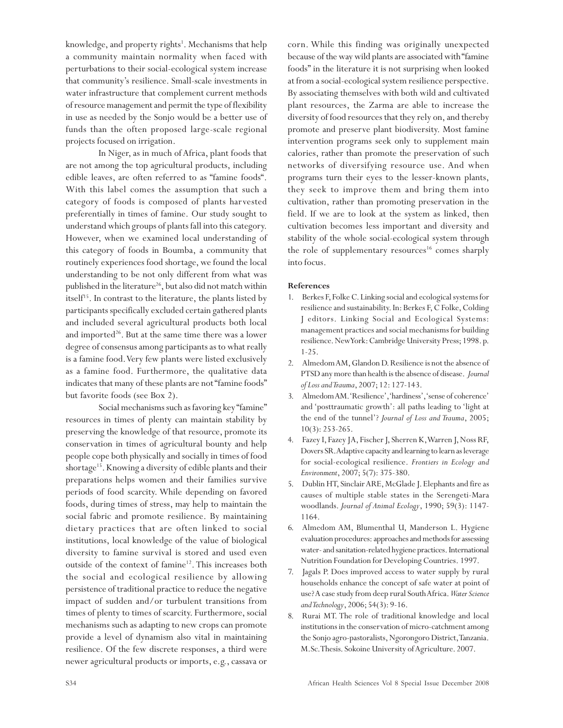knowledge, and property rights[1]. Mechanisms that help a community maintain normality when faced with perturbations to their social-ecological system increase that community's resilience. Small-scale investments in water infrastructure that complement current methods of resource management and permit the type of flexibility in use as needed by the Sonjo would be a better use of funds than the often proposed large-scale regional projects focused on irrigation.

In Niger, as in much of Africa, plant foods that are not among the top agricultural products, including edible leaves, are often referred to as "famine foods". With this label comes the assumption that such a category of foods is composed of plants harvested preferentially in times of famine. Our study sought to understand which groups of plants fall into this category. However, when we examined local understanding of this category of foods in Boumba, a community that routinely experiences food shortage, we found the local understanding to be not only different from what was published in the literature[26], but also did not match within itself[15]. In contrast to the literature, the plants listed by participants specifically excluded certain gathered plants and included several agricultural products both local and imported[26]. But at the same time there was a lower degree of consensus among participants as to what really is a famine food. Very few plants were listed exclusively as a famine food. Furthermore, the qualitative data indicates that many of these plants are not "famine foods" but favorite foods (see Box 2).

Social mechanisms such as favoring key "famine" resources in times of plenty can maintain stability by preserving the knowledge of that resource, promote its conservation in times of agricultural bounty and help people cope both physically and socially in times of food shortage[15]. Knowing a diversity of edible plants and their preparations helps women and their families survive periods of food scarcity. While depending on favored foods, during times of stress, may help to maintain the social fabric and promote resilience. By maintaining dietary practices that are often linked to social institutions, local knowledge of the value of biological diversity to famine survival is stored and used even outside of the context of famine[12]. This increases both the social and ecological resilience by allowing persistence of traditional practice to reduce the negative impact of sudden and/or turbulent transitions from times of plenty to times of scarcity. Furthermore, social mechanisms such as adapting to new crops can promote provide a level of dynamism also vital in maintaining resilience. Of the few discrete responses, a third were newer agricultural products or imports, e.g., cassava or corn. While this finding was originally unexpected because of the way wild plants are associated with "famine foods" in the literature it is not surprising when looked at from a social-ecological system resilience perspective. By associating themselves with both wild and cultivated plant resources, the Zarma are able to increase the diversity of food resources that they rely on, and thereby promote and preserve plant biodiversity. Most famine intervention programs seek only to supplement main calories, rather than promote the preservation of such networks of diversifying resource use. And when programs turn their eyes to the lesser-known plants, they seek to improve them and bring them into cultivation, rather than promoting preservation in the field. If we are to look at the system as linked, then cultivation becomes less important and diversity and stability of the whole social-ecological system through the role of supplementary resources[16] comes sharply into focus.

### References

1. Berkes F, Folke C. Linking social and ecological systems for resilience and sustainability. In: Berkes F, C Folke, Colding J editors. Linking Social and Ecological Systems: management practices and social mechanisms for building resilience. New York: Cambridge University Press; 1998. p. 1-25.
2. Almedom AM, Glandon D. Resilience is not the absence of PTSD any more than health is the absence of disease. *Journal of Loss and Trauma*, 2007; 12: 127-143.
3. Almedom AM. 'Resilience', 'hardiness', 'sense of coherence' and 'posttraumatic growth': all paths leading to 'light at the end of the tunnel'? *Journal of Loss and Trauma*, 2005; 10(3): 253-265.
4. Fazey I, Fazey JA, Fischer J, Sherren K, Warren J, Noss RF, Dovers SR. Adaptive capacity and learning to learn as leverage for social-ecological resilience. *Frontiers in Ecology and Environment*, 2007; 5(7): 375-380.
5. Dublin HT, Sinclair ARE, McGlade J. Elephants and fire as causes of multiple stable states in the Serengeti-Mara woodlands. *Journal of Animal Ecology*, 1990; 59(3): 1147-1164.
6. Almedom AM, Blumenthal U, Manderson L. Hygiene evaluation procedures: approaches and methods for assessing water- and sanitation-related hygiene practices. International Nutrition Foundation for Developing Countries. 1997.
7. Jagals P. Does improved access to water supply by rural households enhance the concept of safe water at point of use? A case study from deep rural South Africa. *Water Science and Technology*, 2006; 54(3): 9-16.
8. Rurai MT. The role of traditional knowledge and local institutions in the conservation of micro-catchment among the Sonjo agro-pastoralists, Ngorongoro District, Tanzania. M.Sc. Thesis. Sokoine University of Agriculture. 2007.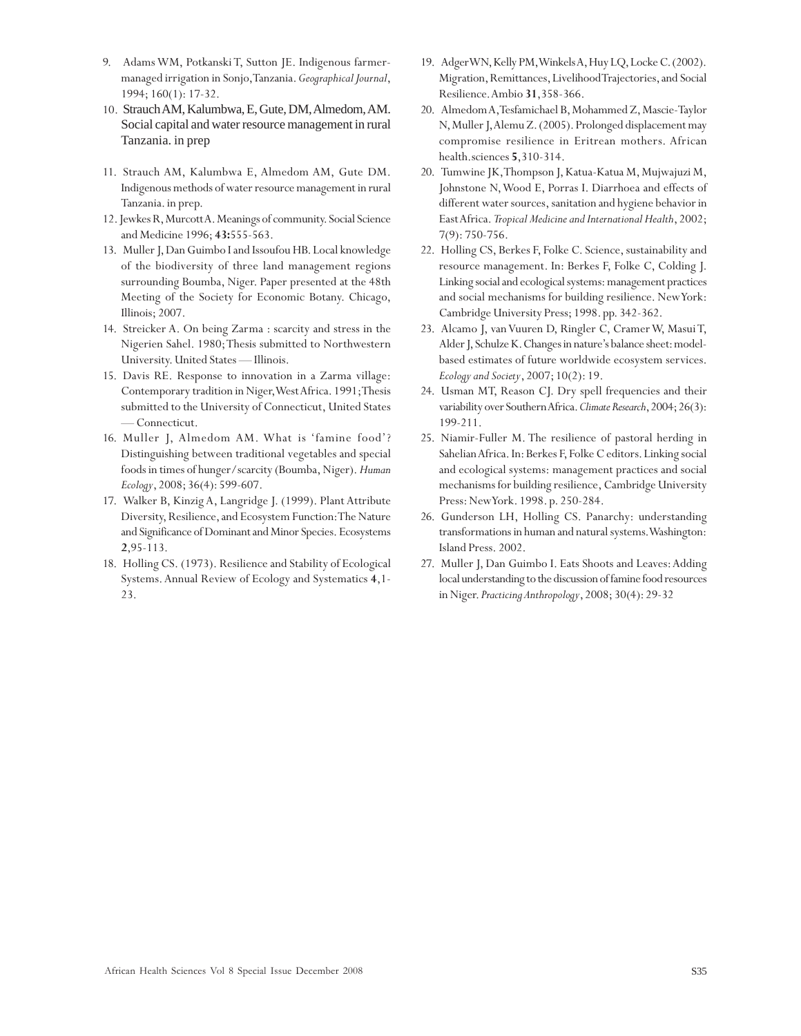9. Adams WM, Potkanski T, Sutton JE. Indigenous farmer-managed irrigation in Sonjo, Tanzania. *Geographical Journal*, 1994; 160(1): 17-32.
10. Strauch AM, Kalumbwa, E, Gute, DM, Almedom, AM. Social capital and water resource management in rural Tanzania. in prep
11. Strauch AM, Kalumbwa E, Almedom AM, Gute DM. Indigenous methods of water resource management in rural Tanzania. in prep.
12. Jewkes R, Murcott A. Meanings of community. Social Science and Medicine 1996; **43:**555-563.
13. Muller J, Dan Guimbo I and Issoufou HB. Local knowledge of the biodiversity of three land management regions surrounding Boumba, Niger. Paper presented at the 48th Meeting of the Society for Economic Botany. Chicago, Illinois; 2007.
14. Streicker A. On being Zarma : scarcity and stress in the Nigerien Sahel. 1980; Thesis submitted to Northwestern University. United States — Illinois.
15. Davis RE. Response to innovation in a Zarma village: Contemporary tradition in Niger, West Africa. 1991; Thesis submitted to the University of Connecticut, United States — Connecticut.
16. Muller J, Almedom AM. What is 'famine food'? Distinguishing between traditional vegetables and special foods in times of hunger/scarcity (Boumba, Niger). *Human Ecology*, 2008; 36(4): 599-607.
17. Walker B, Kinzig A, Langridge J. (1999). Plant Attribute Diversity, Resilience, and Ecosystem Function: The Nature and Significance of Dominant and Minor Species. Ecosystems **2**, 95-113.
18. Holling CS. (1973). Resilience and Stability of Ecological Systems. Annual Review of Ecology and Systematics **4**, 1-23.
19. Adger WN, Kelly PM, Winkels A, Huy LQ, Locke C. (2002). Migration, Remittances, Livelihood Trajectories, and Social Resilience. Ambio **31**, 358-366.
20. Almedom A, Tesfamichael B, Mohammed Z, Mascie-Taylor N, Muller J, Alemu Z. (2005). Prolonged displacement may compromise resilience in Eritrean mothers. African health.sciences **5**, 310-314.
20. Tumwine JK, Thompson J, Katua-Katua M, Mujwajuzi M, Johnstone N, Wood E, Porras I. Diarrhoea and effects of different water sources, sanitation and hygiene behavior in East Africa. *Tropical Medicine and International Health*, 2002; 7(9): 750-756.
22. Holling CS, Berkes F, Folke C. Science, sustainability and resource management. In: Berkes F, Folke C, Colding J. Linking social and ecological systems: management practices and social mechanisms for building resilience. New York: Cambridge University Press; 1998. pp. 342-362.
23. Alcamo J, van Vuuren D, Ringler C, Cramer W, Masui T, Alder J, Schulze K. Changes in nature's balance sheet: model-based estimates of future worldwide ecosystem services. *Ecology and Society*, 2007; 10(2): 19.
24. Usman MT, Reason CJ. Dry spell frequencies and their variability over Southern Africa. *Climate Research*, 2004; 26(3): 199-211.
25. Niamir-Fuller M. The resilience of pastoral herding in Sahelian Africa. In: Berkes F, Folke C editors. Linking social and ecological systems: management practices and social mechanisms for building resilience, Cambridge University Press: New York. 1998. p. 250-284.
26. Gunderson LH, Holling CS. Panarchy: understanding transformations in human and natural systems. Washington: Island Press. 2002.
27. Muller J, Dan Guimbo I. Eats Shoots and Leaves: Adding local understanding to the discussion of famine food resources in Niger. *Practicing Anthropology*, 2008; 30(4): 29-32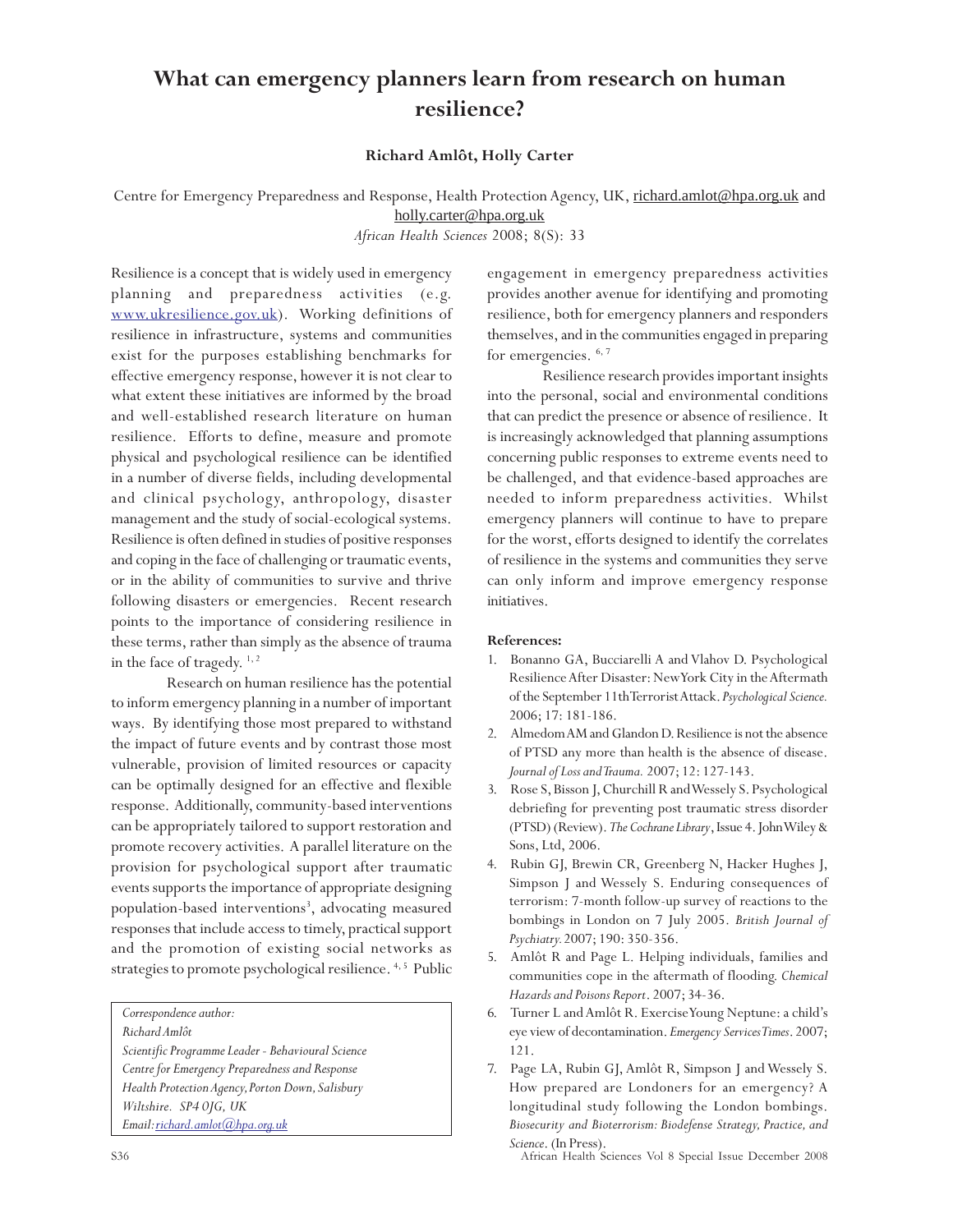# What can emergency planners learn from research on human resilience?

**Richard Amlôt, Holly Carter**

Centre for Emergency Preparedness and Response, Health Protection Agency, UK, richard.amlot@hpa.org.uk and holly.carter@hpa.org.uk

*African Health Sciences* 2008; 8(S): 33

Resilience is a concept that is widely used in emergency planning and preparedness activities (e.g. www.ukresilience.gov.uk). Working definitions of resilience in infrastructure, systems and communities exist for the purposes establishing benchmarks for effective emergency response, however it is not clear to what extent these initiatives are informed by the broad and well-established research literature on human resilience. Efforts to define, measure and promote physical and psychological resilience can be identified in a number of diverse fields, including developmental and clinical psychology, anthropology, disaster management and the study of social-ecological systems. Resilience is often defined in studies of positive responses and coping in the face of challenging or traumatic events, or in the ability of communities to survive and thrive following disasters or emergencies. Recent research points to the importance of considering resilience in these terms, rather than simply as the absence of trauma in the face of tragedy. [1, 2]

Research on human resilience has the potential to inform emergency planning in a number of important ways. By identifying those most prepared to withstand the impact of future events and by contrast those most vulnerable, provision of limited resources or capacity can be optimally designed for an effective and flexible response. Additionally, community-based interventions can be appropriately tailored to support restoration and promote recovery activities. A parallel literature on the provision for psychological support after traumatic events supports the importance of appropriate designing population-based interventions[3], advocating measured responses that include access to timely, practical support and the promotion of existing social networks as strategies to promote psychological resilience. [4, 5] Public engagement in emergency preparedness activities provides another avenue for identifying and promoting resilience, both for emergency planners and responders themselves, and in the communities engaged in preparing for emergencies. [6, 7]

Resilience research provides important insights into the personal, social and environmental conditions that can predict the presence or absence of resilience. It is increasingly acknowledged that planning assumptions concerning public responses to extreme events need to be challenged, and that evidence-based approaches are needed to inform preparedness activities. Whilst emergency planners will continue to have to prepare for the worst, efforts designed to identify the correlates of resilience in the systems and communities they serve can only inform and improve emergency response initiatives.

*Correspondence author:*
*Richard Amlôt*
*Scientific Programme Leader - Behavioural Science*
*Centre for Emergency Preparedness and Response*
*Health Protection Agency, Porton Down, Salisbury*
*Wiltshire. SP4 0JG, UK*
*Email: richard.amlot@hpa.org.uk*

**References:**

1. Bonanno GA, Bucciarelli A and Vlahov D. Psychological Resilience After Disaster: New York City in the Aftermath of the September 11th Terrorist Attack. *Psychological Science.* 2006; 17: 181-186.
2. Almedom AM and Glandon D. Resilience is not the absence of PTSD any more than health is the absence of disease. *Journal of Loss and Trauma.* 2007; 12: 127-143.
3. Rose S, Bisson J, Churchill R and Wessely S. Psychological debriefing for preventing post traumatic stress disorder (PTSD) (Review). *The Cochrane Library*, Issue 4. John Wiley & Sons, Ltd, 2006.
4. Rubin GJ, Brewin CR, Greenberg N, Hacker Hughes J, Simpson J and Wessely S. Enduring consequences of terrorism: 7-month follow-up survey of reactions to the bombings in London on 7 July 2005. *British Journal of Psychiatry.* 2007; 190: 350-356.
5. Amlôt R and Page L. Helping individuals, families and communities cope in the aftermath of flooding. *Chemical Hazards and Poisons Report*. 2007; 34-36.
6. Turner L and Amlôt R. Exercise Young Neptune: a child's eye view of decontamination. *Emergency Services Times*. 2007; 121.
7. Page LA, Rubin GJ, Amlôt R, Simpson J and Wessely S. How prepared are Londoners for an emergency? A longitudinal study following the London bombings. *Biosecurity and Bioterrorism: Biodefense Strategy, Practice, and Science*. (In Press).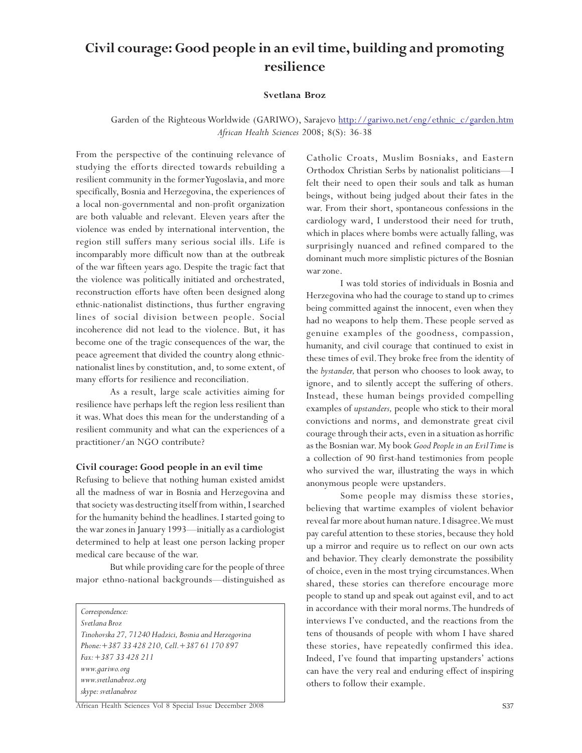# Civil courage: Good people in an evil time, building and promoting resilience

**Svetlana Broz**

Garden of the Righteous Worldwide (GARIWO), Sarajevo http://gariwo.net/eng/ethnic_c/garden.htm
*African Health Sciences* 2008; 8(S): 36-38

From the perspective of the continuing relevance of studying the efforts directed towards rebuilding a resilient community in the former Yugoslavia, and more specifically, Bosnia and Herzegovina, the experiences of a local non-governmental and non-profit organization are both valuable and relevant. Eleven years after the violence was ended by international intervention, the region still suffers many serious social ills. Life is incomparably more difficult now than at the outbreak of the war fifteen years ago. Despite the tragic fact that the violence was politically initiated and orchestrated, reconstruction efforts have often been designed along ethnic-nationalist distinctions, thus further engraving lines of social division between people. Social incoherence did not lead to the violence. But, it has become one of the tragic consequences of the war, the peace agreement that divided the country along ethnic-nationalist lines by constitution, and, to some extent, of many efforts for resilience and reconciliation.

As a result, large scale activities aiming for resilience have perhaps left the region less resilient than it was. What does this mean for the understanding of a resilient community and what can the experiences of a practitioner/an NGO contribute?

## Civil courage: Good people in an evil time

Refusing to believe that nothing human existed amidst all the madness of war in Bosnia and Herzegovina and that society was destructing itself from within, I searched for the humanity behind the headlines. I started going to the war zones in January 1993—initially as a cardiologist determined to help at least one person lacking proper medical care because of the war.

But while providing care for the people of three major ethno-national backgrounds—distinguished as Catholic Croats, Muslim Bosniaks, and Eastern Orthodox Christian Serbs by nationalist politicians—I felt their need to open their souls and talk as human beings, without being judged about their fates in the war. From their short, spontaneous confessions in the cardiology ward, I understood their need for truth, which in places where bombs were actually falling, was surprisingly nuanced and refined compared to the dominant much more simplistic pictures of the Bosnian war zone.

I was told stories of individuals in Bosnia and Herzegovina who had the courage to stand up to crimes being committed against the innocent, even when they had no weapons to help them. These people served as genuine examples of the goodness, compassion, humanity, and civil courage that continued to exist in these times of evil. They broke free from the identity of the *bystander,* that person who chooses to look away, to ignore, and to silently accept the suffering of others. Instead, these human beings provided compelling examples of *upstanders,* people who stick to their moral convictions and norms, and demonstrate great civil courage through their acts, even in a situation as horrific as the Bosnian war. My book *Good People in an Evil Time* is a collection of 90 first-hand testimonies from people who survived the war, illustrating the ways in which anonymous people were upstanders.

Some people may dismiss these stories, believing that wartime examples of violent behavior reveal far more about human nature. I disagree. We must pay careful attention to these stories, because they hold up a mirror and require us to reflect on our own acts and behavior. They clearly demonstrate the possibility of choice, even in the most trying circumstances. When shared, these stories can therefore encourage more people to stand up and speak out against evil, and to act in accordance with their moral norms. The hundreds of interviews I've conducted, and the reactions from the tens of thousands of people with whom I have shared these stories, have repeatedly confirmed this idea. Indeed, I've found that imparting upstanders' actions can have the very real and enduring effect of inspiring others to follow their example.

*Correspondence:*
*Svetlana Broz*
*Tinohovska 27, 71240 Hadzici, Bosnia and Herzegovina*
*Phone: +387 33 428 210, Cell. +387 61 170 897*
*Fax: +387 33 428 211*
*www.gariwo.org*
*www.svetlanabroz.org*
*skype: svetlanabroz*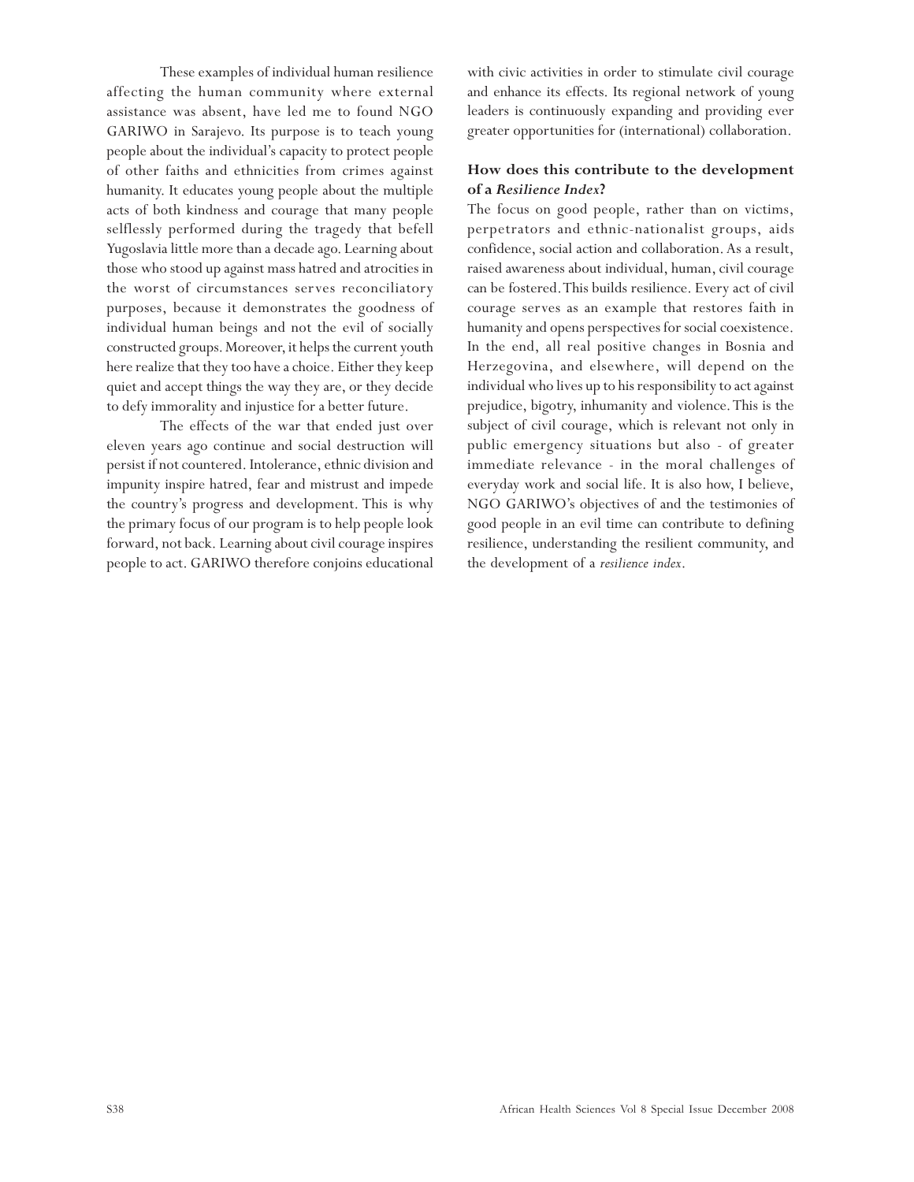These examples of individual human resilience affecting the human community where external assistance was absent, have led me to found NGO GARIWO in Sarajevo. Its purpose is to teach young people about the individual's capacity to protect people of other faiths and ethnicities from crimes against humanity. It educates young people about the multiple acts of both kindness and courage that many people selflessly performed during the tragedy that befell Yugoslavia little more than a decade ago. Learning about those who stood up against mass hatred and atrocities in the worst of circumstances serves reconciliatory purposes, because it demonstrates the goodness of individual human beings and not the evil of socially constructed groups. Moreover, it helps the current youth here realize that they too have a choice. Either they keep quiet and accept things the way they are, or they decide to defy immorality and injustice for a better future.

The effects of the war that ended just over eleven years ago continue and social destruction will persist if not countered. Intolerance, ethnic division and impunity inspire hatred, fear and mistrust and impede the country's progress and development. This is why the primary focus of our program is to help people look forward, not back. Learning about civil courage inspires people to act. GARIWO therefore conjoins educational with civic activities in order to stimulate civil courage and enhance its effects. Its regional network of young leaders is continuously expanding and providing ever greater opportunities for (international) collaboration.

### How does this contribute to the development of a *Resilience Index*?

The focus on good people, rather than on victims, perpetrators and ethnic-nationalist groups, aids confidence, social action and collaboration. As a result, raised awareness about individual, human, civil courage can be fostered. This builds resilience. Every act of civil courage serves as an example that restores faith in humanity and opens perspectives for social coexistence. In the end, all real positive changes in Bosnia and Herzegovina, and elsewhere, will depend on the individual who lives up to his responsibility to act against prejudice, bigotry, inhumanity and violence. This is the subject of civil courage, which is relevant not only in public emergency situations but also - of greater immediate relevance - in the moral challenges of everyday work and social life. It is also how, I believe, NGO GARIWO's objectives of and the testimonies of good people in an evil time can contribute to defining resilience, understanding the resilient community, and the development of a *resilience index*.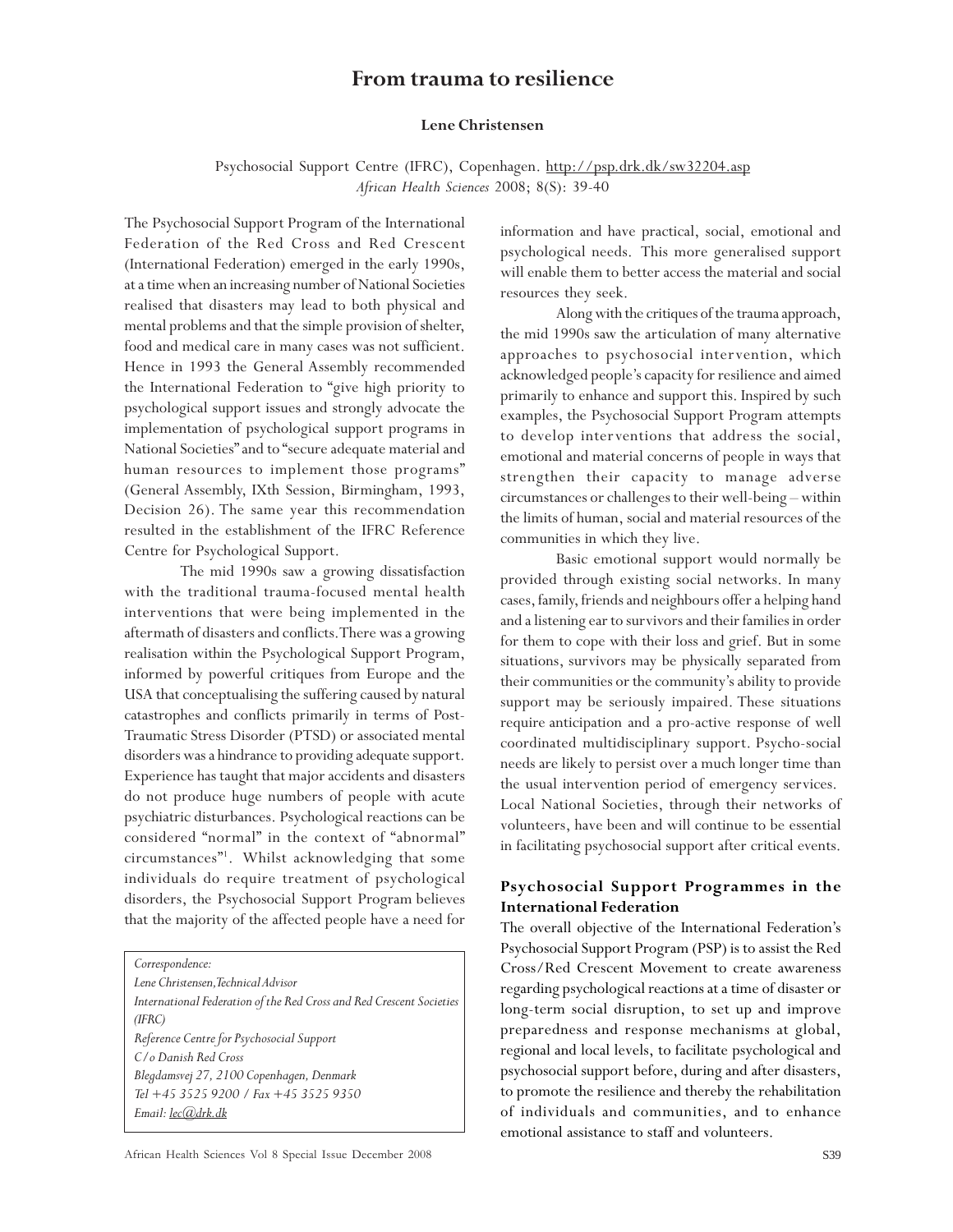# From trauma to resilience

**Lene Christensen**

Psychosocial Support Centre (IFRC), Copenhagen. http://psp.drk.dk/sw32204.asp
*African Health Sciences* 2008; 8(S): 39-40

The Psychosocial Support Program of the International Federation of the Red Cross and Red Crescent (International Federation) emerged in the early 1990s, at a time when an increasing number of National Societies realised that disasters may lead to both physical and mental problems and that the simple provision of shelter, food and medical care in many cases was not sufficient. Hence in 1993 the General Assembly recommended the International Federation to "give high priority to psychological support issues and strongly advocate the implementation of psychological support programs in National Societies" and to "secure adequate material and human resources to implement those programs" (General Assembly, IXth Session, Birmingham, 1993, Decision 26). The same year this recommendation resulted in the establishment of the IFRC Reference Centre for Psychological Support.

The mid 1990s saw a growing dissatisfaction with the traditional trauma-focused mental health interventions that were being implemented in the aftermath of disasters and conflicts. There was a growing realisation within the Psychological Support Program, informed by powerful critiques from Europe and the USA that conceptualising the suffering caused by natural catastrophes and conflicts primarily in terms of Post-Traumatic Stress Disorder (PTSD) or associated mental disorders was a hindrance to providing adequate support. Experience has taught that major accidents and disasters do not produce huge numbers of people with acute psychiatric disturbances. Psychological reactions can be considered "normal" in the context of "abnormal" circumstances"[1]. Whilst acknowledging that some individuals do require treatment of psychological disorders, the Psychosocial Support Program believes that the majority of the affected people have a need for information and have practical, social, emotional and psychological needs. This more generalised support will enable them to better access the material and social resources they seek.

Along with the critiques of the trauma approach, the mid 1990s saw the articulation of many alternative approaches to psychosocial intervention, which acknowledged people's capacity for resilience and aimed primarily to enhance and support this. Inspired by such examples, the Psychosocial Support Program attempts to develop interventions that address the social, emotional and material concerns of people in ways that strengthen their capacity to manage adverse circumstances or challenges to their well-being – within the limits of human, social and material resources of the communities in which they live.

Basic emotional support would normally be provided through existing social networks. In many cases, family, friends and neighbours offer a helping hand and a listening ear to survivors and their families in order for them to cope with their loss and grief. But in some situations, survivors may be physically separated from their communities or the community's ability to provide support may be seriously impaired. These situations require anticipation and a pro-active response of well coordinated multidisciplinary support. Psycho-social needs are likely to persist over a much longer time than the usual intervention period of emergency services. Local National Societies, through their networks of volunteers, have been and will continue to be essential in facilitating psychosocial support after critical events.

## Psychosocial Support Programmes in the International Federation

The overall objective of the International Federation's Psychosocial Support Program (PSP) is to assist the Red Cross/Red Crescent Movement to create awareness regarding psychological reactions at a time of disaster or long-term social disruption, to set up and improve preparedness and response mechanisms at global, regional and local levels, to facilitate psychological and psychosocial support before, during and after disasters, to promote the resilience and thereby the rehabilitation of individuals and communities, and to enhance emotional assistance to staff and volunteers.

*Correspondence:*
*Lene Christensen, Technical Advisor*
*International Federation of the Red Cross and Red Crescent Societies (IFRC)*
*Reference Centre for Psychosocial Support*
*C/o Danish Red Cross*
*Blegdamsvej 27, 2100 Copenhagen, Denmark*
*Tel +45 3525 9200 / Fax +45 3525 9350*
*Email: lec@drk.dk*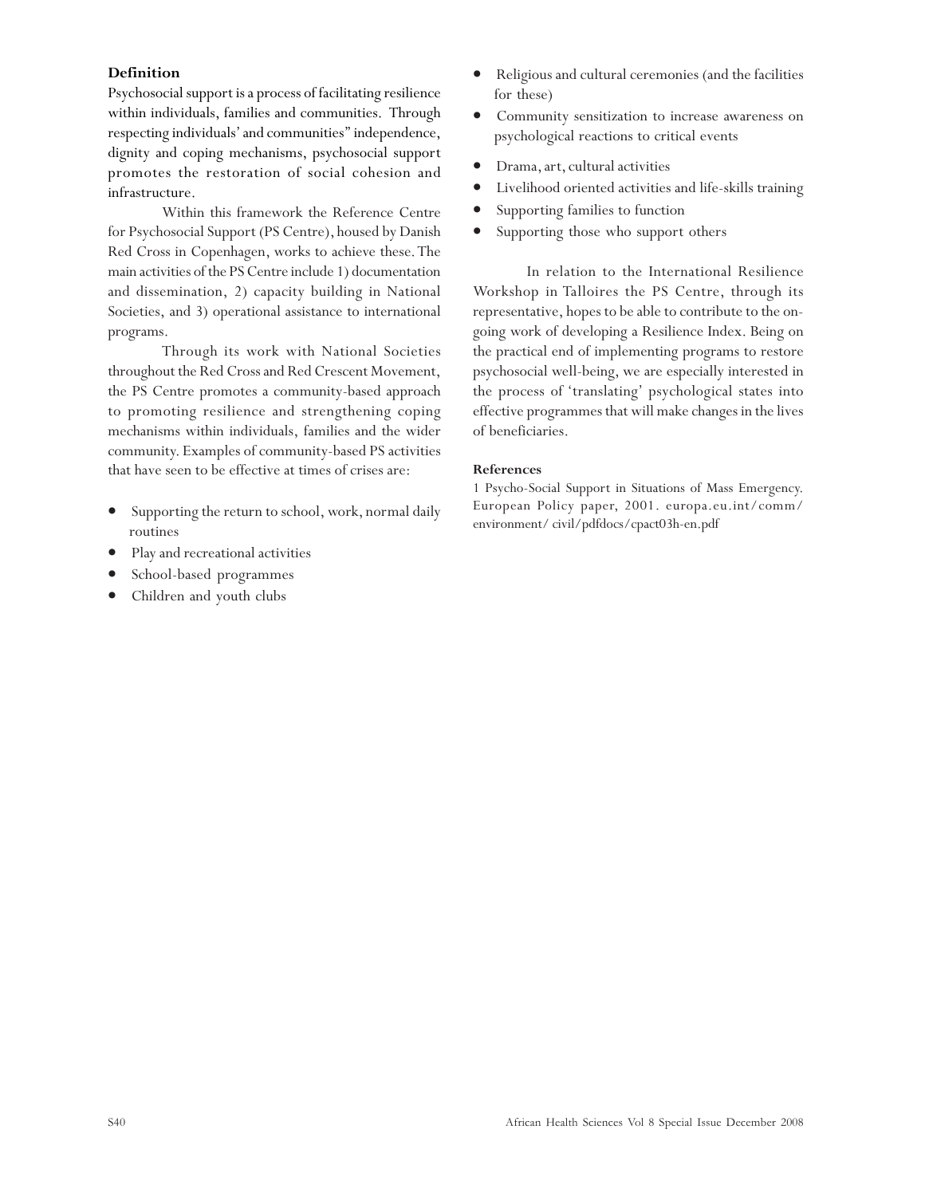**Definition**

Psychosocial support is a process of facilitating resilience within individuals, families and communities. Through respecting individuals' and communities" independence, dignity and coping mechanisms, psychosocial support promotes the restoration of social cohesion and infrastructure.

Within this framework the Reference Centre for Psychosocial Support (PS Centre), housed by Danish Red Cross in Copenhagen, works to achieve these. The main activities of the PS Centre include 1) documentation and dissemination, 2) capacity building in National Societies, and 3) operational assistance to international programs.

Through its work with National Societies throughout the Red Cross and Red Crescent Movement, the PS Centre promotes a community-based approach to promoting resilience and strengthening coping mechanisms within individuals, families and the wider community. Examples of community-based PS activities that have seen to be effective at times of crises are:

- Supporting the return to school, work, normal daily routines
- Play and recreational activities
- School-based programmes
- Children and youth clubs
- Religious and cultural ceremonies (and the facilities for these)
- Community sensitization to increase awareness on psychological reactions to critical events
- Drama, art, cultural activities
- Livelihood oriented activities and life-skills training
- Supporting families to function
- Supporting those who support others

In relation to the International Resilience Workshop in Talloires the PS Centre, through its representative, hopes to be able to contribute to the on-going work of developing a Resilience Index. Being on the practical end of implementing programs to restore psychosocial well-being, we are especially interested in the process of 'translating' psychological states into effective programmes that will make changes in the lives of beneficiaries.

**References**

1 Psycho-Social Support in Situations of Mass Emergency. European Policy paper, 2001. europa.eu.int/comm/ environment/ civil/pdfdocs/cpact03h-en.pdf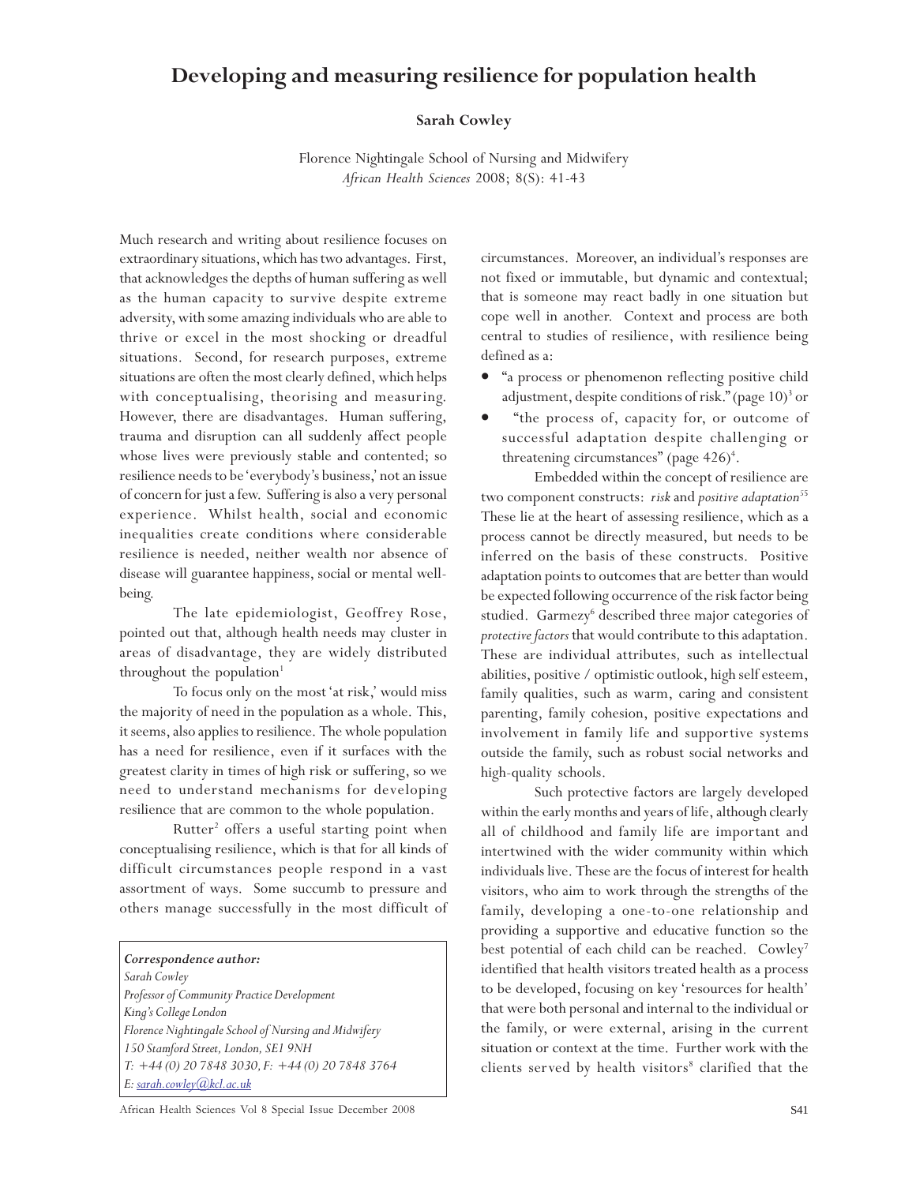# Developing and measuring resilience for population health

**Sarah Cowley**

Florence Nightingale School of Nursing and Midwifery

*African Health Sciences* 2008; 8(S): 41-43

Much research and writing about resilience focuses on extraordinary situations, which has two advantages. First, that acknowledges the depths of human suffering as well as the human capacity to survive despite extreme adversity, with some amazing individuals who are able to thrive or excel in the most shocking or dreadful situations. Second, for research purposes, extreme situations are often the most clearly defined, which helps with conceptualising, theorising and measuring. However, there are disadvantages. Human suffering, trauma and disruption can all suddenly affect people whose lives were previously stable and contented; so resilience needs to be 'everybody's business,' not an issue of concern for just a few. Suffering is also a very personal experience. Whilst health, social and economic inequalities create conditions where considerable resilience is needed, neither wealth nor absence of disease will guarantee happiness, social or mental well-being.

The late epidemiologist, Geoffrey Rose, pointed out that, although health needs may cluster in areas of disadvantage, they are widely distributed throughout the population[1]

To focus only on the most 'at risk,' would miss the majority of need in the population as a whole. This, it seems, also applies to resilience. The whole population has a need for resilience, even if it surfaces with the greatest clarity in times of high risk or suffering, so we need to understand mechanisms for developing resilience that are common to the whole population.

Rutter[2] offers a useful starting point when conceptualising resilience, which is that for all kinds of difficult circumstances people respond in a vast assortment of ways. Some succumb to pressure and others manage successfully in the most difficult of circumstances. Moreover, an individual's responses are not fixed or immutable, but dynamic and contextual; that is someone may react badly in one situation but cope well in another. Context and process are both central to studies of resilience, with resilience being defined as a:

- "a process or phenomenon reflecting positive child adjustment, despite conditions of risk." (page 10)[3] or
- "the process of, capacity for, or outcome of successful adaptation despite challenging or threatening circumstances" (page 426)[4].

Embedded within the concept of resilience are two component constructs: *risk* and *positive adaptation*[55] These lie at the heart of assessing resilience, which as a process cannot be directly measured, but needs to be inferred on the basis of these constructs. Positive adaptation points to outcomes that are better than would be expected following occurrence of the risk factor being studied. Garmezy[6] described three major categories of *protective factors* that would contribute to this adaptation. These are individual attributes, such as intellectual abilities, positive / optimistic outlook, high self esteem, family qualities, such as warm, caring and consistent parenting, family cohesion, positive expectations and involvement in family life and supportive systems outside the family, such as robust social networks and high-quality schools.

Such protective factors are largely developed within the early months and years of life, although clearly all of childhood and family life are important and intertwined with the wider community within which individuals live. These are the focus of interest for health visitors, who aim to work through the strengths of the family, developing a one-to-one relationship and providing a supportive and educative function so the best potential of each child can be reached. Cowley[7] identified that health visitors treated health as a process to be developed, focusing on key 'resources for health' that were both personal and internal to the individual or the family, or were external, arising in the current situation or context at the time. Further work with the clients served by health visitors[8] clarified that the

*Correspondence author:*
*Sarah Cowley*
*Professor of Community Practice Development*
*King's College London*
*Florence Nightingale School of Nursing and Midwifery*
*150 Stamford Street, London, SE1 9NH*
*T: +44 (0) 20 7848 3030, F: +44 (0) 20 7848 3764*
*E: sarah.cowley@kcl.ac.uk*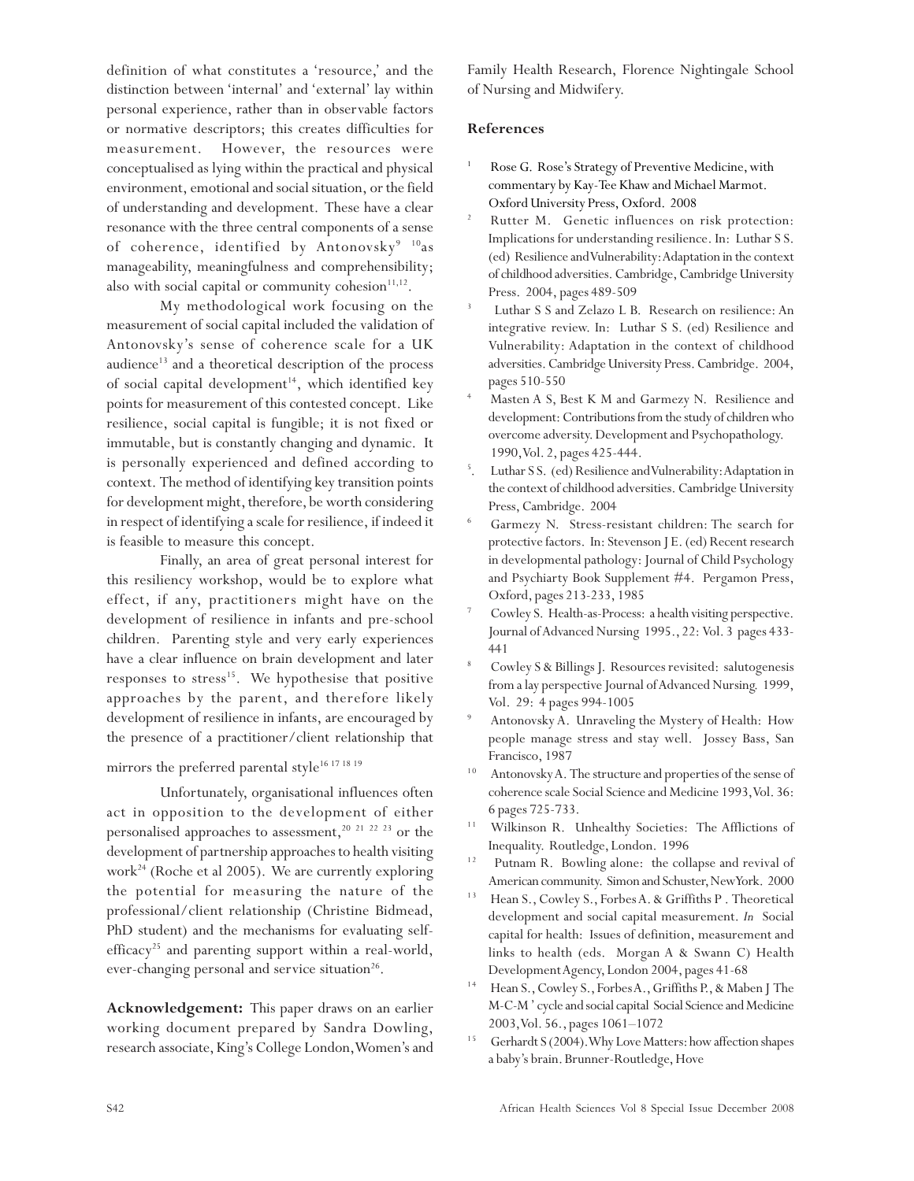definition of what constitutes a 'resource,' and the distinction between 'internal' and 'external' lay within personal experience, rather than in observable factors or normative descriptors; this creates difficulties for measurement. However, the resources were conceptualised as lying within the practical and physical environment, emotional and social situation, or the field of understanding and development. These have a clear resonance with the three central components of a sense of coherence, identified by Antonovsky[9] [10]as manageability, meaningfulness and comprehensibility; also with social capital or community cohesion[11,12].

My methodological work focusing on the measurement of social capital included the validation of Antonovsky's sense of coherence scale for a UK audience[13] and a theoretical description of the process of social capital development[14], which identified key points for measurement of this contested concept. Like resilience, social capital is fungible; it is not fixed or immutable, but is constantly changing and dynamic. It is personally experienced and defined according to context. The method of identifying key transition points for development might, therefore, be worth considering in respect of identifying a scale for resilience, if indeed it is feasible to measure this concept.

Finally, an area of great personal interest for this resiliency workshop, would be to explore what effect, if any, practitioners might have on the development of resilience in infants and pre-school children. Parenting style and very early experiences have a clear influence on brain development and later responses to stress[15]. We hypothesise that positive approaches by the parent, and therefore likely development of resilience in infants, are encouraged by the presence of a practitioner/client relationship that mirrors the preferred parental style[16 17 18 19]

Unfortunately, organisational influences often act in opposition to the development of either personalised approaches to assessment,[20 21 22 23] or the development of partnership approaches to health visiting work[24] (Roche et al 2005). We are currently exploring the potential for measuring the nature of the professional/client relationship (Christine Bidmead, PhD student) and the mechanisms for evaluating self-efficacy[25] and parenting support within a real-world, ever-changing personal and service situation[26].

**Acknowledgement:** This paper draws on an earlier working document prepared by Sandra Dowling, research associate, King's College London, Women's and Family Health Research, Florence Nightingale School of Nursing and Midwifery.

## References

1. Rose G. Rose's Strategy of Preventive Medicine, with commentary by Kay-Tee Khaw and Michael Marmot. Oxford University Press, Oxford. 2008
2. Rutter M. Genetic influences on risk protection: Implications for understanding resilience. In: Luthar S S. (ed) Resilience and Vulnerability: Adaptation in the context of childhood adversities. Cambridge, Cambridge University Press. 2004, pages 489-509
3. Luthar S S and Zelazo L B. Research on resilience: An integrative review. In: Luthar S S. (ed) Resilience and Vulnerability: Adaptation in the context of childhood adversities. Cambridge University Press. Cambridge. 2004, pages 510-550
4. Masten A S, Best K M and Garmezy N. Resilience and development: Contributions from the study of children who overcome adversity. Development and Psychopathology. 1990, Vol. 2, pages 425-444.
5. Luthar S S. (ed) Resilience and Vulnerability: Adaptation in the context of childhood adversities. Cambridge University Press, Cambridge. 2004
6. Garmezy N. Stress-resistant children: The search for protective factors. In: Stevenson J E. (ed) Recent research in developmental pathology: Journal of Child Psychology and Psychiarty Book Supplement #4. Pergamon Press, Oxford, pages 213-233, 1985
7. Cowley S. Health-as-Process: a health visiting perspective. Journal of Advanced Nursing 1995., 22: Vol. 3 pages 433-441
8. Cowley S & Billings J. Resources revisited: salutogenesis from a lay perspective Journal of Advanced Nursing. 1999, Vol. 29: 4 pages 994-1005
9. Antonovsky A. Unraveling the Mystery of Health: How people manage stress and stay well. Jossey Bass, San Francisco, 1987
10. Antonovsky A. The structure and properties of the sense of coherence scale Social Science and Medicine 1993, Vol. 36: 6 pages 725-733.
11. Wilkinson R. Unhealthy Societies: The Afflictions of Inequality. Routledge, London. 1996
12. Putnam R. Bowling alone: the collapse and revival of American community. Simon and Schuster, New York. 2000
13. Hean S., Cowley S., Forbes A. & Griffiths P . Theoretical development and social capital measurement. *In* Social capital for health: Issues of definition, measurement and links to health (eds. Morgan A & Swann C) Health Development Agency, London 2004, pages 41-68
14. Hean S., Cowley S., Forbes A., Griffiths P., & Maben J The M-C-M ' cycle and social capital Social Science and Medicine 2003, Vol. 56., pages 1061–1072
15. Gerhardt S (2004). Why Love Matters: how affection shapes a baby's brain. Brunner-Routledge, Hove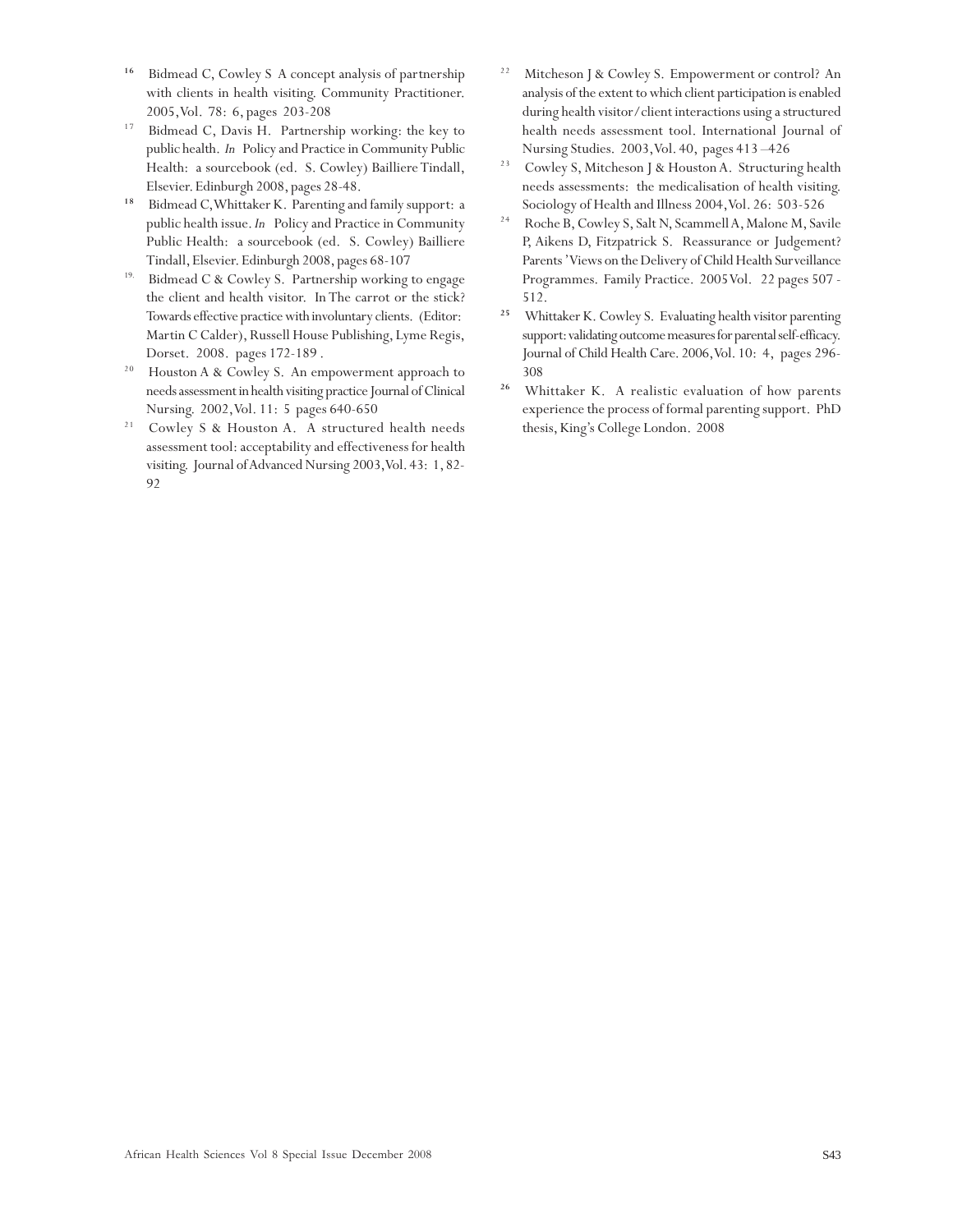16. Bidmead C, Cowley S A concept analysis of partnership with clients in health visiting. Community Practitioner. 2005, Vol. 78: 6, pages 203-208
17. Bidmead C, Davis H. Partnership working: the key to public health. *In* Policy and Practice in Community Public Health: a sourcebook (ed. S. Cowley) Bailliere Tindall, Elsevier. Edinburgh 2008, pages 28-48.
18. Bidmead C, Whittaker K. Parenting and family support: a public health issue. *In* Policy and Practice in Community Public Health: a sourcebook (ed. S. Cowley) Bailliere Tindall, Elsevier. Edinburgh 2008, pages 68-107
19. Bidmead C & Cowley S. Partnership working to engage the client and health visitor. In The carrot or the stick? Towards effective practice with involuntary clients. (Editor: Martin C Calder), Russell House Publishing, Lyme Regis, Dorset. 2008. pages 172-189 .
20. Houston A & Cowley S. An empowerment approach to needs assessment in health visiting practice Journal of Clinical Nursing. 2002, Vol. 11: 5 pages 640-650
21. Cowley S & Houston A. A structured health needs assessment tool: acceptability and effectiveness for health visiting. Journal of Advanced Nursing 2003, Vol. 43: 1, 82-92
22. Mitcheson J & Cowley S. Empowerment or control? An analysis of the extent to which client participation is enabled during health visitor/client interactions using a structured health needs assessment tool. International Journal of Nursing Studies. 2003, Vol. 40, pages 413 –426
23. Cowley S, Mitcheson J & Houston A. Structuring health needs assessments: the medicalisation of health visiting. Sociology of Health and Illness 2004, Vol. 26: 503-526
24. Roche B, Cowley S, Salt N, Scammell A, Malone M, Savile P, Aikens D, Fitzpatrick S. Reassurance or Judgement? Parents' Views on the Delivery of Child Health Surveillance Programmes. Family Practice. 2005 Vol. 22 pages 507 - 512.
25. Whittaker K. Cowley S. Evaluating health visitor parenting support: validating outcome measures for parental self-efficacy. Journal of Child Health Care. 2006, Vol. 10: 4, pages 296-308
26. Whittaker K. A realistic evaluation of how parents experience the process of formal parenting support. PhD thesis, King's College London. 2008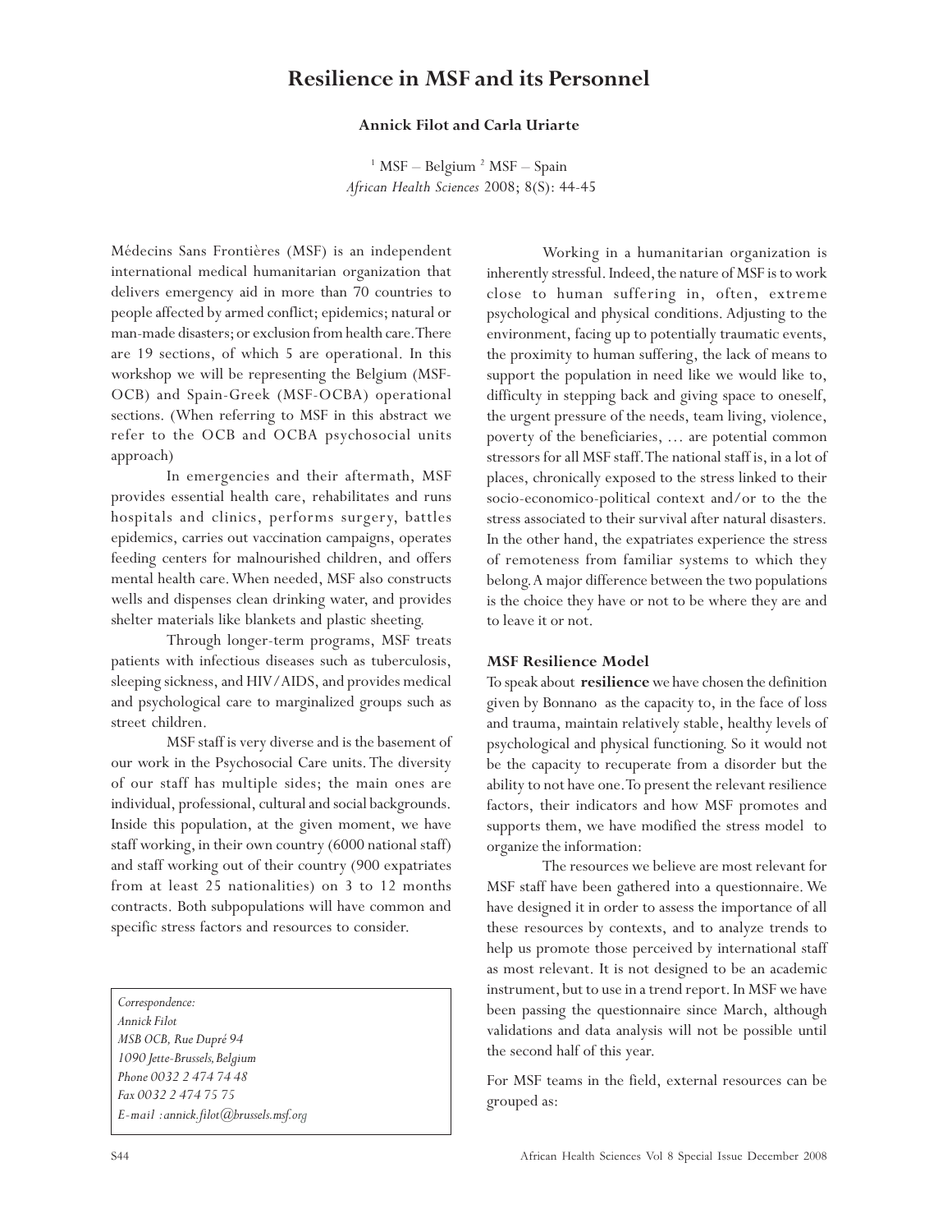# Resilience in MSF and its Personnel

**Annick Filot and Carla Uriarte**

[1] MSF – Belgium [2] MSF – Spain

*African Health Sciences* 2008; 8(S): 44-45

Médecins Sans Frontières (MSF) is an independent international medical humanitarian organization that delivers emergency aid in more than 70 countries to people affected by armed conflict; epidemics; natural or man-made disasters; or exclusion from health care. There are 19 sections, of which 5 are operational. In this workshop we will be representing the Belgium (MSF-OCB) and Spain-Greek (MSF-OCBA) operational sections. (When referring to MSF in this abstract we refer to the OCB and OCBA psychosocial units approach)

In emergencies and their aftermath, MSF provides essential health care, rehabilitates and runs hospitals and clinics, performs surgery, battles epidemics, carries out vaccination campaigns, operates feeding centers for malnourished children, and offers mental health care. When needed, MSF also constructs wells and dispenses clean drinking water, and provides shelter materials like blankets and plastic sheeting.

Through longer-term programs, MSF treats patients with infectious diseases such as tuberculosis, sleeping sickness, and HIV/AIDS, and provides medical and psychological care to marginalized groups such as street children.

MSF staff is very diverse and is the basement of our work in the Psychosocial Care units. The diversity of our staff has multiple sides; the main ones are individual, professional, cultural and social backgrounds. Inside this population, at the given moment, we have staff working, in their own country (6000 national staff) and staff working out of their country (900 expatriates from at least 25 nationalities) on 3 to 12 months contracts. Both subpopulations will have common and specific stress factors and resources to consider.

*Correspondence:*
*Annick Filot*
*MSB OCB, Rue Dupré 94*
*1090 Jette-Brussels, Belgium*
*Phone 0032 2 474 74 48*
*Fax 0032 2 474 75 75*
*E-mail :annick.filot@brussels.msf.org*

Working in a humanitarian organization is inherently stressful. Indeed, the nature of MSF is to work close to human suffering in, often, extreme psychological and physical conditions. Adjusting to the environment, facing up to potentially traumatic events, the proximity to human suffering, the lack of means to support the population in need like we would like to, difficulty in stepping back and giving space to oneself, the urgent pressure of the needs, team living, violence, poverty of the beneficiaries, … are potential common stressors for all MSF staff. The national staff is, in a lot of places, chronically exposed to the stress linked to their socio-economico-political context and/or to the the stress associated to their survival after natural disasters. In the other hand, the expatriates experience the stress of remoteness from familiar systems to which they belong. A major difference between the two populations is the choice they have or not to be where they are and to leave it or not.

### MSF Resilience Model

To speak about **resilience** we have chosen the definition given by Bonnano as the capacity to, in the face of loss and trauma, maintain relatively stable, healthy levels of psychological and physical functioning. So it would not be the capacity to recuperate from a disorder but the ability to not have one. To present the relevant resilience factors, their indicators and how MSF promotes and supports them, we have modified the stress model to organize the information:

The resources we believe are most relevant for MSF staff have been gathered into a questionnaire. We have designed it in order to assess the importance of all these resources by contexts, and to analyze trends to help us promote those perceived by international staff as most relevant. It is not designed to be an academic instrument, but to use in a trend report. In MSF we have been passing the questionnaire since March, although validations and data analysis will not be possible until the second half of this year.

For MSF teams in the field, external resources can be grouped as: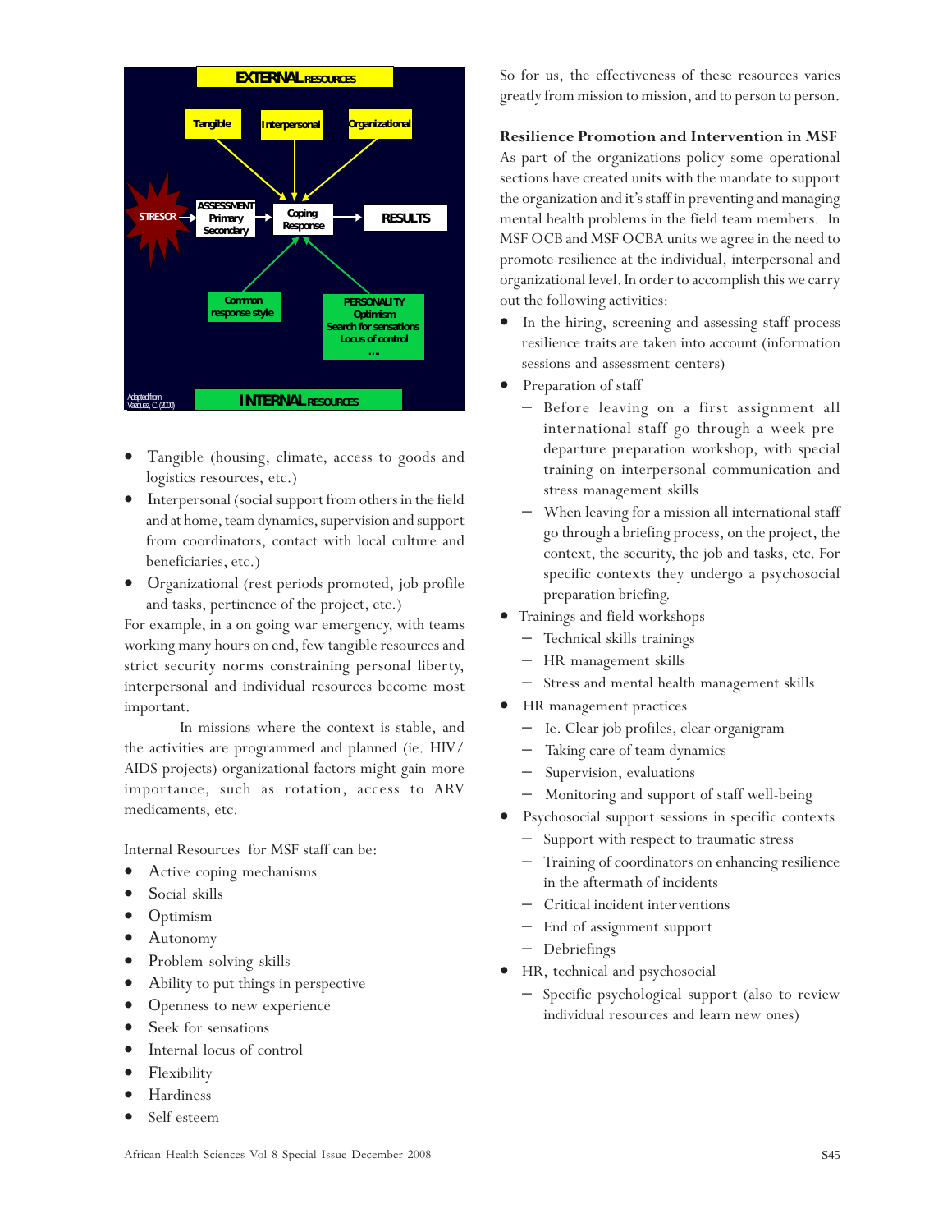EXTERNAL RESOURCES

Tangible | Interpersonal | Organizational

STRESOR → ASSESSMENT Primary Secondary → Coping Response → RESULTS

Common response style | PERSONALITY Optimism Search for sensations Locus of control ...

INTERNAL RESOURCES

Adapted from Vazquez, C. (2000)

- Tangible (housing, climate, access to goods and logistics resources, etc.)
- Interpersonal (social support from others in the field and at home, team dynamics, supervision and support from coordinators, contact with local culture and beneficiaries, etc.)
- Organizational (rest periods promoted, job profile and tasks, pertinence of the project, etc.)

For example, in a on going war emergency, with teams working many hours on end, few tangible resources and strict security norms constraining personal liberty, interpersonal and individual resources become most important.

In missions where the context is stable, and the activities are programmed and planned (ie. HIV/AIDS projects) organizational factors might gain more importance, such as rotation, access to ARV medicaments, etc.

Internal Resources for MSF staff can be:

- Active coping mechanisms
- Social skills
- Optimism
- Autonomy
- Problem solving skills
- Ability to put things in perspective
- Openness to new experience
- Seek for sensations
- Internal locus of control
- Flexibility
- Hardiness
- Self esteem

So for us, the effectiveness of these resources varies greatly from mission to mission, and to person to person.

**Resilience Promotion and Intervention in MSF**

As part of the organizations policy some operational sections have created units with the mandate to support the organization and it's staff in preventing and managing mental health problems in the field team members. In MSF OCB and MSF OCBA units we agree in the need to promote resilience at the individual, interpersonal and organizational level. In order to accomplish this we carry out the following activities:

- In the hiring, screening and assessing staff process resilience traits are taken into account (information sessions and assessment centers)
- Preparation of staff
  - Before leaving on a first assignment all international staff go through a week pre-departure preparation workshop, with special training on interpersonal communication and stress management skills
  - When leaving for a mission all international staff go through a briefing process, on the project, the context, the security, the job and tasks, etc. For specific contexts they undergo a psychosocial preparation briefing.
- Trainings and field workshops
  - Technical skills trainings
  - HR management skills
  - Stress and mental health management skills
- HR management practices
  - Ie. Clear job profiles, clear organigram
  - Taking care of team dynamics
  - Supervision, evaluations
  - Monitoring and support of staff well-being
- Psychosocial support sessions in specific contexts
  - Support with respect to traumatic stress
  - Training of coordinators on enhancing resilience in the aftermath of incidents
  - Critical incident interventions
  - End of assignment support
  - Debriefings
- HR, technical and psychosocial
  - Specific psychological support (also to review individual resources and learn new ones)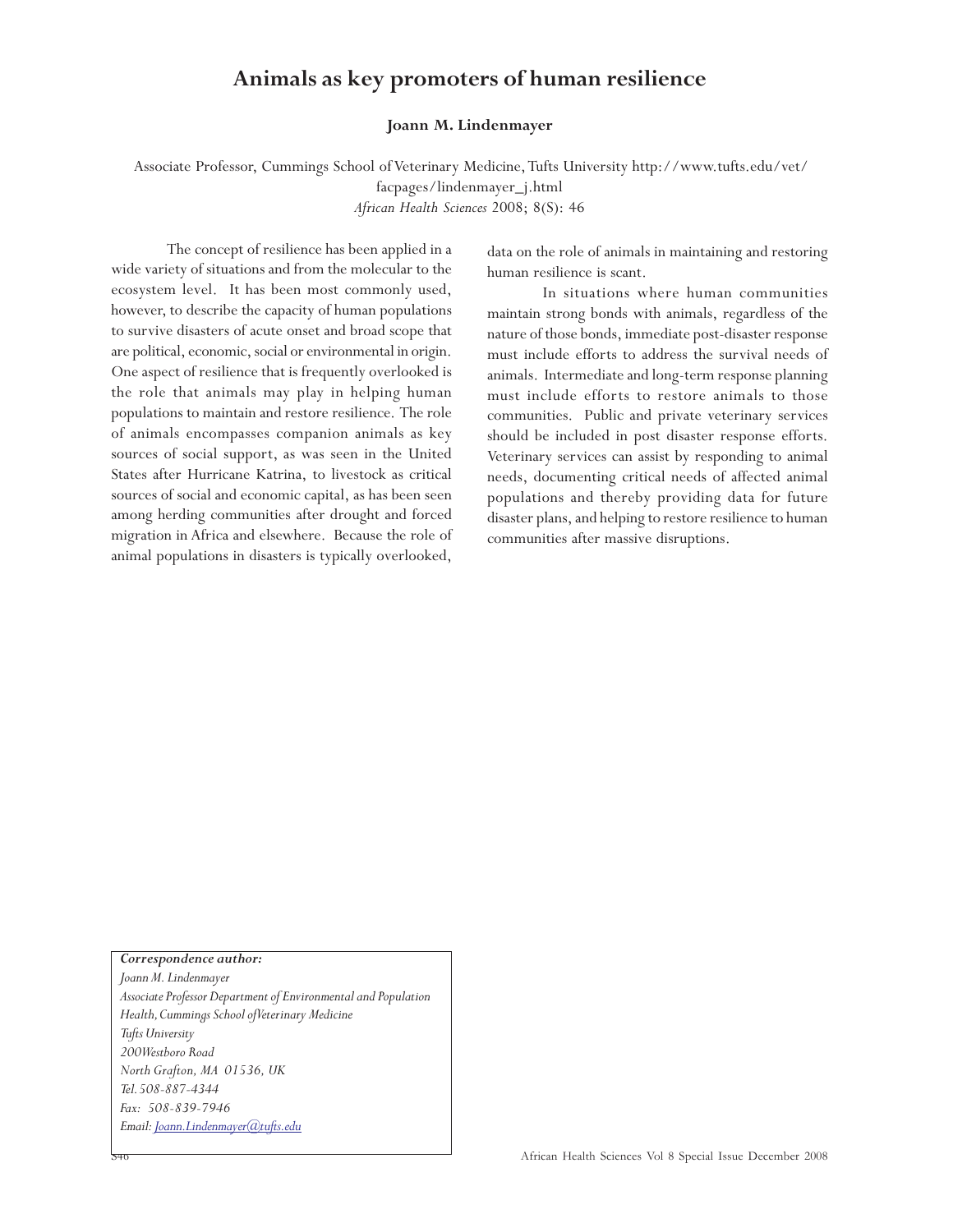# Animals as key promoters of human resilience

**Joann M. Lindenmayer**

Associate Professor, Cummings School of Veterinary Medicine, Tufts University http://www.tufts.edu/vet/facpages/lindenmayer_j.html

The concept of resilience has been applied in a wide variety of situations and from the molecular to the ecosystem level. It has been most commonly used, however, to describe the capacity of human populations to survive disasters of acute onset and broad scope that are political, economic, social or environmental in origin. One aspect of resilience that is frequently overlooked is the role that animals may play in helping human populations to maintain and restore resilience. The role of animals encompasses companion animals as key sources of social support, as was seen in the United States after Hurricane Katrina, to livestock as critical sources of social and economic capital, as has been seen among herding communities after drought and forced migration in Africa and elsewhere. Because the role of animal populations in disasters is typically overlooked, data on the role of animals in maintaining and restoring human resilience is scant.

In situations where human communities maintain strong bonds with animals, regardless of the nature of those bonds, immediate post-disaster response must include efforts to address the survival needs of animals. Intermediate and long-term response planning must include efforts to restore animals to those communities. Public and private veterinary services should be included in post disaster response efforts. Veterinary services can assist by responding to animal needs, documenting critical needs of affected animal populations and thereby providing data for future disaster plans, and helping to restore resilience to human communities after massive disruptions.

***Correspondence author:***
*Joann M. Lindenmayer*
*Associate Professor Department of Environmental and Population Health, Cummings School ofVeterinary Medicine*
*Tufts University*
*200Westboro Road*
*North Grafton, MA 01536, UK*
*Tel. 508-887-4344*
*Fax: 508-839-7946*
*Email: Joann.Lindenmayer@tufts.edu*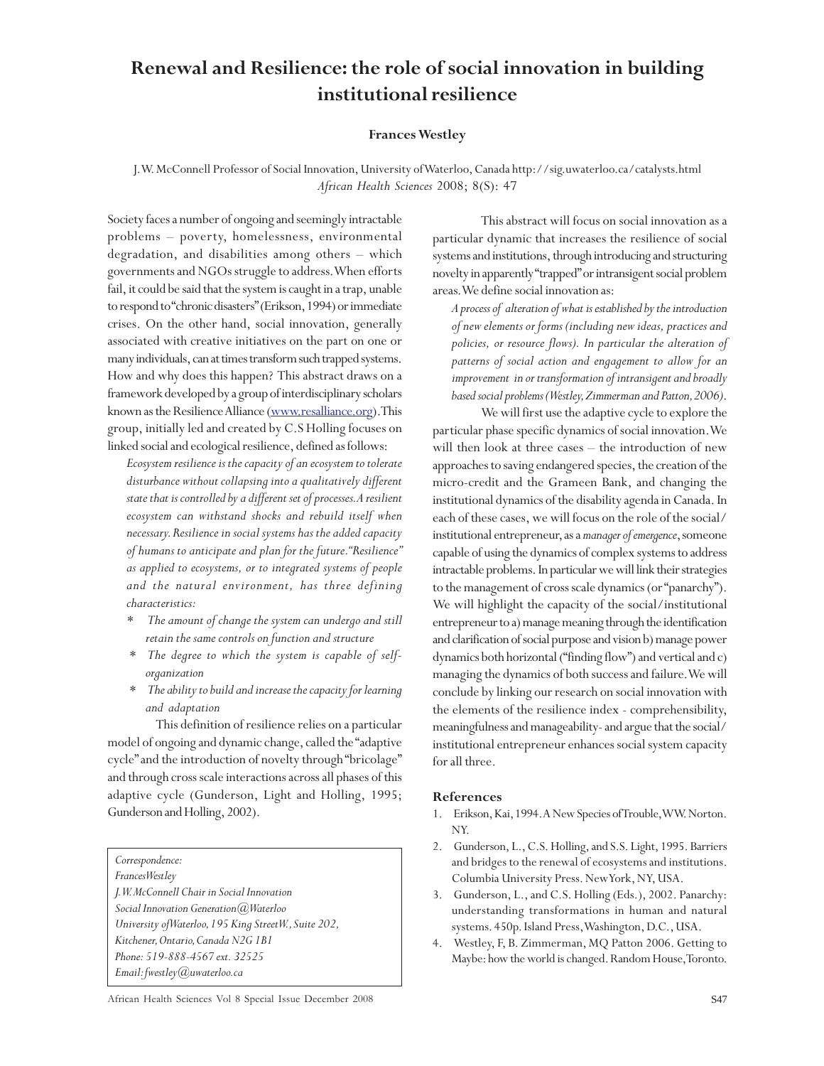# Renewal and Resilience: the role of social innovation in building institutional resilience

**Frances Westley**

J.W. McConnell Professor of Social Innovation, University of Waterloo, Canada http://sig.uwaterloo.ca/catalysts.html
*African Health Sciences* 2008; 8(S): 47

Society faces a number of ongoing and seemingly intractable problems – poverty, homelessness, environmental degradation, and disabilities among others – which governments and NGOs struggle to address. When efforts fail, it could be said that the system is caught in a trap, unable to respond to "chronic disasters" (Erikson, 1994) or immediate crises. On the other hand, social innovation, generally associated with creative initiatives on the part on one or many individuals, can at times transform such trapped systems. How and why does this happen? This abstract draws on a framework developed by a group of interdisciplinary scholars known as the Resilience Alliance (www.resalliance.org). This group, initially led and created by C.S Holling focuses on linked social and ecological resilience, defined as follows:

> *Ecosystem resilience is the capacity of an ecosystem to tolerate disturbance without collapsing into a qualitatively different state that is controlled by a different set of processes. A resilient ecosystem can withstand shocks and rebuild itself when necessary. Resilience in social systems has the added capacity of humans to anticipate and plan for the future. "Resilience" as applied to ecosystems, or to integrated systems of people and the natural environment, has three defining characteristics:*
>
> * *The amount of change the system can undergo and still retain the same controls on function and structure*
> * *The degree to which the system is capable of self-organization*
> * *The ability to build and increase the capacity for learning and adaptation*

This definition of resilience relies on a particular model of ongoing and dynamic change, called the "adaptive cycle" and the introduction of novelty through "bricolage" and through cross scale interactions across all phases of this adaptive cycle (Gunderson, Light and Holling, 1995; Gunderson and Holling, 2002).

*Correspondence:*
*Frances Westley*
*J.W. McConnell Chair in Social Innovation*
*Social Innovation Generation@Waterloo*
*University of Waterloo, 195 King Street W., Suite 202,*
*Kitchener, Ontario, Canada N2G 1B1*
*Phone: 519-888-4567 ext. 32525*
*Email: fwestley@uwaterloo.ca*

This abstract will focus on social innovation as a particular dynamic that increases the resilience of social systems and institutions, through introducing and structuring novelty in apparently "trapped" or intransigent social problem areas. We define social innovation as:

> *A process of alteration of what is established by the introduction of new elements or forms (including new ideas, practices and policies, or resource flows). In particular the alteration of patterns of social action and engagement to allow for an improvement in or transformation of intransigent and broadly based social problems (Westley, Zimmerman and Patton, 2006).*

We will first use the adaptive cycle to explore the particular phase specific dynamics of social innovation. We will then look at three cases – the introduction of new approaches to saving endangered species, the creation of the micro-credit and the Grameen Bank, and changing the institutional dynamics of the disability agenda in Canada. In each of these cases, we will focus on the role of the social/institutional entrepreneur, as a *manager of emergence*, someone capable of using the dynamics of complex systems to address intractable problems. In particular we will link their strategies to the management of cross scale dynamics (or "panarchy"). We will highlight the capacity of the social/institutional entrepreneur to a) manage meaning through the identification and clarification of social purpose and vision b) manage power dynamics both horizontal ("finding flow") and vertical and c) managing the dynamics of both success and failure. We will conclude by linking our research on social innovation with the elements of the resilience index - comprehensibility, meaningfulness and manageability- and argue that the social/institutional entrepreneur enhances social system capacity for all three.

## References

1. Erikson, Kai, 1994. A New Species of Trouble, WW. Norton. NY.
2. Gunderson, L., C.S. Holling, and S.S. Light, 1995. Barriers and bridges to the renewal of ecosystems and institutions. Columbia University Press. New York, NY, USA.
3. Gunderson, L., and C.S. Holling (Eds.), 2002. Panarchy: understanding transformations in human and natural systems. 450p. Island Press, Washington, D.C., USA.
4. Westley, F, B. Zimmerman, MQ Patton 2006. Getting to Maybe: how the world is changed. Random House, Toronto.